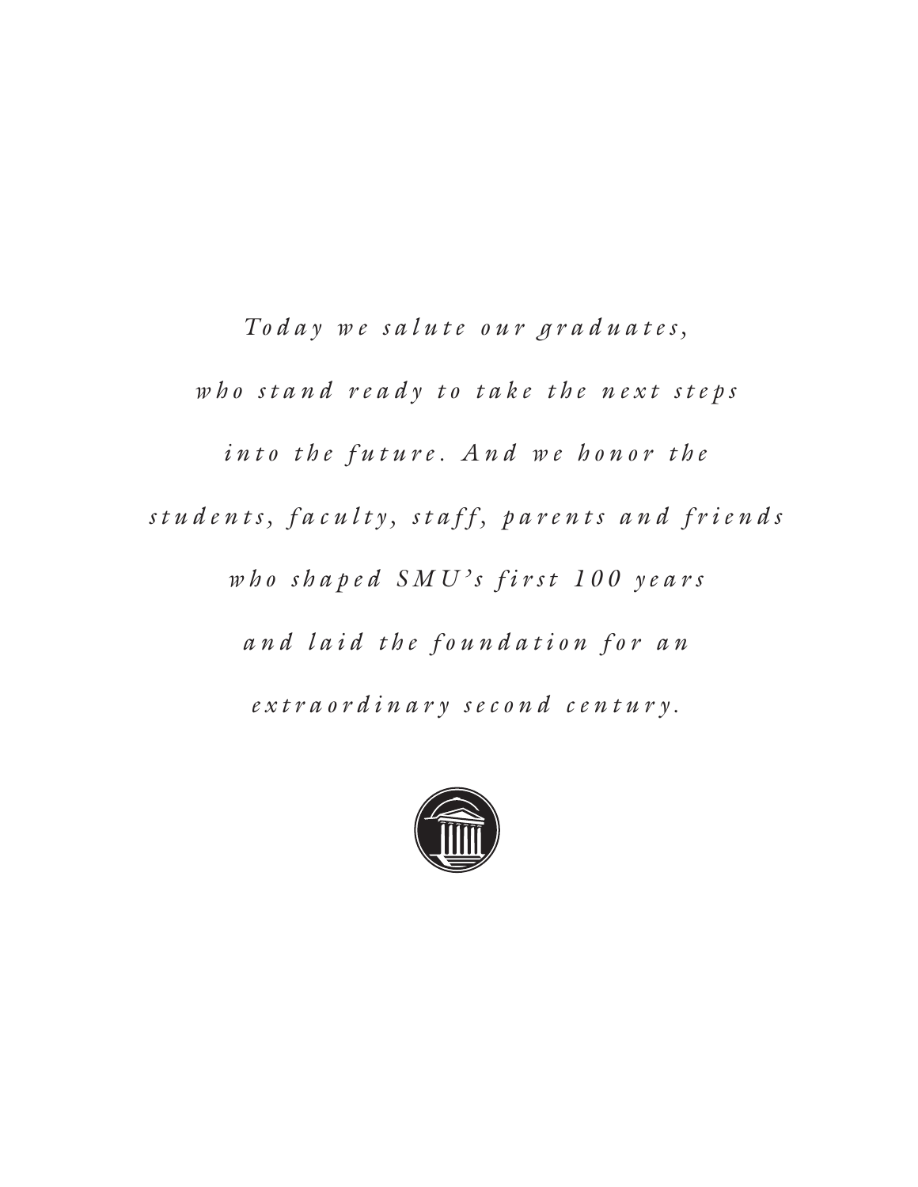*Today we salute our graduates,*
*who stand ready to take the next steps*
*into the future. And we honor the*
*students, faculty, staff, parents and friends*
*who shaped SMU's first 100 years*
*and laid the foundation for an*
*extraordinary second century.*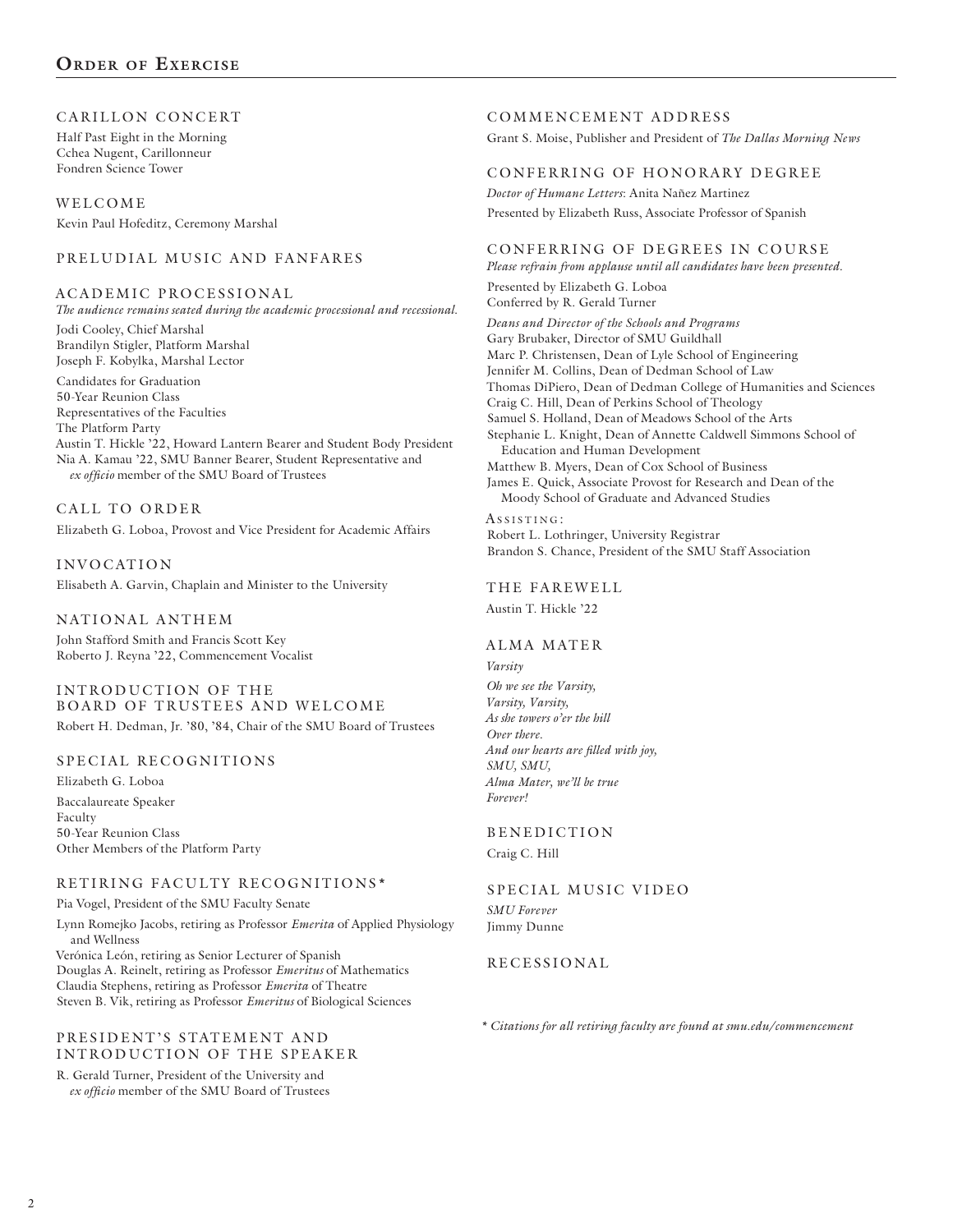# Order of Exercise

## CARILLON CONCERT

Half Past Eight in the Morning
Cchea Nugent, Carillonneur
Fondren Science Tower

## WELCOME

Kevin Paul Hofeditz, Ceremony Marshal

## PRELUDIAL MUSIC AND FANFARES

## ACADEMIC PROCESSIONAL

*The audience remains seated during the academic processional and recessional.*

Jodi Cooley, Chief Marshal
Brandilyn Stigler, Platform Marshal
Joseph F. Kobylka, Marshal Lector

Candidates for Graduation
50-Year Reunion Class
Representatives of the Faculties
The Platform Party
Austin T. Hickle '22, Howard Lantern Bearer and Student Body President
Nia A. Kamau '22, SMU Banner Bearer, Student Representative and *ex officio* member of the SMU Board of Trustees

## CALL TO ORDER

Elizabeth G. Loboa, Provost and Vice President for Academic Affairs

## INVOCATION

Elisabeth A. Garvin, Chaplain and Minister to the University

## NATIONAL ANTHEM

John Stafford Smith and Francis Scott Key
Roberto J. Reyna '22, Commencement Vocalist

## INTRODUCTION OF THE BOARD OF TRUSTEES AND WELCOME

Robert H. Dedman, Jr. '80, '84, Chair of the SMU Board of Trustees

## SPECIAL RECOGNITIONS

Elizabeth G. Loboa

Baccalaureate Speaker
Faculty
50-Year Reunion Class
Other Members of the Platform Party

## RETIRING FACULTY RECOGNITIONS*

Pia Vogel, President of the SMU Faculty Senate

Lynn Romejko Jacobs, retiring as Professor *Emerita* of Applied Physiology and Wellness
Verónica León, retiring as Senior Lecturer of Spanish
Douglas A. Reinelt, retiring as Professor *Emeritus* of Mathematics
Claudia Stephens, retiring as Professor *Emerita* of Theatre
Steven B. Vik, retiring as Professor *Emeritus* of Biological Sciences

## PRESIDENT'S STATEMENT AND INTRODUCTION OF THE SPEAKER

R. Gerald Turner, President of the University and *ex officio* member of the SMU Board of Trustees

## COMMENCEMENT ADDRESS

Grant S. Moise, Publisher and President of *The Dallas Morning News*

## CONFERRING OF HONORARY DEGREE

*Doctor of Humane Letters*: Anita Nañez Martinez
Presented by Elizabeth Russ, Associate Professor of Spanish

## CONFERRING OF DEGREES IN COURSE

*Please refrain from applause until all candidates have been presented.*

Presented by Elizabeth G. Loboa
Conferred by R. Gerald Turner

*Deans and Director of the Schools and Programs*
Gary Brubaker, Director of SMU Guildhall
Marc P. Christensen, Dean of Lyle School of Engineering
Jennifer M. Collins, Dean of Dedman School of Law
Thomas DiPiero, Dean of Dedman College of Humanities and Sciences
Craig C. Hill, Dean of Perkins School of Theology
Samuel S. Holland, Dean of Meadows School of the Arts
Stephanie L. Knight, Dean of Annette Caldwell Simmons School of Education and Human Development
Matthew B. Myers, Dean of Cox School of Business
James E. Quick, Associate Provost for Research and Dean of the Moody School of Graduate and Advanced Studies

Assisting:
Robert L. Lothringer, University Registrar
Brandon S. Chance, President of the SMU Staff Association

## THE FAREWELL

Austin T. Hickle '22

## ALMA MATER

*Varsity*

*Oh we see the Varsity,*
*Varsity, Varsity,*
*As she towers o'er the hill*
*Over there.*
*And our hearts are filled with joy,*
*SMU, SMU,*
*Alma Mater, we'll be true*
*Forever!*

## BENEDICTION

Craig C. Hill

## SPECIAL MUSIC VIDEO

*SMU Forever*
Jimmy Dunne

## RECESSIONAL

\* *Citations for all retiring faculty are found at smu.edu/commencement*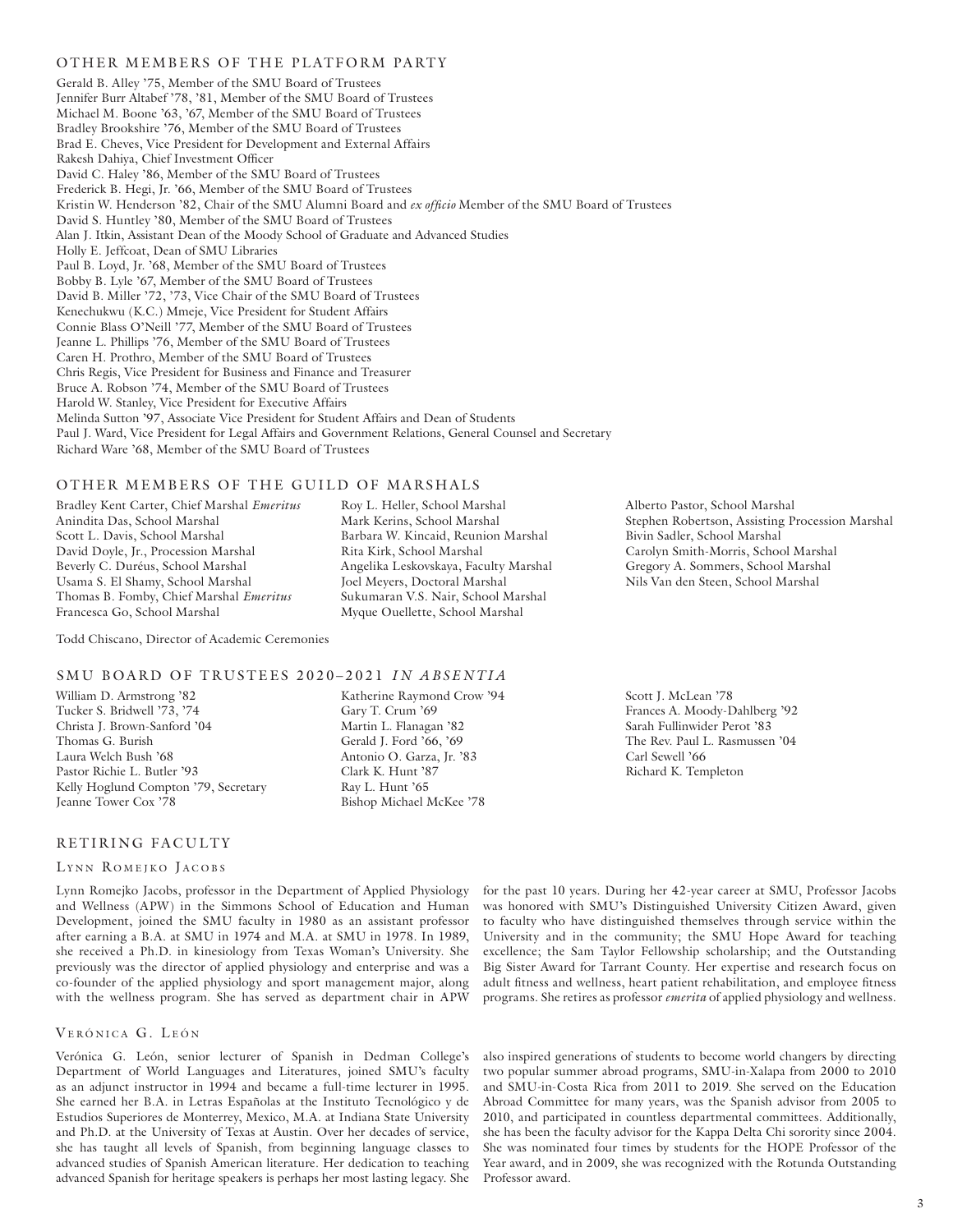## OTHER MEMBERS OF THE PLATFORM PARTY

Gerald B. Alley '75, Member of the SMU Board of Trustees
Jennifer Burr Altabef '78, '81, Member of the SMU Board of Trustees
Michael M. Boone '63, '67, Member of the SMU Board of Trustees
Bradley Brookshire '76, Member of the SMU Board of Trustees
Brad E. Cheves, Vice President for Development and External Affairs
Rakesh Dahiya, Chief Investment Officer
David C. Haley '86, Member of the SMU Board of Trustees
Frederick B. Hegi, Jr. '66, Member of the SMU Board of Trustees
Kristin W. Henderson '82, Chair of the SMU Alumni Board and *ex officio* Member of the SMU Board of Trustees
David S. Huntley '80, Member of the SMU Board of Trustees
Alan J. Itkin, Assistant Dean of the Moody School of Graduate and Advanced Studies
Holly E. Jeffcoat, Dean of SMU Libraries
Paul B. Loyd, Jr. '68, Member of the SMU Board of Trustees
Bobby B. Lyle '67, Member of the SMU Board of Trustees
David B. Miller '72, '73, Vice Chair of the SMU Board of Trustees
Kenechukwu (K.C.) Mmeje, Vice President for Student Affairs
Connie Blass O'Neill '77, Member of the SMU Board of Trustees
Jeanne L. Phillips '76, Member of the SMU Board of Trustees
Caren H. Prothro, Member of the SMU Board of Trustees
Chris Regis, Vice President for Business and Finance and Treasurer
Bruce A. Robson '74, Member of the SMU Board of Trustees
Harold W. Stanley, Vice President for Executive Affairs
Melinda Sutton '97, Associate Vice President for Student Affairs and Dean of Students
Paul J. Ward, Vice President for Legal Affairs and Government Relations, General Counsel and Secretary
Richard Ware '68, Member of the SMU Board of Trustees

## OTHER MEMBERS OF THE GUILD OF MARSHALS

Bradley Kent Carter, Chief Marshal *Emeritus*
Anindita Das, School Marshal
Scott L. Davis, School Marshal
David Doyle, Jr., Procession Marshal
Beverly C. Duréus, School Marshal
Usama S. El Shamy, School Marshal
Thomas B. Fomby, Chief Marshal *Emeritus*
Francesca Go, School Marshal
Roy L. Heller, School Marshal
Mark Kerins, School Marshal
Barbara W. Kincaid, Reunion Marshal
Rita Kirk, School Marshal
Angelika Leskovskaya, Faculty Marshal
Joel Meyers, Doctoral Marshal
Sukumaran V.S. Nair, School Marshal
Myque Ouellette, School Marshal
Alberto Pastor, School Marshal
Stephen Robertson, Assisting Procession Marshal
Bivin Sadler, School Marshal
Carolyn Smith-Morris, School Marshal
Gregory A. Sommers, School Marshal
Nils Van den Steen, School Marshal

Todd Chiscano, Director of Academic Ceremonies

## SMU BOARD OF TRUSTEES 2020–2021 *IN ABSENTIA*

William D. Armstrong '82
Tucker S. Bridwell '73, '74
Christa J. Brown-Sanford '04
Thomas G. Burish
Laura Welch Bush '68
Pastor Richie L. Butler '93
Kelly Hoglund Compton '79, Secretary
Jeanne Tower Cox '78
Katherine Raymond Crow '94
Gary T. Crum '69
Martin L. Flanagan '82
Gerald J. Ford '66, '69
Antonio O. Garza, Jr. '83
Clark K. Hunt '87
Ray L. Hunt '65
Bishop Michael McKee '78
Scott J. McLean '78
Frances A. Moody-Dahlberg '92
Sarah Fullinwider Perot '83
The Rev. Paul L. Rasmussen '04
Carl Sewell '66
Richard K. Templeton

## RETIRING FACULTY

### Lynn Romejko Jacobs

Lynn Romejko Jacobs, professor in the Department of Applied Physiology and Wellness (APW) in the Simmons School of Education and Human Development, joined the SMU faculty in 1980 as an assistant professor after earning a B.A. at SMU in 1974 and M.A. at SMU in 1978. In 1989, she received a Ph.D. in kinesiology from Texas Woman's University. She previously was the director of applied physiology and enterprise and was a co-founder of the applied physiology and sport management major, along with the wellness program. She has served as department chair in APW for the past 10 years. During her 42-year career at SMU, Professor Jacobs was honored with SMU's Distinguished University Citizen Award, given to faculty who have distinguished themselves through service within the University and in the community; the SMU Hope Award for teaching excellence; the Sam Taylor Fellowship scholarship; and the Outstanding Big Sister Award for Tarrant County. Her expertise and research focus on adult fitness and wellness, heart patient rehabilitation, and employee fitness programs. She retires as professor *emerita* of applied physiology and wellness.

### Verónica G. León

Verónica G. León, senior lecturer of Spanish in Dedman College's Department of World Languages and Literatures, joined SMU's faculty as an adjunct instructor in 1994 and became a full-time lecturer in 1995. She earned her B.A. in Letras Españolas at the Instituto Tecnológico y de Estudios Superiores de Monterrey, Mexico, M.A. at Indiana State University and Ph.D. at the University of Texas at Austin. Over her decades of service, she has taught all levels of Spanish, from beginning language classes to advanced studies of Spanish American literature. Her dedication to teaching advanced Spanish for heritage speakers is perhaps her most lasting legacy. She also inspired generations of students to become world changers by directing two popular summer abroad programs, SMU-in-Xalapa from 2000 to 2010 and SMU-in-Costa Rica from 2011 to 2019. She served on the Education Abroad Committee for many years, was the Spanish advisor from 2005 to 2010, and participated in countless departmental committees. Additionally, she has been the faculty advisor for the Kappa Delta Chi sorority since 2004. She was nominated four times by students for the HOPE Professor of the Year award, and in 2009, she was recognized with the Rotunda Outstanding Professor award.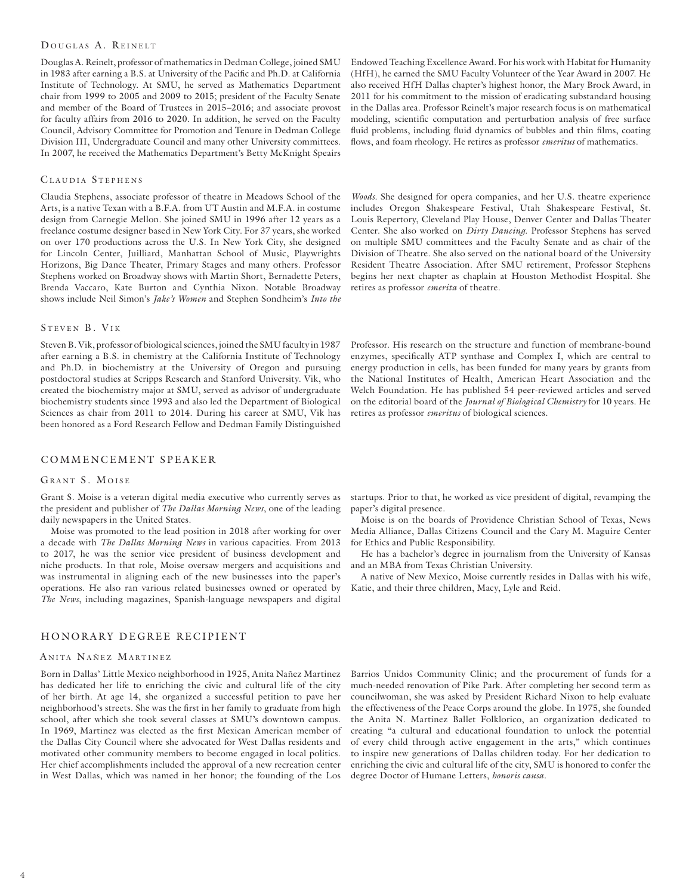### Douglas A. Reinelt

Douglas A. Reinelt, professor of mathematics in Dedman College, joined SMU in 1983 after earning a B.S. at University of the Pacific and Ph.D. at California Institute of Technology. At SMU, he served as Mathematics Department chair from 1999 to 2005 and 2009 to 2015; president of the Faculty Senate and member of the Board of Trustees in 2015–2016; and associate provost for faculty affairs from 2016 to 2020. In addition, he served on the Faculty Council, Advisory Committee for Promotion and Tenure in Dedman College Division III, Undergraduate Council and many other University committees. In 2007, he received the Mathematics Department's Betty McKnight Speairs Endowed Teaching Excellence Award. For his work with Habitat for Humanity (HfH), he earned the SMU Faculty Volunteer of the Year Award in 2007. He also received HfH Dallas chapter's highest honor, the Mary Brock Award, in 2011 for his commitment to the mission of eradicating substandard housing in the Dallas area. Professor Reinelt's major research focus is on mathematical modeling, scientific computation and perturbation analysis of free surface fluid problems, including fluid dynamics of bubbles and thin films, coating flows, and foam rheology. He retires as professor *emeritus* of mathematics.

### Claudia Stephens

Claudia Stephens, associate professor of theatre in Meadows School of the Arts, is a native Texan with a B.F.A. from UT Austin and M.F.A. in costume design from Carnegie Mellon. She joined SMU in 1996 after 12 years as a freelance costume designer based in New York City. For 37 years, she worked on over 170 productions across the U.S. In New York City, she designed for Lincoln Center, Juilliard, Manhattan School of Music, Playwrights Horizons, Big Dance Theater, Primary Stages and many others. Professor Stephens worked on Broadway shows with Martin Short, Bernadette Peters, Brenda Vaccaro, Kate Burton and Cynthia Nixon. Notable Broadway shows include Neil Simon's *Jake's Women* and Stephen Sondheim's *Into the Woods*. She designed for opera companies, and her U.S. theatre experience includes Oregon Shakespeare Festival, Utah Shakespeare Festival, St. Louis Repertory, Cleveland Play House, Denver Center and Dallas Theater Center. She also worked on *Dirty Dancing*. Professor Stephens has served on multiple SMU committees and the Faculty Senate and as chair of the Division of Theatre. She also served on the national board of the University Resident Theatre Association. After SMU retirement, Professor Stephens begins her next chapter as chaplain at Houston Methodist Hospital. She retires as professor *emerita* of theatre.

### Steven B. Vik

Steven B. Vik, professor of biological sciences, joined the SMU faculty in 1987 after earning a B.S. in chemistry at the California Institute of Technology and Ph.D. in biochemistry at the University of Oregon and pursuing postdoctoral studies at Scripps Research and Stanford University. Vik, who created the biochemistry major at SMU, served as advisor of undergraduate biochemistry students since 1993 and also led the Department of Biological Sciences as chair from 2011 to 2014. During his career at SMU, Vik has been honored as a Ford Research Fellow and Dedman Family Distinguished Professor. His research on the structure and function of membrane-bound enzymes, specifically ATP synthase and Complex I, which are central to energy production in cells, has been funded for many years by grants from the National Institutes of Health, American Heart Association and the Welch Foundation. He has published 54 peer-reviewed articles and served on the editorial board of the *Journal of Biological Chemistry* for 10 years. He retires as professor *emeritus* of biological sciences.

## COMMENCEMENT SPEAKER

### Grant S. Moise

Grant S. Moise is a veteran digital media executive who currently serves as the president and publisher of *The Dallas Morning News*, one of the leading daily newspapers in the United States.

Moise was promoted to the lead position in 2018 after working for over a decade with *The Dallas Morning News* in various capacities. From 2013 to 2017, he was the senior vice president of business development and niche products. In that role, Moise oversaw mergers and acquisitions and was instrumental in aligning each of the new businesses into the paper's operations. He also ran various related businesses owned or operated by *The News*, including magazines, Spanish-language newspapers and digital startups. Prior to that, he worked as vice president of digital, revamping the paper's digital presence.

Moise is on the boards of Providence Christian School of Texas, News Media Alliance, Dallas Citizens Council and the Cary M. Maguire Center for Ethics and Public Responsibility.

He has a bachelor's degree in journalism from the University of Kansas and an MBA from Texas Christian University.

A native of New Mexico, Moise currently resides in Dallas with his wife, Katie, and their three children, Macy, Lyle and Reid.

## HONORARY DEGREE RECIPIENT

### Anita Nañez Martinez

Born in Dallas' Little Mexico neighborhood in 1925, Anita Nañez Martinez has dedicated her life to enriching the civic and cultural life of the city of her birth. At age 14, she organized a successful petition to pave her neighborhood's streets. She was the first in her family to graduate from high school, after which she took several classes at SMU's downtown campus. In 1969, Martinez was elected as the first Mexican American member of the Dallas City Council where she advocated for West Dallas residents and motivated other community members to become engaged in local politics. Her chief accomplishments included the approval of a new recreation center in West Dallas, which was named in her honor; the founding of the Los Barrios Unidos Community Clinic; and the procurement of funds for a much-needed renovation of Pike Park. After completing her second term as councilwoman, she was asked by President Richard Nixon to help evaluate the effectiveness of the Peace Corps around the globe. In 1975, she founded the Anita N. Martinez Ballet Folklorico, an organization dedicated to creating "a cultural and educational foundation to unlock the potential of every child through active engagement in the arts," which continues to inspire new generations of Dallas children today. For her dedication to enriching the civic and cultural life of the city, SMU is honored to confer the degree Doctor of Humane Letters, *honoris causa*.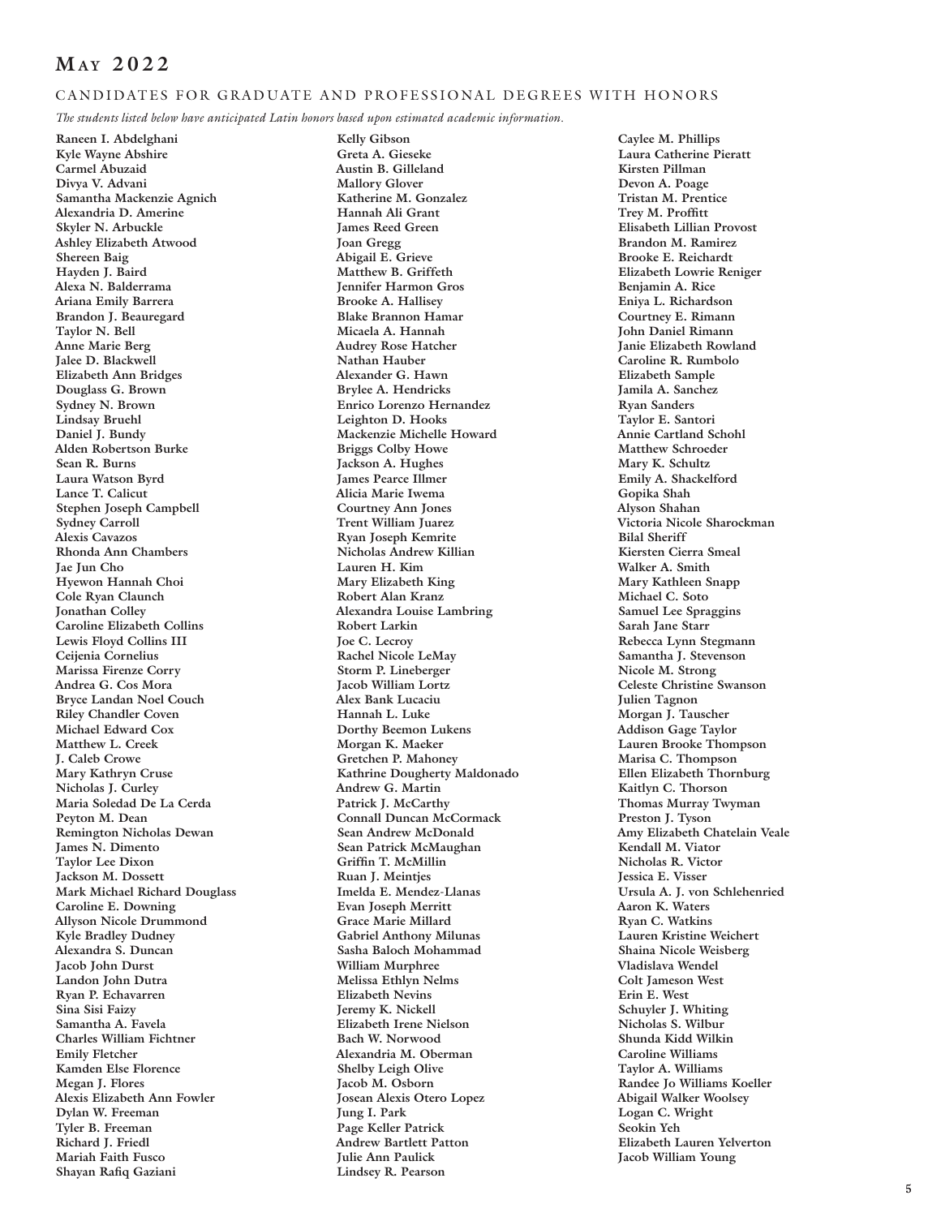# May 2022

## CANDIDATES FOR GRADUATE AND PROFESSIONAL DEGREES WITH HONORS

*The students listed below have anticipated Latin honors based upon estimated academic information.*

**Raneen I. Abdelghani**
**Kyle Wayne Abshire**
**Carmel Abuzaid**
**Divya V. Advani**
**Samantha Mackenzie Agnich**
**Alexandria D. Amerine**
**Skyler N. Arbuckle**
**Ashley Elizabeth Atwood**
**Shereen Baig**
**Hayden J. Baird**
**Alexa N. Balderrama**
**Ariana Emily Barrera**
**Brandon J. Beauregard**
**Taylor N. Bell**
**Anne Marie Berg**
**Jalee D. Blackwell**
**Elizabeth Ann Bridges**
**Douglass G. Brown**
**Sydney N. Brown**
**Lindsay Bruehl**
**Daniel J. Bundy**
**Alden Robertson Burke**
**Sean R. Burns**
**Laura Watson Byrd**
**Lance T. Calicut**
**Stephen Joseph Campbell**
**Sydney Carroll**
**Alexis Cavazos**
**Rhonda Ann Chambers**
**Jae Jun Cho**
**Hyewon Hannah Choi**
**Cole Ryan Claunch**
**Jonathan Colley**
**Caroline Elizabeth Collins**
**Lewis Floyd Collins III**
**Ceijenia Cornelius**
**Marissa Firenze Corry**
**Andrea G. Cos Mora**
**Bryce Landan Noel Couch**
**Riley Chandler Coven**
**Michael Edward Cox**
**Matthew L. Creek**
**J. Caleb Crowe**
**Mary Kathryn Cruse**
**Nicholas J. Curley**
**Maria Soledad De La Cerda**
**Peyton M. Dean**
**Remington Nicholas Dewan**
**James N. Dimento**
**Taylor Lee Dixon**
**Jackson M. Dossett**
**Mark Michael Richard Douglass**
**Caroline E. Downing**
**Allyson Nicole Drummond**
**Kyle Bradley Dudney**
**Alexandra S. Duncan**
**Jacob John Durst**
**Landon John Dutra**
**Ryan P. Echavarren**
**Sina Sisi Faizy**
**Samantha A. Favela**
**Charles William Fichtner**
**Emily Fletcher**
**Kamden Else Florence**
**Megan J. Flores**
**Alexis Elizabeth Ann Fowler**
**Dylan W. Freeman**
**Tyler B. Freeman**
**Richard J. Friedl**
**Mariah Faith Fusco**
**Shayan Rafiq Gaziani**
**Kelly Gibson**
**Greta A. Gieseke**
**Austin B. Gilleland**
**Mallory Glover**
**Katherine M. Gonzalez**
**Hannah Ali Grant**
**James Reed Green**
**Joan Gregg**
**Abigail E. Grieve**
**Matthew B. Griffeth**
**Jennifer Harmon Gros**
**Brooke A. Hallisey**
**Blake Brannon Hamar**
**Micaela A. Hannah**
**Audrey Rose Hatcher**
**Nathan Hauber**
**Alexander G. Hawn**
**Brylee A. Hendricks**
**Enrico Lorenzo Hernandez**
**Leighton D. Hooks**
**Mackenzie Michelle Howard**
**Briggs Colby Howe**
**Jackson A. Hughes**
**James Pearce Illmer**
**Alicia Marie Iwema**
**Courtney Ann Jones**
**Trent William Juarez**
**Ryan Joseph Kemrite**
**Nicholas Andrew Killian**
**Lauren H. Kim**
**Mary Elizabeth King**
**Robert Alan Kranz**
**Alexandra Louise Lambring**
**Robert Larkin**
**Joe C. Lecroy**
**Rachel Nicole LeMay**
**Storm P. Lineberger**
**Jacob William Lortz**
**Alex Bank Lucaciu**
**Hannah L. Luke**
**Dorthy Beemon Lukens**
**Morgan K. Maeker**
**Gretchen P. Mahoney**
**Kathrine Dougherty Maldonado**
**Andrew G. Martin**
**Patrick J. McCarthy**
**Connall Duncan McCormack**
**Sean Andrew McDonald**
**Sean Patrick McMaughan**
**Griffin T. McMillin**
**Ruan J. Meintjes**
**Imelda E. Mendez-Llanas**
**Evan Joseph Merritt**
**Grace Marie Millard**
**Gabriel Anthony Milunas**
**Sasha Baloch Mohammad**
**William Murphree**
**Melissa Ethlyn Nelms**
**Elizabeth Nevins**
**Jeremy K. Nickell**
**Elizabeth Irene Nielson**
**Bach W. Norwood**
**Alexandria M. Oberman**
**Shelby Leigh Olive**
**Jacob M. Osborn**
**Josean Alexis Otero Lopez**
**Jung I. Park**
**Page Keller Patrick**
**Andrew Bartlett Patton**
**Julie Ann Paulick**
**Lindsey R. Pearson**
**Caylee M. Phillips**
**Laura Catherine Pieratt**
**Kirsten Pillman**
**Devon A. Poage**
**Tristan M. Prentice**
**Trey M. Proffitt**
**Elisabeth Lillian Provost**
**Brandon M. Ramirez**
**Brooke E. Reichardt**
**Elizabeth Lowrie Reniger**
**Benjamin A. Rice**
**Eniya L. Richardson**
**Courtney E. Rimann**
**John Daniel Rimann**
**Janie Elizabeth Rowland**
**Caroline R. Rumbolo**
**Elizabeth Sample**
**Jamila A. Sanchez**
**Ryan Sanders**
**Taylor E. Santori**
**Annie Cartland Schohl**
**Matthew Schroeder**
**Mary K. Schultz**
**Emily A. Shackelford**
**Gopika Shah**
**Alyson Shahan**
**Victoria Nicole Sharockman**
**Bilal Sheriff**
**Kiersten Cierra Smeal**
**Walker A. Smith**
**Mary Kathleen Snapp**
**Michael C. Soto**
**Samuel Lee Spraggins**
**Sarah Jane Starr**
**Rebecca Lynn Stegmann**
**Samantha J. Stevenson**
**Nicole M. Strong**
**Celeste Christine Swanson**
**Julien Tagnon**
**Morgan J. Tauscher**
**Addison Gage Taylor**
**Lauren Brooke Thompson**
**Marisa C. Thompson**
**Ellen Elizabeth Thornburg**
**Kaitlyn C. Thorson**
**Thomas Murray Twyman**
**Preston J. Tyson**
**Amy Elizabeth Chatelain Veale**
**Kendall M. Viator**
**Nicholas R. Victor**
**Jessica E. Visser**
**Ursula A. J. von Schlehenried**
**Aaron K. Waters**
**Ryan C. Watkins**
**Lauren Kristine Weichert**
**Shaina Nicole Weisberg**
**Vladislava Wendel**
**Colt Jameson West**
**Erin E. West**
**Schuyler J. Whiting**
**Nicholas S. Wilbur**
**Shunda Kidd Wilkin**
**Caroline Williams**
**Taylor A. Williams**
**Randee Jo Williams Koeller**
**Abigail Walker Woolsey**
**Logan C. Wright**
**Seokin Yeh**
**Elizabeth Lauren Yelverton**
**Jacob William Young**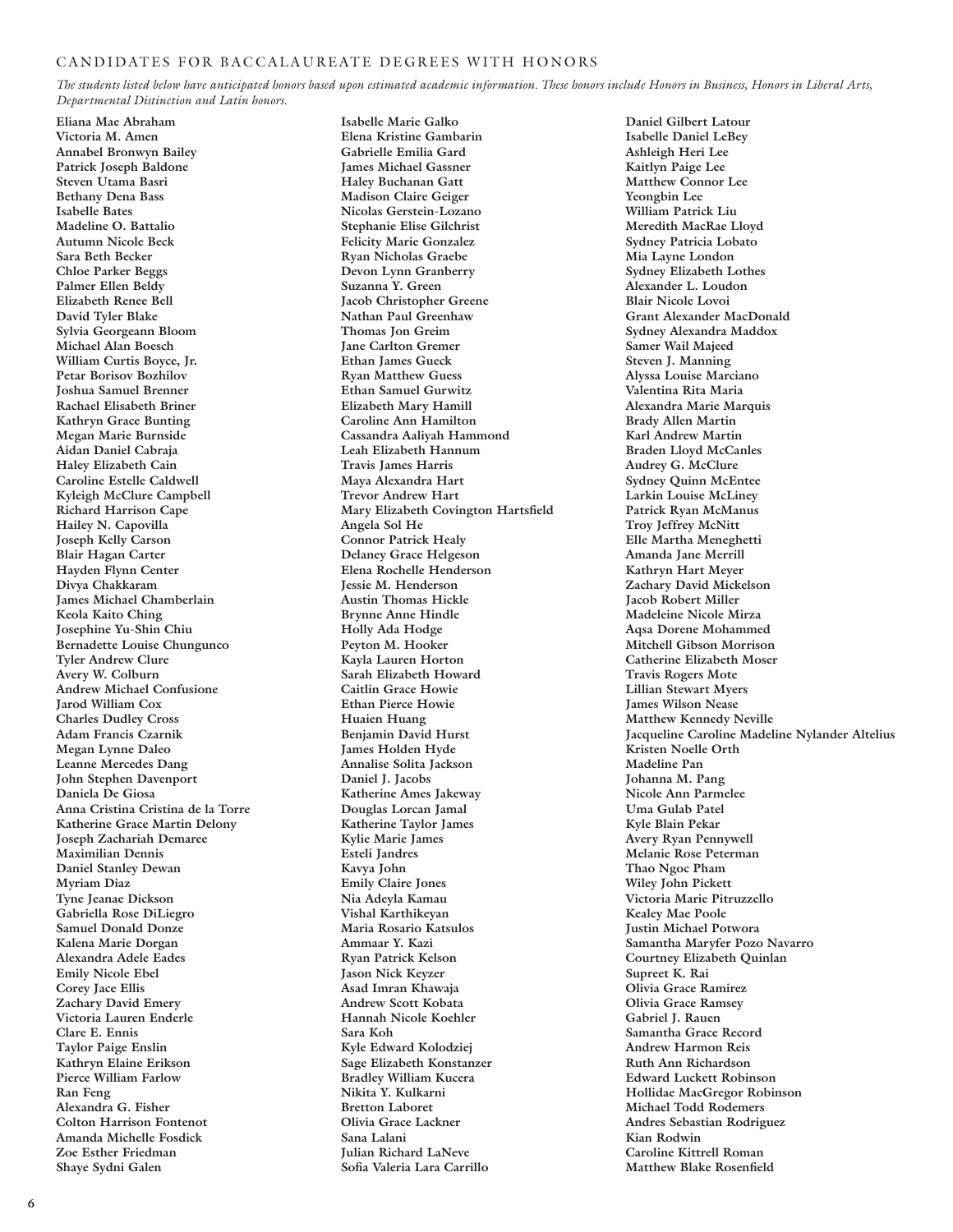## CANDIDATES FOR BACCALAUREATE DEGREES WITH HONORS

*The students listed below have anticipated honors based upon estimated academic information. These honors include Honors in Business, Honors in Liberal Arts, Departmental Distinction and Latin honors.*

**Eliana Mae Abraham**
**Victoria M. Amen**
**Annabel Bronwyn Bailey**
**Patrick Joseph Baldone**
**Steven Utama Basri**
**Bethany Dena Bass**
**Isabelle Bates**
**Madeline O. Battalio**
**Autumn Nicole Beck**
**Sara Beth Becker**
**Chloe Parker Beggs**
**Palmer Ellen Beldy**
**Elizabeth Renee Bell**
**David Tyler Blake**
**Sylvia Georgeann Bloom**
**Michael Alan Boesch**
**William Curtis Boyce, Jr.**
**Petar Borisov Bozhilov**
**Joshua Samuel Brenner**
**Rachael Elisabeth Briner**
**Kathryn Grace Bunting**
**Megan Marie Burnside**
**Aidan Daniel Cabraja**
**Haley Elizabeth Cain**
**Caroline Estelle Caldwell**
**Kyleigh McClure Campbell**
**Richard Harrison Cape**
**Hailey N. Capovilla**
**Joseph Kelly Carson**
**Blair Hagan Carter**
**Hayden Flynn Center**
**Divya Chakkaram**
**James Michael Chamberlain**
**Keola Kaito Ching**
**Josephine Yu-Shin Chiu**
**Bernadette Louise Chungunco**
**Tyler Andrew Clure**
**Avery W. Colburn**
**Andrew Michael Confusione**
**Jarod William Cox**
**Charles Dudley Cross**
**Adam Francis Czarnik**
**Megan Lynne Daleo**
**Leanne Mercedes Dang**
**John Stephen Davenport**
**Daniela De Giosa**
**Anna Cristina Cristina de la Torre**
**Katherine Grace Martin Delony**
**Joseph Zachariah Demaree**
**Maximilian Dennis**
**Daniel Stanley Dewan**
**Myriam Diaz**
**Tyne Jeanae Dickson**
**Gabriella Rose DiLiegro**
**Samuel Donald Donze**
**Kalena Marie Dorgan**
**Alexandra Adele Eades**
**Emily Nicole Ebel**
**Corey Jace Ellis**
**Zachary David Emery**
**Victoria Lauren Enderle**
**Clare E. Ennis**
**Taylor Paige Enslin**
**Kathryn Elaine Erikson**
**Pierce William Farlow**
**Ran Feng**
**Alexandra G. Fisher**
**Colton Harrison Fontenot**
**Amanda Michelle Fosdick**
**Zoe Esther Friedman**
**Shaye Sydni Galen**
**Isabelle Marie Galko**
**Elena Kristine Gambarin**
**Gabrielle Emilia Gard**
**James Michael Gassner**
**Haley Buchanan Gatt**
**Madison Claire Geiger**
**Nicolas Gerstein-Lozano**
**Stephanie Elise Gilchrist**
**Felicity Marie Gonzalez**
**Ryan Nicholas Graebe**
**Devon Lynn Granberry**
**Suzanna Y. Green**
**Jacob Christopher Greene**
**Nathan Paul Greenhaw**
**Thomas Jon Greim**
**Jane Carlton Gremer**
**Ethan James Gueck**
**Ryan Matthew Guess**
**Ethan Samuel Gurwitz**
**Elizabeth Mary Hamill**
**Caroline Ann Hamilton**
**Cassandra Aaliyah Hammond**
**Leah Elizabeth Hannum**
**Travis James Harris**
**Maya Alexandra Hart**
**Trevor Andrew Hart**
**Mary Elizabeth Covington Hartsfield**
**Angela Sol He**
**Connor Patrick Healy**
**Delaney Grace Helgeson**
**Elena Rochelle Henderson**
**Jessie M. Henderson**
**Austin Thomas Hickle**
**Brynne Anne Hindle**
**Holly Ada Hodge**
**Peyton M. Hooker**
**Kayla Lauren Horton**
**Sarah Elizabeth Howard**
**Caitlin Grace Howie**
**Ethan Pierce Howie**
**Huaien Huang**
**Benjamin David Hurst**
**James Holden Hyde**
**Annalise Solita Jackson**
**Daniel J. Jacobs**
**Katherine Ames Jakeway**
**Douglas Lorcan Jamal**
**Katherine Taylor James**
**Kylie Marie James**
**Estelí Jandres**
**Kavya John**
**Emily Claire Jones**
**Nia Adeyla Kamau**
**Vishal Karthikeyan**
**Maria Rosario Katsulos**
**Ammaar Y. Kazi**
**Ryan Patrick Kelson**
**Jason Nick Keyzer**
**Asad Imran Khawaja**
**Andrew Scott Kobata**
**Hannah Nicole Koehler**
**Sara Koh**
**Kyle Edward Kolodziej**
**Sage Elizabeth Konstanzer**
**Bradley William Kucera**
**Nikita Y. Kulkarni**
**Bretton Laboret**
**Olivia Grace Lackner**
**Sana Lalani**
**Julian Richard LaNeve**
**Sofia Valeria Lara Carrillo**
**Daniel Gilbert Latour**
**Isabelle Daniel LeBey**
**Ashleigh Heri Lee**
**Kaitlyn Paige Lee**
**Matthew Connor Lee**
**Yeongbin Lee**
**William Patrick Liu**
**Meredith MacRae Lloyd**
**Sydney Patricia Lobato**
**Mia Layne London**
**Sydney Elizabeth Lothes**
**Alexander L. Loudon**
**Blair Nicole Lovoi**
**Grant Alexander MacDonald**
**Sydney Alexandra Maddox**
**Samer Wail Majeed**
**Steven J. Manning**
**Alyssa Louise Marciano**
**Valentina Rita Maria**
**Alexandra Marie Marquis**
**Brady Allen Martin**
**Karl Andrew Martin**
**Braden Lloyd McCanles**
**Audrey G. McClure**
**Sydney Quinn McEntee**
**Larkin Louise McLiney**
**Patrick Ryan McManus**
**Troy Jeffrey McNitt**
**Elle Martha Meneghetti**
**Amanda Jane Merrill**
**Kathryn Hart Meyer**
**Zachary David Mickelson**
**Jacob Robert Miller**
**Madeleine Nicole Mirza**
**Aqsa Dorene Mohammed**
**Mitchell Gibson Morrison**
**Catherine Elizabeth Moser**
**Travis Rogers Mote**
**Lillian Stewart Myers**
**James Wilson Nease**
**Matthew Kennedy Neville**
**Jacqueline Caroline Madeline Nylander Altelius**
**Kristen Noelle Orth**
**Madeline Pan**
**Johanna M. Pang**
**Nicole Ann Parmelee**
**Uma Gulab Patel**
**Kyle Blain Pekar**
**Avery Ryan Pennywell**
**Melanie Rose Peterman**
**Thao Ngoc Pham**
**Wiley John Pickett**
**Victoria Marie Pitruzzello**
**Kealey Mae Poole**
**Justin Michael Potwora**
**Samantha Maryfer Pozo Navarro**
**Courtney Elizabeth Quinlan**
**Supreet K. Rai**
**Olivia Grace Ramirez**
**Olivia Grace Ramsey**
**Gabriel J. Rauen**
**Samantha Grace Record**
**Andrew Harmon Reis**
**Ruth Ann Richardson**
**Edward Luckett Robinson**
**Hollidae MacGregor Robinson**
**Michael Todd Rodemers**
**Andres Sebastian Rodriguez**
**Kian Rodwin**
**Caroline Kittrell Roman**
**Matthew Blake Rosenfield**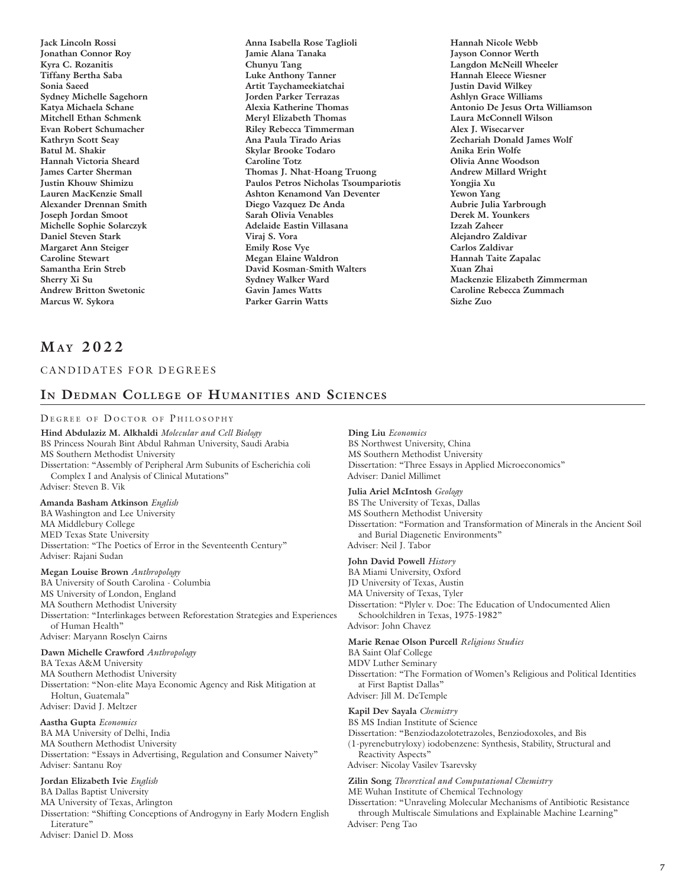**Jack Lincoln Rossi**
**Jonathan Connor Roy**
**Kyra C. Rozanitis**
**Tiffany Bertha Saba**
**Sonia Saeed**
**Sydney Michelle Sagehorn**
**Katya Michaela Schane**
**Mitchell Ethan Schmenk**
**Evan Robert Schumacher**
**Kathryn Scott Seay**
**Batul M. Shakir**
**Hannah Victoria Sheard**
**James Carter Sherman**
**Justin Khouw Shimizu**
**Lauren MacKenzie Small**
**Alexander Drennan Smith**
**Joseph Jordan Smoot**
**Michelle Sophie Solarczyk**
**Daniel Steven Stark**
**Margaret Ann Steiger**
**Caroline Stewart**
**Samantha Erin Streb**
**Sherry Xi Su**
**Andrew Britton Swetonic**
**Marcus W. Sykora**
**Anna Isabella Rose Taglioli**
**Jamie Alana Tanaka**
**Chunyu Tang**
**Luke Anthony Tanner**
**Artit Taychameekiatchai**
**Jorden Parker Terrazas**
**Alexia Katherine Thomas**
**Meryl Elizabeth Thomas**
**Riley Rebecca Timmerman**
**Ana Paula Tirado Arias**
**Skylar Brooke Todaro**
**Caroline Totz**
**Thomas J. Nhat-Hoang Truong**
**Paulos Petros Nicholas Tsoumpariotis**
**Ashton Kenamond Van Deventer**
**Diego Vazquez De Anda**
**Sarah Olivia Venables**
**Adelaide Eastin Villasana**
**Viraj S. Vora**
**Emily Rose Vye**
**Megan Elaine Waldron**
**David Kosman-Smith Walters**
**Sydney Walker Ward**
**Gavin James Watts**
**Parker Garrin Watts**
**Hannah Nicole Webb**
**Jayson Connor Werth**
**Langdon McNeill Wheeler**
**Hannah Eleece Wiesner**
**Justin David Wilkey**
**Ashlyn Grace Williams**
**Antonio De Jesus Orta Williamson**
**Laura McConnell Wilson**
**Alex J. Wisecarver**
**Zechariah Donald James Wolf**
**Anika Erin Wolfe**
**Olivia Anne Woodson**
**Andrew Millard Wright**
**Yongjia Xu**
**Yewon Yang**
**Aubrie Julia Yarbrough**
**Derek M. Younkers**
**Izzah Zaheer**
**Alejandro Zaldivar**
**Carlos Zaldivar**
**Hannah Taite Zapalac**
**Xuan Zhai**
**Mackenzie Elizabeth Zimmerman**
**Caroline Rebecca Zummach**
**Sizhe Zuo**

# May 2022

CANDIDATES FOR DEGREES

## In Dedman College of Humanities and Sciences

### Degree of Doctor of Philosophy

**Hind Abdulaziz M. Alkhaldi** *Molecular and Cell Biology*
BS Princess Nourah Bint Abdul Rahman University, Saudi Arabia
MS Southern Methodist University
Dissertation: "Assembly of Peripheral Arm Subunits of Escherichia coli Complex I and Analysis of Clinical Mutations"
Adviser: Steven B. Vik

**Amanda Basham Atkinson** *English*
BA Washington and Lee University
MA Middlebury College
MED Texas State University
Dissertation: "The Poetics of Error in the Seventeenth Century"
Adviser: Rajani Sudan

**Megan Louise Brown** *Anthropology*
BA University of South Carolina - Columbia
MS University of London, England
MA Southern Methodist University
Dissertation: "Interlinkages between Reforestation Strategies and Experiences of Human Health"
Adviser: Maryann Roselyn Cairns

**Dawn Michelle Crawford** *Anthropology*
BA Texas A&M University
MA Southern Methodist University
Dissertation: "Non-elite Maya Economic Agency and Risk Mitigation at Holtun, Guatemala"
Adviser: David J. Meltzer

**Aastha Gupta** *Economics*
BA MA University of Delhi, India
MA Southern Methodist University
Dissertation: "Essays in Advertising, Regulation and Consumer Naivety"
Adviser: Santanu Roy

**Jordan Elizabeth Ivie** *English*
BA Dallas Baptist University
MA University of Texas, Arlington
Dissertation: "Shifting Conceptions of Androgyny in Early Modern English Literature"
Adviser: Daniel D. Moss

**Ding Liu** *Economics*
BS Northwest University, China
MS Southern Methodist University
Dissertation: "Three Essays in Applied Microeconomics"
Adviser: Daniel Millimet

**Julia Ariel McIntosh** *Geology*
BS The University of Texas, Dallas
MS Southern Methodist University
Dissertation: "Formation and Transformation of Minerals in the Ancient Soil and Burial Diagenetic Environments"
Adviser: Neil J. Tabor

**John David Powell** *History*
BA Miami University, Oxford
JD University of Texas, Austin
MA University of Texas, Tyler
Dissertation: "Plyler v. Doe: The Education of Undocumented Alien Schoolchildren in Texas, 1975-1982"
Advisor: John Chavez

**Marie Renae Olson Purcell** *Religious Studies*
BA Saint Olaf College
MDV Luther Seminary
Dissertation: "The Formation of Women's Religious and Political Identities at First Baptist Dallas"
Adviser: Jill M. DeTemple

**Kapil Dev Sayala** *Chemistry*
BS MS Indian Institute of Science
Dissertation: "Benziodazolotetrazoles, Benziodoxoles, and Bis (1-pyrenebutryloxy) iodobenzene: Synthesis, Stability, Structural and Reactivity Aspects"
Adviser: Nicolay Vasilev Tsarevsky

**Zilin Song** *Theoretical and Computational Chemistry*
ME Wuhan Institute of Chemical Technology
Dissertation: "Unraveling Molecular Mechanisms of Antibiotic Resistance through Multiscale Simulations and Explainable Machine Learning"
Adviser: Peng Tao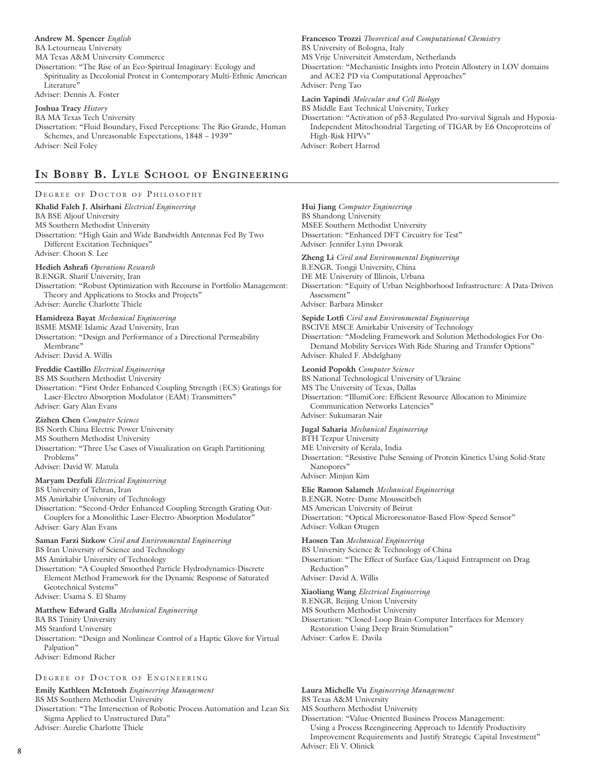**Andrew M. Spencer** *English*
BA Letourneau University
MA Texas A&M University Commerce
Dissertation: "The Rise of an Eco-Spiritual Imaginary: Ecology and Spirituality as Decolonial Protest in Contemporary Multi-Ethnic American Literature"
Adviser: Dennis A. Foster

**Joshua Tracy** *History*
BA MA Texas Tech University
Dissertation: "Fluid Boundary, Fixed Perceptions: The Rio Grande, Human Schemes, and Unreasonable Expectations, 1848 – 1939"
Adviser: Neil Foley

**Francesco Trozzi** *Theoretical and Computational Chemistry*
BS University of Bologna, Italy
MS Vrije Universiteit Amsterdam, Netherlands
Dissertation: "Mechanistic Insights into Protein Allostery in LOV domains and ACE2 PD via Computational Approaches"
Adviser: Peng Tao

**Lacin Yapindi** *Molecular and Cell Biology*
BS Middle East Technical University, Turkey
Dissertation: "Activation of p53-Regulated Pro-survival Signals and Hypoxia-Independent Mitochondrial Targeting of TIGAR by E6 Oncoproteins of High-Risk HPVs"
Adviser: Robert Harrod

## In Bobby B. Lyle School of Engineering

### Degree of Doctor of Philosophy

**Khalid Faleh J. Alsirhani** *Electrical Engineering*
BA BSE Aljouf University
MS Southern Methodist University
Dissertation: "High Gain and Wide Bandwidth Antennas Fed By Two Different Excitation Techniques"
Adviser: Choon S. Lee

**Hedieh Ashrafi** *Operations Research*
B.ENGR. Sharif University, Iran
Dissertation: "Robust Optimization with Recourse in Portfolio Management: Theory and Applications to Stocks and Projects"
Adviser: Aurelie Charlotte Thiele

**Hamidreza Bayat** *Mechanical Engineering*
BSME MSME Islamic Azad University, Iran
Dissertation: "Design and Performance of a Directional Permeability Membrane"
Adviser: David A. Willis

**Freddie Castillo** *Electrical Engineering*
BS MS Southern Methodist University
Dissertation: "First Order Enhanced Coupling Strength (ECS) Gratings for Laser-Electro Absorption Modulator (EAM) Transmitters"
Adviser: Gary Alan Evans

**Zizhen Chen** *Computer Science*
BS North China Electric Power University
MS Southern Methodist University
Dissertation: "Three Use Cases of Visualization on Graph Partitioning Problems"
Adviser: David W. Matula

**Maryam Dezfuli** *Electrical Engineering*
BS University of Tehran, Iran
MS Amirkabir University of Technology
Dissertation: "Second-Order Enhanced Coupling Strength Grating Out-Couplers for a Monolithic Laser-Electro-Absorption Modulator"
Adviser: Gary Alan Evans

**Saman Farzi Sizkow** *Civil and Environmental Engineering*
BS Iran University of Science and Technology
MS Amirkabir University of Technology
Dissertation: "A Coupled Smoothed Particle Hydrodynamics-Discrete Element Method Framework for the Dynamic Response of Saturated Geotechnical Systems"
Adviser: Usama S. El Shamy

**Matthew Edward Galla** *Mechanical Engineering*
BA BS Trinity University
MS Stanford University
Dissertation: "Design and Nonlinear Control of a Haptic Glove for Virtual Palpation"
Adviser: Edmond Richer

**Hui Jiang** *Computer Engineering*
BS Shandong University
MSEE Southern Methodist University
Dissertation: "Enhanced DFT Circuitry for Test"
Adviser: Jennifer Lynn Dworak

**Zheng Li** *Civil and Environmental Engineering*
B.ENGR. Tongji University, China
DE ME University of Illinois, Urbana
Dissertation: "Equity of Urban Neighborhood Infrastructure: A Data-Driven Assessment"
Adviser: Barbara Minsker

**Sepide Lotfi** *Civil and Environmental Engineering*
BSCIVE MSCE Amirkabir University of Technology
Dissertation: "Modeling Framework and Solution Methodologies For On-Demand Mobility Services With Ride Sharing and Transfer Options"
Adviser: Khaled F. Abdelghany

**Leonid Popokh** *Computer Science*
BS National Technological University of Ukraine
MS The University of Texas, Dallas
Dissertation: "IllumiCore: Efficient Resource Allocation to Minimize Communication Networks Latencies"
Adviser: Sukumaran Nair

**Jugal Saharia** *Mechanical Engineering*
BTH Tezpur University
ME University of Kerala, India
Dissertation: "Resistive Pulse Sensing of Protein Kinetics Using Solid-State Nanopores"
Adviser: Minjun Kim

**Elie Ramon Salameh** *Mechanical Engineering*
B.ENGR. Notre-Dame Mousseitbeh
MS American University of Beirut
Dissertation: "Optical Microresonator-Based Flow-Speed Sensor"
Adviser: Volkan Otugen

**Haosen Tan** *Mechanical Engineering*
BS University Science & Technology of China
Dissertation: "The Effect of Surface Gas/Liquid Entrapment on Drag Reduction"
Adviser: David A. Willis

**Xiaoliang Wang** *Electrical Engineering*
B.ENGR. Beijing Union University
MS Southern Methodist University
Dissertation: "Closed-Loop Brain-Computer Interfaces for Memory Restoration Using Deep Brain Stimulation"
Adviser: Carlos E. Davila

### Degree of Doctor of Engineering

**Emily Kathleen McIntosh** *Engineering Management*
BS MS Southern Methodist University
Dissertation: "The Intersection of Robotic Process Automation and Lean Six Sigma Applied to Unstructured Data"
Adviser: Aurelie Charlotte Thiele

**Laura Michelle Vu** *Engineering Management*
BS Texas A&M University
MS Southern Methodist University
Dissertation: "Value-Oriented Business Process Management: Using a Process Reengineering Approach to Identify Productivity Improvement Requirements and Justify Strategic Capital Investment"
Adviser: Eli V. Olinick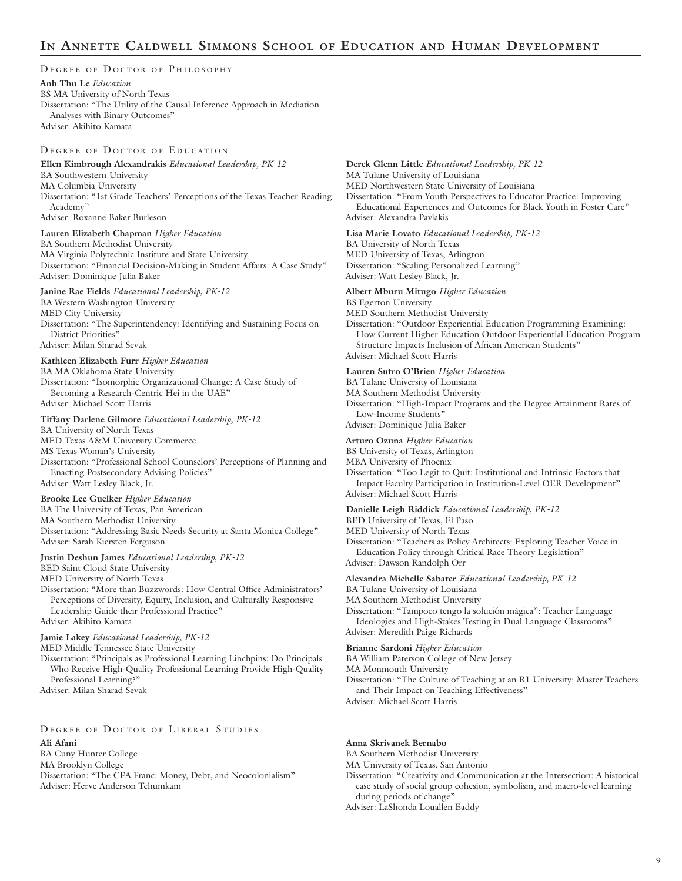# In Annette Caldwell Simmons School of Education and Human Development

## Degree of Doctor of Philosophy

**Anh Thu Le** *Education*
BS MA University of North Texas
Dissertation: "The Utility of the Causal Inference Approach in Mediation Analyses with Binary Outcomes"
Adviser: Akihito Kamata

## Degree of Doctor of Education

**Ellen Kimbrough Alexandrakis** *Educational Leadership, PK-12*
BA Southwestern University
MA Columbia University
Dissertation: "1st Grade Teachers' Perceptions of the Texas Teacher Reading Academy"
Adviser: Roxanne Baker Burleson

**Lauren Elizabeth Chapman** *Higher Education*
BA Southern Methodist University
MA Virginia Polytechnic Institute and State University
Dissertation: "Financial Decision-Making in Student Affairs: A Case Study"
Adviser: Dominique Julia Baker

**Janine Rae Fields** *Educational Leadership, PK-12*
BA Western Washington University
MED City University
Dissertation: "The Superintendency: Identifying and Sustaining Focus on District Priorities"
Adviser: Milan Sharad Sevak

**Kathleen Elizabeth Furr** *Higher Education*
BA MA Oklahoma State University
Dissertation: "Isomorphic Organizational Change: A Case Study of Becoming a Research-Centric Hei in the UAE"
Adviser: Michael Scott Harris

**Tiffany Darlene Gilmore** *Educational Leadership, PK-12*
BA University of North Texas
MED Texas A&M University Commerce
MS Texas Woman's University
Dissertation: "Professional School Counselors' Perceptions of Planning and Enacting Postsecondary Advising Policies"
Adviser: Watt Lesley Black, Jr.

**Brooke Lee Guelker** *Higher Education*
BA The University of Texas, Pan American
MA Southern Methodist University
Dissertation: "Addressing Basic Needs Security at Santa Monica College"
Adviser: Sarah Kiersten Ferguson

**Justin Deshun James** *Educational Leadership, PK-12*
BED Saint Cloud State University
MED University of North Texas
Dissertation: "More than Buzzwords: How Central Office Administrators' Perceptions of Diversity, Equity, Inclusion, and Culturally Responsive Leadership Guide their Professional Practice"
Adviser: Akihito Kamata

**Jamie Lakey** *Educational Leadership, PK-12*
MED Middle Tennessee State University
Dissertation: "Principals as Professional Learning Linchpins: Do Principals Who Receive High-Quality Professional Learning Provide High-Quality Professional Learning?"
Adviser: Milan Sharad Sevak

**Derek Glenn Little** *Educational Leadership, PK-12*
MA Tulane University of Louisiana
MED Northwestern State University of Louisiana
Dissertation: "From Youth Perspectives to Educator Practice: Improving Educational Experiences and Outcomes for Black Youth in Foster Care"
Adviser: Alexandra Pavlakis

**Lisa Marie Lovato** *Educational Leadership, PK-12*
BA University of North Texas
MED University of Texas, Arlington
Dissertation: "Scaling Personalized Learning"
Adviser: Watt Lesley Black, Jr.

**Albert Mburu Mitugo** *Higher Education*
BS Egerton University
MED Southern Methodist University
Dissertation: "Outdoor Experiential Education Programming Examining: How Current Higher Education Outdoor Experiential Education Program Structure Impacts Inclusion of African American Students"
Adviser: Michael Scott Harris

**Lauren Sutro O'Brien** *Higher Education*
BA Tulane University of Louisiana
MA Southern Methodist University
Dissertation: "High-Impact Programs and the Degree Attainment Rates of Low-Income Students"
Adviser: Dominique Julia Baker

**Arturo Ozuna** *Higher Education*
BS University of Texas, Arlington
MBA University of Phoenix
Dissertation: "Too Legit to Quit: Institutional and Intrinsic Factors that Impact Faculty Participation in Institution-Level OER Development"
Adviser: Michael Scott Harris

**Danielle Leigh Riddick** *Educational Leadership, PK-12*
BED University of Texas, El Paso
MED University of North Texas
Dissertation: "Teachers as Policy Architects: Exploring Teacher Voice in Education Policy through Critical Race Theory Legislation"
Adviser: Dawson Randolph Orr

**Alexandra Michelle Sabater** *Educational Leadership, PK-12*
BA Tulane University of Louisiana
MA Southern Methodist University
Dissertation: "Tampoco tengo la solución mágica": Teacher Language Ideologies and High-Stakes Testing in Dual Language Classrooms"
Adviser: Meredith Paige Richards

**Brianne Sardoni** *Higher Education*
BA William Paterson College of New Jersey
MA Monmouth University
Dissertation: "The Culture of Teaching at an R1 University: Master Teachers and Their Impact on Teaching Effectiveness"
Adviser: Michael Scott Harris

## Degree of Doctor of Liberal Studies

**Ali Afani**
BA Cuny Hunter College
MA Brooklyn College
Dissertation: "The CFA Franc: Money, Debt, and Neocolonialism"
Adviser: Herve Anderson Tchumkam

**Anna Skrivanek Bernabo**
BA Southern Methodist University
MA University of Texas, San Antonio
Dissertation: "Creativity and Communication at the Intersection: A historical case study of social group cohesion, symbolism, and macro-level learning during periods of change"
Adviser: LaShonda Louallen Eaddy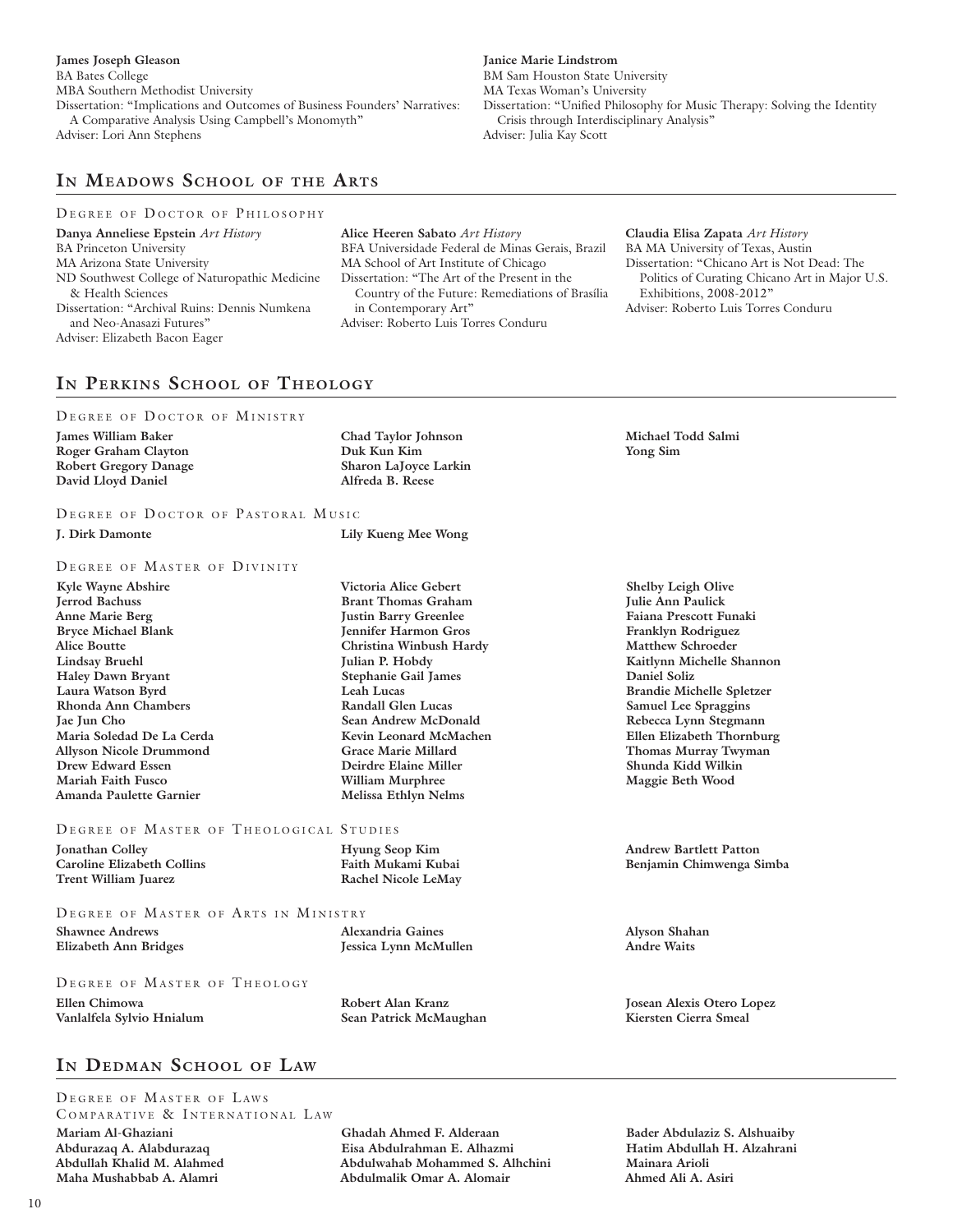**James Joseph Gleason**
BA Bates College
MBA Southern Methodist University
Dissertation: "Implications and Outcomes of Business Founders' Narratives: A Comparative Analysis Using Campbell's Monomyth"
Adviser: Lori Ann Stephens

**Janice Marie Lindstrom**
BM Sam Houston State University
MA Texas Woman's University
Dissertation: "Unified Philosophy for Music Therapy: Solving the Identity Crisis through Interdisciplinary Analysis"
Adviser: Julia Kay Scott

## In Meadows School of the Arts

### Degree of Doctor of Philosophy

**Danya Anneliese Epstein** *Art History*
BA Princeton University
MA Arizona State University
ND Southwest College of Naturopathic Medicine & Health Sciences
Dissertation: "Archival Ruins: Dennis Numkena and Neo-Anasazi Futures"
Adviser: Elizabeth Bacon Eager

**Alice Heeren Sabato** *Art History*
BFA Universidade Federal de Minas Gerais, Brazil
MA School of Art Institute of Chicago
Dissertation: "The Art of the Present in the Country of the Future: Remediations of Brasília in Contemporary Art"
Adviser: Roberto Luis Torres Conduru

**Claudia Elisa Zapata** *Art History*
BA MA University of Texas, Austin
Dissertation: "Chicano Art is Not Dead: The Politics of Curating Chicano Art in Major U.S. Exhibitions, 2008-2012"
Adviser: Roberto Luis Torres Conduru

## In Perkins School of Theology

### Degree of Doctor of Ministry

**James William Baker**
**Roger Graham Clayton**
**Robert Gregory Danage**
**David Lloyd Daniel**
**Chad Taylor Johnson**
**Duk Kun Kim**
**Sharon LaJoyce Larkin**
**Alfreda B. Reese**
**Michael Todd Salmi**
**Yong Sim**

### Degree of Doctor of Pastoral Music

**J. Dirk Damonte**
**Lily Kueng Mee Wong**

### Degree of Master of Divinity

**Kyle Wayne Abshire**
**Jerrod Bachuss**
**Anne Marie Berg**
**Bryce Michael Blank**
**Alice Boutte**
**Lindsay Bruehl**
**Haley Dawn Bryant**
**Laura Watson Byrd**
**Rhonda Ann Chambers**
**Jae Jun Cho**
**Maria Soledad De La Cerda**
**Allyson Nicole Drummond**
**Drew Edward Essen**
**Mariah Faith Fusco**
**Amanda Paulette Garnier**
**Victoria Alice Gebert**
**Brant Thomas Graham**
**Justin Barry Greenlee**
**Jennifer Harmon Gros**
**Christina Winbush Hardy**
**Julian P. Hobdy**
**Stephanie Gail James**
**Leah Lucas**
**Randall Glen Lucas**
**Sean Andrew McDonald**
**Kevin Leonard McMachen**
**Grace Marie Millard**
**Deirdre Elaine Miller**
**William Murphree**
**Melissa Ethlyn Nelms**
**Shelby Leigh Olive**
**Julie Ann Paulick**
**Faiana Prescott Funaki**
**Franklyn Rodriguez**
**Matthew Schroeder**
**Kaitlynn Michelle Shannon**
**Daniel Soliz**
**Brandie Michelle Spletzer**
**Samuel Lee Spraggins**
**Rebecca Lynn Stegmann**
**Ellen Elizabeth Thornburg**
**Thomas Murray Twyman**
**Shunda Kidd Wilkin**
**Maggie Beth Wood**

### Degree of Master of Theological Studies

**Jonathan Colley**
**Caroline Elizabeth Collins**
**Trent William Juarez**
**Hyung Seop Kim**
**Faith Mukami Kubai**
**Rachel Nicole LeMay**
**Andrew Bartlett Patton**
**Benjamin Chimwenga Simba**

### Degree of Master of Arts in Ministry

**Shawnee Andrews**
**Elizabeth Ann Bridges**
**Alexandria Gaines**
**Jessica Lynn McMullen**
**Alyson Shahan**
**Andre Waits**

### Degree of Master of Theology

**Ellen Chimowa**
**Vanlalfela Sylvio Hnialum**
**Robert Alan Kranz**
**Sean Patrick McMaughan**
**Josean Alexis Otero Lopez**
**Kiersten Cierra Smeal**

## In Dedman School of Law

### Degree of Master of Laws
### Comparative & International Law

**Mariam Al-Ghaziani**
**Abdurazaq A. Alabdurazaq**
**Abdullah Khalid M. Alahmed**
**Maha Mushabbab A. Alamri**
**Ghadah Ahmed F. Alderaan**
**Eisa Abdulrahman E. Alhazmi**
**Abdulwahab Mohammed S. Alhchini**
**Abdulmalik Omar A. Alomair**
**Bader Abdulaziz S. Alshuaiby**
**Hatim Abdullah H. Alzahrani**
**Mainara Arioli**
**Ahmed Ali A. Asiri**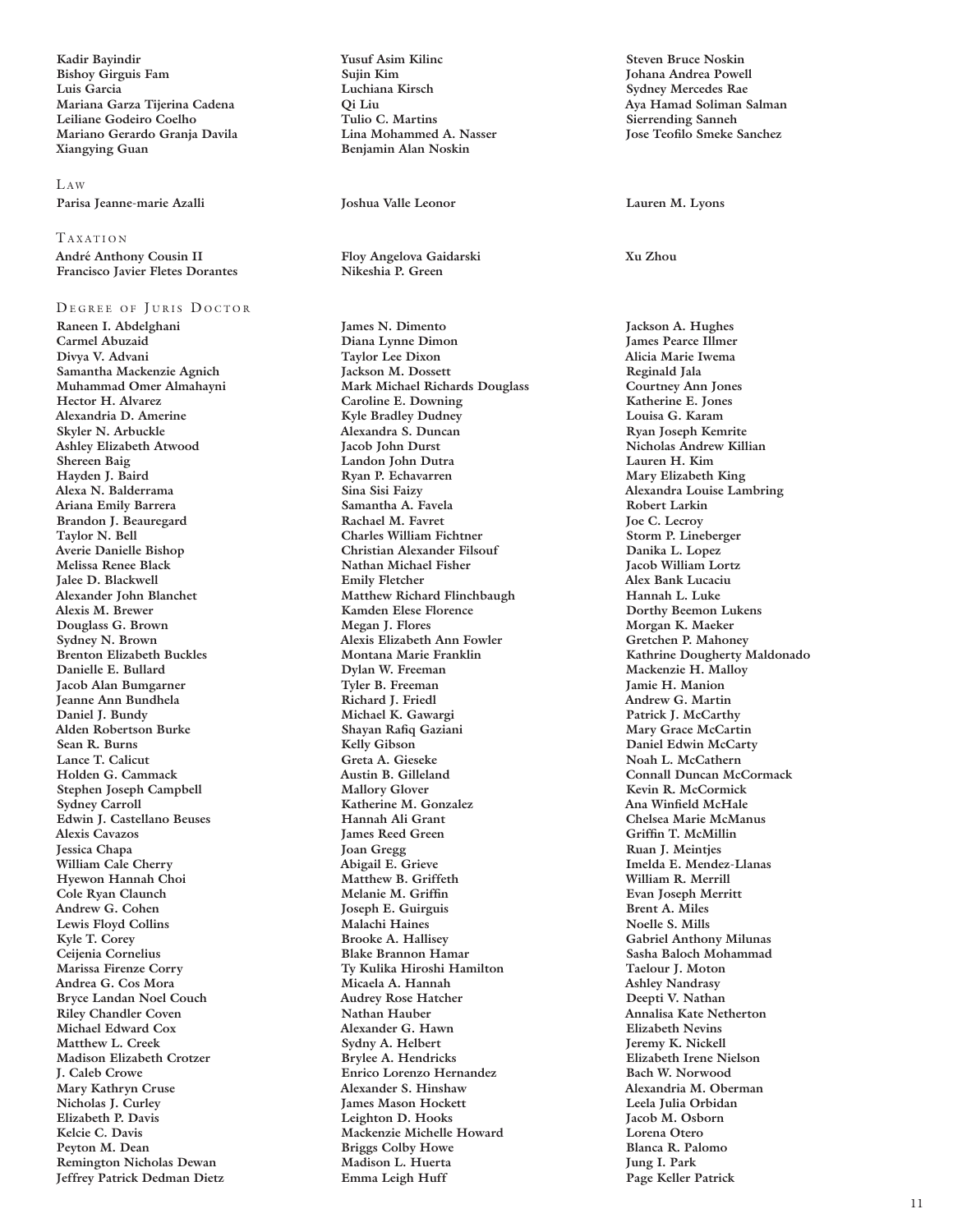Kadir Bayindir
Bishoy Girguis Fam
Luis Garcia
Mariana Garza Tijerina Cadena
Leiliane Godeiro Coelho
Mariano Gerardo Granja Davila
Xiangying Guan
Yusuf Asim Kilinc
Sujin Kim
Luchiana Kirsch
Qi Liu
Tulio C. Martins
Lina Mohammed A. Nasser
Benjamin Alan Noskin
Steven Bruce Noskin
Johana Andrea Powell
Sydney Mercedes Rae
Aya Hamad Soliman Salman
Sierrending Sanneh
Jose Teofilo Smeke Sanchez

## Law

Parisa Jeanne-marie Azalli
Joshua Valle Leonor
Lauren M. Lyons

## Taxation

André Anthony Cousin II
Francisco Javier Fletes Dorantes
Floy Angelova Gaidarski
Nikeshia P. Green
Xu Zhou

## Degree of Juris Doctor

Raneen I. Abdelghani
Carmel Abuzaid
Divya V. Advani
Samantha Mackenzie Agnich
Muhammad Omer Almahayni
Hector H. Alvarez
Alexandria D. Amerine
Skyler N. Arbuckle
Ashley Elizabeth Atwood
Shereen Baig
Hayden J. Baird
Alexa N. Balderrama
Ariana Emily Barrera
Brandon J. Beauregard
Taylor N. Bell
Averie Danielle Bishop
Melissa Renee Black
Jalee D. Blackwell
Alexander John Blanchet
Alexis M. Brewer
Douglass G. Brown
Sydney N. Brown
Brenton Elizabeth Buckles
Danielle E. Bullard
Jacob Alan Bumgarner
Jeanne Ann Bundhela
Daniel J. Bundy
Alden Robertson Burke
Sean R. Burns
Lance T. Calicut
Holden G. Cammack
Stephen Joseph Campbell
Sydney Carroll
Edwin J. Castellano Beuses
Alexis Cavazos
Jessica Chapa
William Cale Cherry
Hyewon Hannah Choi
Cole Ryan Claunch
Andrew G. Cohen
Lewis Floyd Collins
Kyle T. Corey
Ceijenia Cornelius
Marissa Firenze Corry
Andrea G. Cos Mora
Bryce Landan Noel Couch
Riley Chandler Coven
Michael Edward Cox
Matthew L. Creek
Madison Elizabeth Crotzer
J. Caleb Crowe
Mary Kathryn Cruse
Nicholas J. Curley
Elizabeth P. Davis
Kelcie C. Davis
Peyton M. Dean
Remington Nicholas Dewan
Jeffrey Patrick Dedman Dietz
James N. Dimento
Diana Lynne Dimon
Taylor Lee Dixon
Jackson M. Dossett
Mark Michael Richards Douglass
Caroline E. Downing
Kyle Bradley Dudney
Alexandra S. Duncan
Jacob John Durst
Landon John Dutra
Ryan P. Echavarren
Sina Sisi Faizy
Samantha A. Favela
Rachael M. Favret
Charles William Fichtner
Christian Alexander Filsouf
Nathan Michael Fisher
Emily Fletcher
Matthew Richard Flinchbaugh
Kamden Elese Florence
Megan J. Flores
Alexis Elizabeth Ann Fowler
Montana Marie Franklin
Dylan W. Freeman
Tyler B. Freeman
Richard J. Friedl
Michael K. Gawargi
Shayan Rafiq Gaziani
Kelly Gibson
Greta A. Gieseke
Austin B. Gilleland
Mallory Glover
Katherine M. Gonzalez
Hannah Ali Grant
James Reed Green
Joan Gregg
Abigail E. Grieve
Matthew B. Griffeth
Melanie M. Griffin
Joseph E. Guirguis
Malachi Haines
Brooke A. Hallisey
Blake Brannon Hamar
Ty Kulika Hiroshi Hamilton
Micaela A. Hannah
Audrey Rose Hatcher
Nathan Hauber
Alexander G. Hawn
Sydny A. Helbert
Brylee A. Hendricks
Enrico Lorenzo Hernandez
Alexander S. Hinshaw
James Mason Hockett
Leighton D. Hooks
Mackenzie Michelle Howard
Briggs Colby Howe
Madison L. Huerta
Emma Leigh Huff
Jackson A. Hughes
James Pearce Illmer
Alicia Marie Iwema
Reginald Jala
Courtney Ann Jones
Katherine E. Jones
Louisa G. Karam
Ryan Joseph Kemrite
Nicholas Andrew Killian
Lauren H. Kim
Mary Elizabeth King
Alexandra Louise Lambring
Robert Larkin
Joe C. Lecroy
Storm P. Lineberger
Danika L. Lopez
Jacob William Lortz
Alex Bank Lucaciu
Hannah L. Luke
Dorthy Beemon Lukens
Morgan K. Maeker
Gretchen P. Mahoney
Kathrine Dougherty Maldonado
Mackenzie H. Malloy
Jamie H. Manion
Andrew G. Martin
Patrick J. McCarthy
Mary Grace McCartin
Daniel Edwin McCarty
Noah L. McCathern
Connall Duncan McCormack
Kevin R. McCormick
Ana Winfield McHale
Chelsea Marie McManus
Griffin T. McMillin
Ruan J. Meintjes
Imelda E. Mendez-Llanas
William R. Merrill
Evan Joseph Merritt
Brent A. Miles
Noelle S. Mills
Gabriel Anthony Milunas
Sasha Baloch Mohammad
Taelour J. Moton
Ashley Nandrasy
Deepti V. Nathan
Annalisa Kate Netherton
Elizabeth Nevins
Jeremy K. Nickell
Elizabeth Irene Nielson
Bach W. Norwood
Alexandria M. Oberman
Leela Julia Orbidan
Jacob M. Osborn
Lorena Otero
Blanca R. Palomo
Jung I. Park
Page Keller Patrick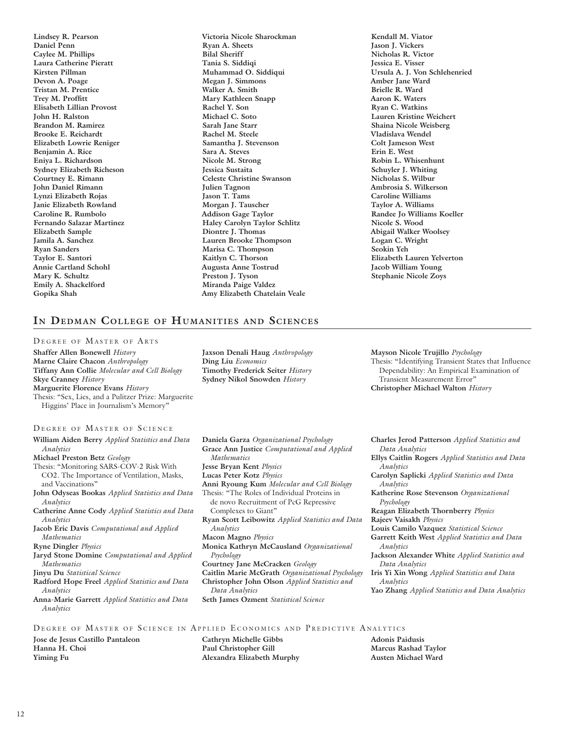**Lindsey R. Pearson**
**Daniel Penn**
**Caylee M. Phillips**
**Laura Catherine Pieratt**
**Kirsten Pillman**
**Devon A. Poage**
**Tristan M. Prentice**
**Trey M. Proffitt**
**Elisabeth Lillian Provost**
**John H. Ralston**
**Brandon M. Ramirez**
**Brooke E. Reichardt**
**Elizabeth Lowrie Reniger**
**Benjamin A. Rice**
**Eniya L. Richardson**
**Sydney Elizabeth Richeson**
**Courtney E. Rimann**
**John Daniel Rimann**
**Lynzi Elizabeth Rojas**
**Janie Elizabeth Rowland**
**Caroline R. Rumbolo**
**Fernando Salazar Martinez**
**Elizabeth Sample**
**Jamila A. Sanchez**
**Ryan Sanders**
**Taylor E. Santori**
**Annie Cartland Schohl**
**Mary K. Schultz**
**Emily A. Shackelford**
**Gopika Shah**
**Victoria Nicole Sharockman**
**Ryan A. Sheets**
**Bilal Sheriff**
**Tania S. Siddiqi**
**Muhammad O. Siddiqui**
**Megan J. Simmons**
**Walker A. Smith**
**Mary Kathleen Snapp**
**Rachel Y. Son**
**Michael C. Soto**
**Sarah Jane Starr**
**Rachel M. Steele**
**Samantha J. Stevenson**
**Sara A. Steves**
**Nicole M. Strong**
**Jessica Sustaita**
**Celeste Christine Swanson**
**Julien Tagnon**
**Jason T. Tams**
**Morgan J. Tauscher**
**Addison Gage Taylor**
**Haley Carolyn Taylor Schlitz**
**Diontre J. Thomas**
**Lauren Brooke Thompson**
**Marisa C. Thompson**
**Kaitlyn C. Thorson**
**Augusta Anne Tostrud**
**Preston J. Tyson**
**Miranda Paige Valdez**
**Amy Elizabeth Chatelain Veale**
**Kendall M. Viator**
**Jason J. Vickers**
**Nicholas R. Victor**
**Jessica E. Visser**
**Ursula A. J. Von Schlehenried**
**Amber Jane Ward**
**Brielle R. Ward**
**Aaron K. Waters**
**Ryan C. Watkins**
**Lauren Kristine Weichert**
**Shaina Nicole Weisberg**
**Vladislava Wendel**
**Colt Jameson West**
**Erin E. West**
**Robin L. Whisenhunt**
**Schuyler J. Whiting**
**Nicholas S. Wilbur**
**Ambrosia S. Wilkerson**
**Caroline Williams**
**Taylor A. Williams**
**Randee Jo Williams Koeller**
**Nicole S. Wood**
**Abigail Walker Woolsey**
**Logan C. Wright**
**Seokin Yeh**
**Elizabeth Lauren Yelverton**
**Jacob William Young**
**Stephanie Nicole Zoys**

## In Dedman College of Humanities and Sciences

### Degree of Master of Arts

**Shaffer Allen Bonewell** *History*
**Marne Claire Chacon** *Anthropology*
**Tiffany Ann Collie** *Molecular and Cell Biology*
**Skye Cranney** *History*
**Marguerite Florence Evans** *History*
Thesis: "Sex, Lies, and a Pulitzer Prize: Marguerite Higgins' Place in Journalism's Memory"
**Jaxson Denali Haug** *Anthropology*
**Ding Liu** *Economics*
**Timothy Frederick Seiter** *History*
**Sydney Nikol Snowden** *History*
**Mayson Nicole Trujillo** *Psychology*
Thesis: "Identifying Transient States that Influence Dependability: An Empirical Examination of Transient Measurement Error"
**Christopher Michael Walton** *History*

### Degree of Master of Science

**William Aiden Berry** *Applied Statistics and Data Analytics*
**Michael Preston Betz** *Geology*
Thesis: "Monitoring SARS-COV-2 Risk With CO2. The Importance of Ventilation, Masks, and Vaccinations"
**John Odyseas Bookas** *Applied Statistics and Data Analytics*
**Catherine Anne Cody** *Applied Statistics and Data Analytics*
**Jacob Eric Davis** *Computational and Applied Mathematics*
**Ryne Dingler** *Physics*
**Jaryd Stone Domine** *Computational and Applied Mathematics*
**Jinyu Du** *Statistical Science*
**Radford Hope Freel** *Applied Statistics and Data Analytics*
**Anna-Marie Garrett** *Applied Statistics and Data Analytics*
**Daniela Garza** *Organizational Psychology*
**Grace Ann Justice** *Computational and Applied Mathematics*
**Jesse Bryan Kent** *Physics*
**Lucas Peter Kotz** *Physics*
**Anni Ryoung Kum** *Molecular and Cell Biology*
Thesis: "The Roles of Individual Proteins in de novo Recruitment of PcG Repressive Complexes to Giant"
**Ryan Scott Leibowitz** *Applied Statistics and Data Analytics*
**Macon Magno** *Physics*
**Monica Kathryn McCausland** *Organizational Psychology*
**Courtney Jane McCracken** *Geology*
**Caitlin Marie McGrath** *Organizational Psychology*
**Christopher John Olson** *Applied Statistics and Data Analytics*
**Seth James Ozment** *Statistical Science*
**Charles Jerod Patterson** *Applied Statistics and Data Analytics*
**Ellys Caitlin Rogers** *Applied Statistics and Data Analytics*
**Carolyn Saplicki** *Applied Statistics and Data Analytics*
**Katherine Rose Stevenson** *Organizational Psychology*
**Reagan Elizabeth Thornberry** *Physics*
**Rajeev Vaisakh** *Physics*
**Louis Camilo Vazquez** *Statistical Science*
**Garrett Keith West** *Applied Statistics and Data Analytics*
**Jackson Alexander White** *Applied Statistics and Data Analytics*
**Iris Yi Xin Wong** *Applied Statistics and Data Analytics*
**Yao Zhang** *Applied Statistics and Data Analytics*

### Degree of Master of Science in Applied Economics and Predictive Analytics

**Jose de Jesus Castillo Pantaleon**
**Hanna H. Choi**
**Yiming Fu**
**Cathryn Michelle Gibbs**
**Paul Christopher Gill**
**Alexandra Elizabeth Murphy**
**Adonis Paidusis**
**Marcus Rashad Taylor**
**Austen Michael Ward**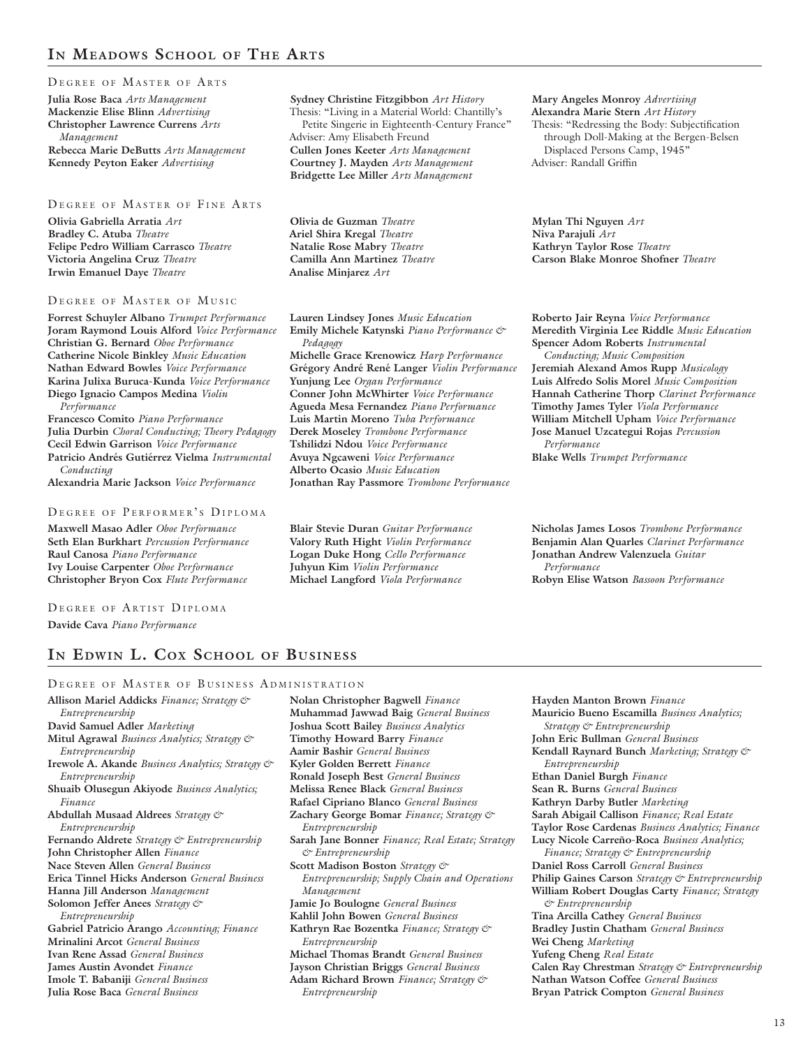## In Meadows School of The Arts

### Degree of Master of Arts

**Julia Rose Baca** *Arts Management*
**Mackenzie Elise Blinn** *Advertising*
**Christopher Lawrence Currens** *Arts Management*
**Rebecca Marie DeButts** *Arts Management*
**Kennedy Peyton Eaker** *Advertising*
**Sydney Christine Fitzgibbon** *Art History*
Thesis: "Living in a Material World: Chantilly's Petite Singerie in Eighteenth-Century France"
Adviser: Amy Elisabeth Freund
**Cullen Jones Keeter** *Arts Management*
**Courtney J. Mayden** *Arts Management*
**Bridgette Lee Miller** *Arts Management*
**Mary Angeles Monroy** *Advertising*
**Alexandra Marie Stern** *Art History*
Thesis: "Redressing the Body: Subjectification through Doll-Making at the Bergen-Belsen Displaced Persons Camp, 1945"
Adviser: Randall Griffin

### Degree of Master of Fine Arts

**Olivia Gabriella Arratia** *Art*
**Bradley C. Atuba** *Theatre*
**Felipe Pedro William Carrasco** *Theatre*
**Victoria Angelina Cruz** *Theatre*
**Irwin Emanuel Daye** *Theatre*
**Olivia de Guzman** *Theatre*
**Ariel Shira Kregal** *Theatre*
**Natalie Rose Mabry** *Theatre*
**Camilla Ann Martinez** *Theatre*
**Analise Minjarez** *Art*
**Mylan Thi Nguyen** *Art*
**Niva Parajuli** *Art*
**Kathryn Taylor Rose** *Theatre*
**Carson Blake Monroe Shofner** *Theatre*

### Degree of Master of Music

**Forrest Schuyler Albano** *Trumpet Performance*
**Joram Raymond Louis Alford** *Voice Performance*
**Christian G. Bernard** *Oboe Performance*
**Catherine Nicole Binkley** *Music Education*
**Nathan Edward Bowles** *Voice Performance*
**Karina Julixa Buruca-Kunda** *Voice Performance*
**Diego Ignacio Campos Medina** *Violin Performance*
**Francesco Comito** *Piano Performance*
**Julia Durbin** *Choral Conducting; Theory Pedagogy*
**Cecil Edwin Garrison** *Voice Performance*
**Patricio Andrés Gutiérrez Vielma** *Instrumental Conducting*
**Alexandria Marie Jackson** *Voice Performance*
**Lauren Lindsey Jones** *Music Education*
**Emily Michele Katynski** *Piano Performance & Pedagogy*
**Michelle Grace Krenowicz** *Harp Performance*
**Grégory André René Langer** *Violin Performance*
**Yunjung Lee** *Organ Performance*
**Conner John McWhirter** *Voice Performance*
**Agueda Mesa Fernandez** *Piano Performance*
**Luis Martin Moreno** *Tuba Performance*
**Derek Moseley** *Trombone Performance*
**Tshilidzi Ndou** *Voice Performance*
**Avuya Ngcaweni** *Voice Performance*
**Alberto Ocasio** *Music Education*
**Jonathan Ray Passmore** *Trombone Performance*
**Roberto Jair Reyna** *Voice Performance*
**Meredith Virginia Lee Riddle** *Music Education*
**Spencer Adom Roberts** *Instrumental Conducting; Music Composition*
**Jeremiah Alexand Amos Rupp** *Musicology*
**Luis Alfredo Solis Morel** *Music Composition*
**Hannah Catherine Thorp** *Clarinet Performance*
**Timothy James Tyler** *Viola Performance*
**William Mitchell Upham** *Voice Performance*
**Jose Manuel Uzcategui Rojas** *Percussion Performance*
**Blake Wells** *Trumpet Performance*

### Degree of Performer's Diploma

**Maxwell Masao Adler** *Oboe Performance*
**Seth Elan Burkhart** *Percussion Performance*
**Raul Canosa** *Piano Performance*
**Ivy Louise Carpenter** *Oboe Performance*
**Christopher Bryon Cox** *Flute Performance*
**Blair Stevie Duran** *Guitar Performance*
**Valory Ruth Hight** *Violin Performance*
**Logan Duke Hong** *Cello Performance*
**Juhyun Kim** *Violin Performance*
**Michael Langford** *Viola Performance*
**Nicholas James Losos** *Trombone Performance*
**Benjamin Alan Quarles** *Clarinet Performance*
**Jonathan Andrew Valenzuela** *Guitar Performance*
**Robyn Elise Watson** *Bassoon Performance*

### Degree of Artist Diploma

**Davide Cava** *Piano Performance*

## In Edwin L. Cox School of Business

### Degree of Master of Business Administration

**Allison Mariel Addicks** *Finance; Strategy & Entrepreneurship*
**David Samuel Adler** *Marketing*
**Mitul Agrawal** *Business Analytics; Strategy & Entrepreneurship*
**Irewole A. Akande** *Business Analytics; Strategy & Entrepreneurship*
**Shuaib Olusegun Akiyode** *Business Analytics; Finance*
**Abdullah Musaad Aldrees** *Strategy & Entrepreneurship*
**Fernando Aldrete** *Strategy & Entrepreneurship*
**John Christopher Allen** *Finance*
**Nace Steven Allen** *General Business*
**Erica Tinnel Hicks Anderson** *General Business*
**Hanna Jill Anderson** *Management*
**Solomon Jeffer Anees** *Strategy & Entrepreneurship*
**Gabriel Patricio Arango** *Accounting; Finance*
**Mrinalini Arcot** *General Business*
**Ivan Rene Assad** *General Business*
**James Austin Avondet** *Finance*
**Imole T. Babaniji** *General Business*
**Julia Rose Baca** *General Business*
**Nolan Christopher Bagwell** *Finance*
**Muhammad Jawwad Baig** *General Business*
**Joshua Scott Bailey** *Business Analytics*
**Timothy Howard Barry** *Finance*
**Aamir Bashir** *General Business*
**Kyler Golden Berrett** *Finance*
**Ronald Joseph Best** *General Business*
**Melissa Renee Black** *General Business*
**Rafael Cipriano Blanco** *General Business*
**Zachary George Bomar** *Finance; Strategy & Entrepreneurship*
**Sarah Jane Bonner** *Finance; Real Estate; Strategy & Entrepreneurship*
**Scott Madison Boston** *Strategy & Entrepreneurship; Supply Chain and Operations Management*
**Jamie Jo Boulogne** *General Business*
**Kahlil John Bowen** *General Business*
**Kathryn Rae Bozentka** *Finance; Strategy & Entrepreneurship*
**Michael Thomas Brandt** *General Business*
**Jayson Christian Briggs** *General Business*
**Adam Richard Brown** *Finance; Strategy & Entrepreneurship*
**Hayden Manton Brown** *Finance*
**Mauricio Bueno Escamilla** *Business Analytics; Strategy & Entrepreneurship*
**John Eric Bullman** *General Business*
**Kendall Raynard Bunch** *Marketing; Strategy & Entrepreneurship*
**Ethan Daniel Burgh** *Finance*
**Sean R. Burns** *General Business*
**Kathryn Darby Butler** *Marketing*
**Sarah Abigail Callison** *Finance; Real Estate*
**Taylor Rose Cardenas** *Business Analytics; Finance*
**Lucy Nicole Carreño-Roca** *Business Analytics; Finance; Strategy & Entrepreneurship*
**Daniel Ross Carroll** *General Business*
**Philip Gaines Carson** *Strategy & Entrepreneurship*
**William Robert Douglas Carty** *Finance; Strategy & Entrepreneurship*
**Tina Arcilla Cathey** *General Business*
**Bradley Justin Chatham** *General Business*
**Wei Cheng** *Marketing*
**Yufeng Cheng** *Real Estate*
**Calen Ray Chrestman** *Strategy & Entrepreneurship*
**Nathan Watson Coffee** *General Business*
**Bryan Patrick Compton** *General Business*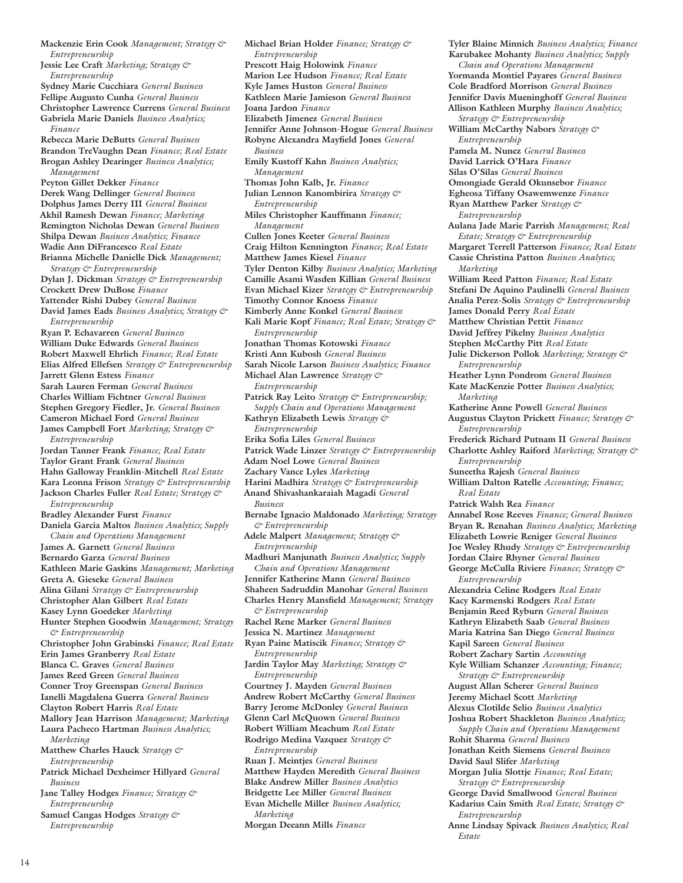**Mackenzie Erin Cook** *Management; Strategy & Entrepreneurship*
**Jessie Lee Craft** *Marketing; Strategy & Entrepreneurship*
**Sydney Marie Cucchiara** *General Business*
**Fellipe Augusto Cunha** *General Business*
**Christopher Lawrence Currens** *General Business*
**Gabriela Marie Daniels** *Business Analytics; Finance*
**Rebecca Marie DeButts** *General Business*
**Brandon TreVaughn Dean** *Finance; Real Estate*
**Brogan Ashley Dearinger** *Business Analytics; Management*
**Peyton Gillet Dekker** *Finance*
**Derek Wang Dellinger** *General Business*
**Dolphus James Derry III** *General Business*
**Akhil Ramesh Dewan** *Finance; Marketing*
**Remington Nicholas Dewan** *General Business*
**Shilpa Dewan** *Business Analytics; Finance*
**Wadie Ann DiFrancesco** *Real Estate*
**Brianna Michelle Danielle Dick** *Management; Strategy & Entrepreneurship*
**Dylan J. Dickman** *Strategy & Entrepreneurship*
**Crockett Drew DuBose** *Finance*
**Yattender Rishi Dubey** *General Business*
**David James Eads** *Business Analytics; Strategy & Entrepreneurship*
**Ryan P. Echavarren** *General Business*
**William Duke Edwards** *General Business*
**Robert Maxwell Ehrlich** *Finance; Real Estate*
**Elias Alfred Ellefsen** *Strategy & Entrepreneurship*
**Jarrett Glenn Estess** *Finance*
**Sarah Lauren Ferman** *General Business*
**Charles William Fichtner** *General Business*
**Stephen Gregory Fiedler, Jr.** *General Business*
**Cameron Michael Ford** *General Business*
**James Campbell Fort** *Marketing; Strategy & Entrepreneurship*
**Jordan Tanner Frank** *Finance; Real Estate*
**Taylor Grant Frank** *General Business*
**Hahn Galloway Franklin-Mitchell** *Real Estate*
**Kara Leonna Frison** *Strategy & Entrepreneurship*
**Jackson Charles Fuller** *Real Estate; Strategy & Entrepreneurship*
**Bradley Alexander Furst** *Finance*
**Daniela Garcia Maltos** *Business Analytics; Supply Chain and Operations Management*
**James A. Garnett** *General Business*
**Bernardo Garza** *General Business*
**Kathleen Marie Gaskins** *Management; Marketing*
**Greta A. Gieseke** *General Business*
**Alina Gilani** *Strategy & Entrepreneurship*
**Christopher Alan Gilbert** *Real Estate*
**Kasey Lynn Goedeker** *Marketing*
**Hunter Stephen Goodwin** *Management; Strategy & Entrepreneurship*
**Christopher John Grabinski** *Finance; Real Estate*
**Erin James Granberry** *Real Estate*
**Blanca C. Graves** *General Business*
**James Reed Green** *General Business*
**Conner Troy Greenspan** *General Business*
**Ianelli Magdalena Guerra** *General Business*
**Clayton Robert Harris** *Real Estate*
**Mallory Jean Harrison** *Management; Marketing*
**Laura Pacheco Hartman** *Business Analytics; Marketing*
**Matthew Charles Hauck** *Strategy & Entrepreneurship*
**Patrick Michael Dexheimer Hillyard** *General Business*
**Jane Talley Hodges** *Finance; Strategy & Entrepreneurship*
**Samuel Cangas Hodges** *Strategy & Entrepreneurship*
**Michael Brian Holder** *Finance; Strategy & Entrepreneurship*
**Prescott Haig Holowink** *Finance*
**Marion Lee Hudson** *Finance; Real Estate*
**Kyle James Huston** *General Business*
**Kathleen Marie Jamieson** *General Business*
**Joana Jardon** *Finance*
**Elizabeth Jimenez** *General Business*
**Jennifer Anne Johnson-Hogue** *General Business*
**Robyne Alexandra Mayfield Jones** *General Business*
**Emily Kustoff Kahn** *Business Analytics; Management*
**Thomas John Kalb, Jr.** *Finance*
**Julian Lennon Kanombirira** *Strategy & Entrepreneurship*
**Miles Christopher Kauffmann** *Finance; Management*
**Cullen Jones Keeter** *General Business*
**Craig Hilton Kennington** *Finance; Real Estate*
**Matthew James Kiesel** *Finance*
**Tyler Denton Kilby** *Business Analytics; Marketing*
**Camille Asami Wasden Killian** *General Business*
**Evan Michael Kizer** *Strategy & Entrepreneurship*
**Timothy Connor Knoess** *Finance*
**Kimberly Anne Konkel** *General Business*
**Kali Marie Kopf** *Finance; Real Estate; Strategy & Entrepreneurship*
**Jonathan Thomas Kotowski** *Finance*
**Kristi Ann Kubosh** *General Business*
**Sarah Nicole Larson** *Business Analytics; Finance*
**Michael Alan Lawrence** *Strategy & Entrepreneurship*
**Patrick Ray Leito** *Strategy & Entrepreneurship; Supply Chain and Operations Management*
**Kathryn Elizabeth Lewis** *Strategy & Entrepreneurship*
**Erika Sofia Liles** *General Business*
**Patrick Wade Linzer** *Strategy & Entrepreneurship*
**Adam Noel Lowe** *General Business*
**Zachary Vance Lyles** *Marketing*
**Harini Madhira** *Strategy & Entrepreneurship*
**Anand Shivashankaraiah Magadi** *General Business*
**Bernabe Ignacio Maldonado** *Marketing; Strategy & Entrepreneurship*
**Adele Malpert** *Management; Strategy & Entrepreneurship*
**Madhuri Manjunath** *Business Analytics; Supply Chain and Operations Management*
**Jennifer Katherine Mann** *General Business*
**Shaheen Sadruddin Manohar** *General Business*
**Charles Henry Mansfield** *Management; Strategy & Entrepreneurship*
**Rachel Rene Marker** *General Business*
**Jessica N. Martinez** *Management*
**Ryan Paine Matiscik** *Finance; Strategy & Entrepreneurship*
**Jardin Taylor May** *Marketing; Strategy & Entrepreneurship*
**Courtney J. Mayden** *General Business*
**Andrew Robert McCarthy** *General Business*
**Barry Jerome McDonley** *General Business*
**Glenn Carl McQuown** *General Business*
**Robert William Meachum** *Real Estate*
**Rodrigo Medina Vazquez** *Strategy & Entrepreneurship*
**Ruan J. Meintjes** *General Business*
**Matthew Hayden Meredith** *General Business*
**Blake Andrew Miller** *Business Analytics*
**Bridgette Lee Miller** *General Business*
**Evan Michelle Miller** *Business Analytics; Marketing*
**Morgan Deeann Mills** *Finance*
**Tyler Blaine Minnich** *Business Analytics; Finance*
**Karubakee Mohanty** *Business Analytics; Supply Chain and Operations Management*
**Yormanda Montiel Payares** *General Business*
**Cole Bradford Morrison** *General Business*
**Jennifer Davis Mueninghoff** *General Business*
**Allison Kathleen Murphy** *Business Analytics; Strategy & Entrepreneurship*
**William McCarthy Nabors** *Strategy & Entrepreneurship*
**Pamela M. Nunez** *General Business*
**David Larrick O'Hara** *Finance*
**Silas O'Silas** *General Business*
**Omongiade Gerald Okunsebor** *Finance*
**Egheosa Tiffany Osawemwenze** *Finance*
**Ryan Matthew Parker** *Strategy & Entrepreneurship*
**Aulana Jade Marie Parrish** *Management; Real Estate; Strategy & Entrepreneurship*
**Margaret Terrell Patterson** *Finance; Real Estate*
**Cassie Christina Patton** *Business Analytics; Marketing*
**William Reed Patton** *Finance; Real Estate*
**Stefani De Aquino Paulinelli** *General Business*
**Analia Perez-Solis** *Strategy & Entrepreneurship*
**James Donald Perry** *Real Estate*
**Matthew Christian Pettit** *Finance*
**David Jeffrey Pikelny** *Business Analytics*
**Stephen McCarthy Pitt** *Real Estate*
**Julie Dickerson Pollok** *Marketing; Strategy & Entrepreneurship*
**Heather Lynn Pondrom** *General Business*
**Kate MacKenzie Potter** *Business Analytics; Marketing*
**Katherine Anne Powell** *General Business*
**Augustus Clayton Prickett** *Finance; Strategy & Entrepreneurship*
**Frederick Richard Putnam II** *General Business*
**Charlotte Ashley Raiford** *Marketing; Strategy & Entrepreneurship*
**Suneetha Rajesh** *General Business*
**William Dalton Ratelle** *Accounting; Finance; Real Estate*
**Patrick Walsh Rea** *Finance*
**Annabel Rose Reeves** *Finance; General Business*
**Bryan R. Renahan** *Business Analytics; Marketing*
**Elizabeth Lowrie Reniger** *General Business*
**Joe Wesley Rhudy** *Strategy & Entrepreneurship*
**Jordan Claire Rhyner** *General Business*
**George McCulla Riviere** *Finance; Strategy & Entrepreneurship*
**Alexandria Celine Rodgers** *Real Estate*
**Kacy Karmenski Rodgers** *Real Estate*
**Benjamin Reed Ryburn** *General Business*
**Kathryn Elizabeth Saab** *General Business*
**Maria Katrina San Diego** *General Business*
**Kapil Sareen** *General Business*
**Robert Zachary Sartin** *Accounting*
**Kyle William Schanzer** *Accounting; Finance; Strategy & Entrepreneurship*
**August Allan Scherer** *General Business*
**Jeremy Michael Scott** *Marketing*
**Alexus Clotilde Selio** *Business Analytics*
**Joshua Robert Shackleton** *Business Analytics; Supply Chain and Operations Management*
**Rohit Sharma** *General Business*
**Jonathan Keith Siemens** *General Business*
**David Saul Slifer** *Marketing*
**Morgan Julia Slottje** *Finance; Real Estate; Strategy & Entrepreneurship*
**George David Smallwood** *General Business*
**Kadarius Cain Smith** *Real Estate; Strategy & Entrepreneurship*
**Anne Lindsay Spivack** *Business Analytics; Real Estate*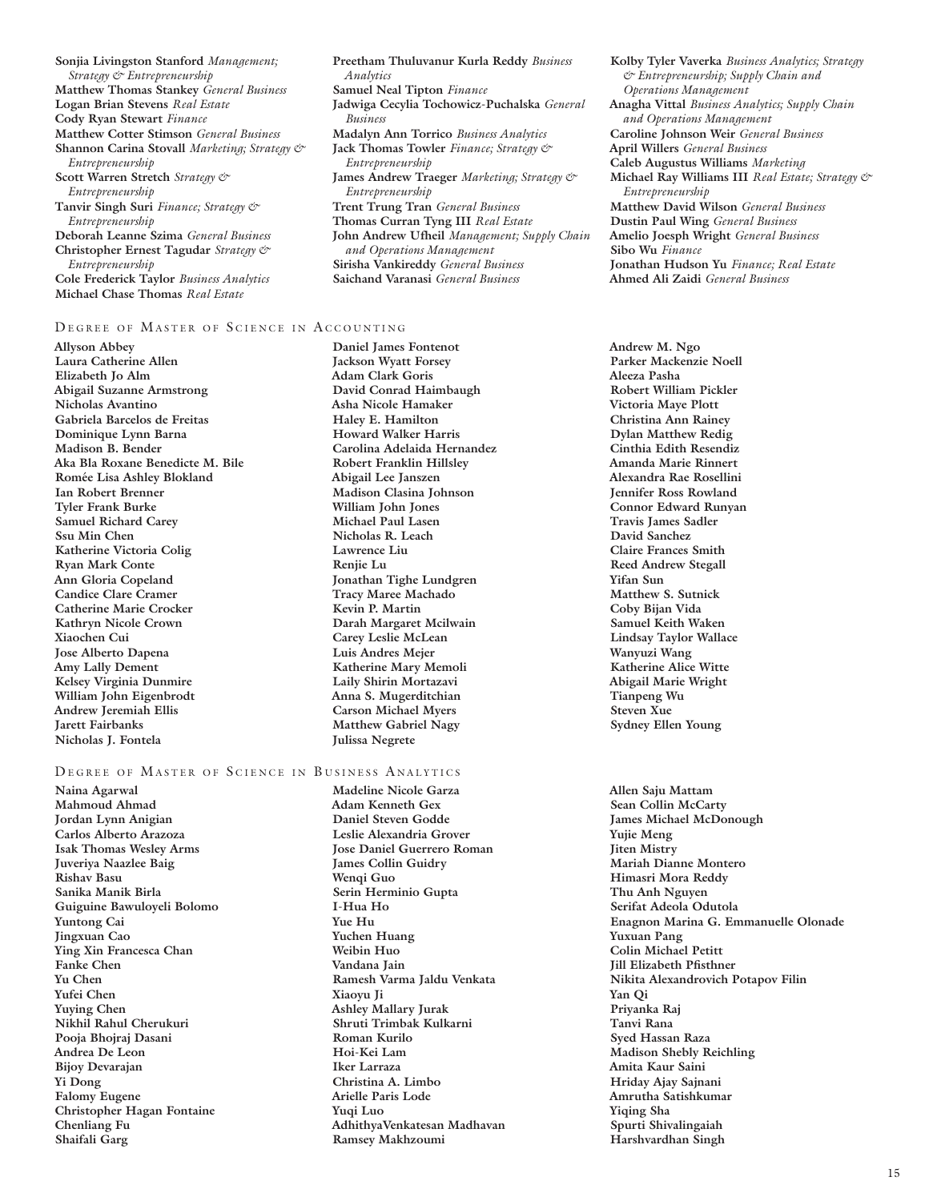**Sonjia Livingston Stanford** *Management; Strategy & Entrepreneurship*
**Matthew Thomas Stankey** *General Business*
**Logan Brian Stevens** *Real Estate*
**Cody Ryan Stewart** *Finance*
**Matthew Cotter Stimson** *General Business*
**Shannon Carina Stovall** *Marketing; Strategy & Entrepreneurship*
**Scott Warren Stretch** *Strategy & Entrepreneurship*
**Tanvir Singh Suri** *Finance; Strategy & Entrepreneurship*
**Deborah Leanne Szima** *General Business*
**Christopher Ernest Tagudar** *Strategy & Entrepreneurship*
**Cole Frederick Taylor** *Business Analytics*
**Michael Chase Thomas** *Real Estate*
**Preetham Thuluvanur Kurla Reddy** *Business Analytics*
**Samuel Neal Tipton** *Finance*
**Jadwiga Cecylia Tochowicz-Puchalska** *General Business*
**Madalyn Ann Torrico** *Business Analytics*
**Jack Thomas Towler** *Finance; Strategy & Entrepreneurship*
**James Andrew Traeger** *Marketing; Strategy & Entrepreneurship*
**Trent Trung Tran** *General Business*
**Thomas Curran Tyng III** *Real Estate*
**John Andrew Ufheil** *Management; Supply Chain and Operations Management*
**Sirisha Vankireddy** *General Business*
**Saichand Varanasi** *General Business*
**Kolby Tyler Vaverka** *Business Analytics; Strategy & Entrepreneurship; Supply Chain and Operations Management*
**Anagha Vittal** *Business Analytics; Supply Chain and Operations Management*
**Caroline Johnson Weir** *General Business*
**April Willers** *General Business*
**Caleb Augustus Williams** *Marketing*
**Michael Ray Williams III** *Real Estate; Strategy & Entrepreneurship*
**Matthew David Wilson** *General Business*
**Dustin Paul Wing** *General Business*
**Amelio Joesph Wright** *General Business*
**Sibo Wu** *Finance*
**Jonathan Hudson Yu** *Finance; Real Estate*
**Ahmed Ali Zaidi** *General Business*

## Degree of Master of Science in Accounting

**Allyson Abbey**
**Laura Catherine Allen**
**Elizabeth Jo Alm**
**Abigail Suzanne Armstrong**
**Nicholas Avantino**
**Gabriela Barcelos de Freitas**
**Dominique Lynn Barna**
**Madison B. Bender**
**Aka Bla Roxane Benedicte M. Bile**
**Romée Lisa Ashley Blokland**
**Ian Robert Brenner**
**Tyler Frank Burke**
**Samuel Richard Carey**
**Ssu Min Chen**
**Katherine Victoria Colig**
**Ryan Mark Conte**
**Ann Gloria Copeland**
**Candice Clare Cramer**
**Catherine Marie Crocker**
**Kathryn Nicole Crown**
**Xiaochen Cui**
**Jose Alberto Dapena**
**Amy Lally Dement**
**Kelsey Virginia Dunmire**
**William John Eigenbrodt**
**Andrew Jeremiah Ellis**
**Jarett Fairbanks**
**Nicholas J. Fontela**
**Daniel James Fontenot**
**Jackson Wyatt Forsey**
**Adam Clark Goris**
**David Conrad Haimbaugh**
**Asha Nicole Hamaker**
**Haley E. Hamilton**
**Howard Walker Harris**
**Carolina Adelaida Hernandez**
**Robert Franklin Hillsley**
**Abigail Lee Janszen**
**Madison Clasina Johnson**
**William John Jones**
**Michael Paul Lasen**
**Nicholas R. Leach**
**Lawrence Liu**
**Renjie Lu**
**Jonathan Tighe Lundgren**
**Tracy Maree Machado**
**Kevin P. Martin**
**Darah Margaret Mcilwain**
**Carey Leslie McLean**
**Luis Andres Mejer**
**Katherine Mary Memoli**
**Laily Shirin Mortazavi**
**Anna S. Mugerditchian**
**Carson Michael Myers**
**Matthew Gabriel Nagy**
**Julissa Negrete**
**Andrew M. Ngo**
**Parker Mackenzie Noell**
**Aleeza Pasha**
**Robert William Pickler**
**Victoria Maye Plott**
**Christina Ann Rainey**
**Dylan Matthew Redig**
**Cinthia Edith Resendiz**
**Amanda Marie Rinnert**
**Alexandra Rae Rosellini**
**Jennifer Ross Rowland**
**Connor Edward Runyan**
**Travis James Sadler**
**David Sanchez**
**Claire Frances Smith**
**Reed Andrew Stegall**
**Yifan Sun**
**Matthew S. Sutnick**
**Coby Bijan Vida**
**Samuel Keith Waken**
**Lindsay Taylor Wallace**
**Wanyuzi Wang**
**Katherine Alice Witte**
**Abigail Marie Wright**
**Tianpeng Wu**
**Steven Xue**
**Sydney Ellen Young**

## Degree of Master of Science in Business Analytics

**Naina Agarwal**
**Mahmoud Ahmad**
**Jordan Lynn Anigian**
**Carlos Alberto Arazoza**
**Isak Thomas Wesley Arms**
**Juveriya Naazlee Baig**
**Rishav Basu**
**Sanika Manik Birla**
**Guiguine Bawuloyeli Bolomo**
**Yuntong Cai**
**Jingxuan Cao**
**Ying Xin Francesca Chan**
**Fanke Chen**
**Yu Chen**
**Yufei Chen**
**Yuying Chen**
**Nikhil Rahul Cherukuri**
**Pooja Bhojraj Dasani**
**Andrea De Leon**
**Bijoy Devarajan**
**Yi Dong**
**Falomy Eugene**
**Christopher Hagan Fontaine**
**Chenliang Fu**
**Shaifali Garg**
**Madeline Nicole Garza**
**Adam Kenneth Gex**
**Daniel Steven Godde**
**Leslie Alexandria Grover**
**Jose Daniel Guerrero Roman**
**James Collin Guidry**
**Wenqi Guo**
**Serin Herminio Gupta**
**I-Hua Ho**
**Yue Hu**
**Yuchen Huang**
**Weibin Huo**
**Vandana Jain**
**Ramesh Varma Jaldu Venkata**
**Xiaoyu Ji**
**Ashley Mallary Jurak**
**Shruti Trimbak Kulkarni**
**Roman Kurilo**
**Hoi-Kei Lam**
**Iker Larraza**
**Christina A. Limbo**
**Arielle Paris Lode**
**Yuqi Luo**
**AdhithyaVenkatesan Madhavan**
**Ramsey Makhzoumi**
**Allen Saju Mattam**
**Sean Collin McCarty**
**James Michael McDonough**
**Yujie Meng**
**Jiten Mistry**
**Mariah Dianne Montero**
**Himasri Mora Reddy**
**Thu Anh Nguyen**
**Serifat Adeola Odutola**
**Enagnon Marina G. Emmanuelle Olonade**
**Yuxuan Pang**
**Colin Michael Petitt**
**Jill Elizabeth Pfisthner**
**Nikita Alexandrovich Potapov Filin**
**Yan Qi**
**Priyanka Raj**
**Tanvi Rana**
**Syed Hassan Raza**
**Madison Shebly Reichling**
**Amita Kaur Saini**
**Hriday Ajay Sajnani**
**Amrutha Satishkumar**
**Yiqing Sha**
**Spurti Shivalingaiah**
**Harshvardhan Singh**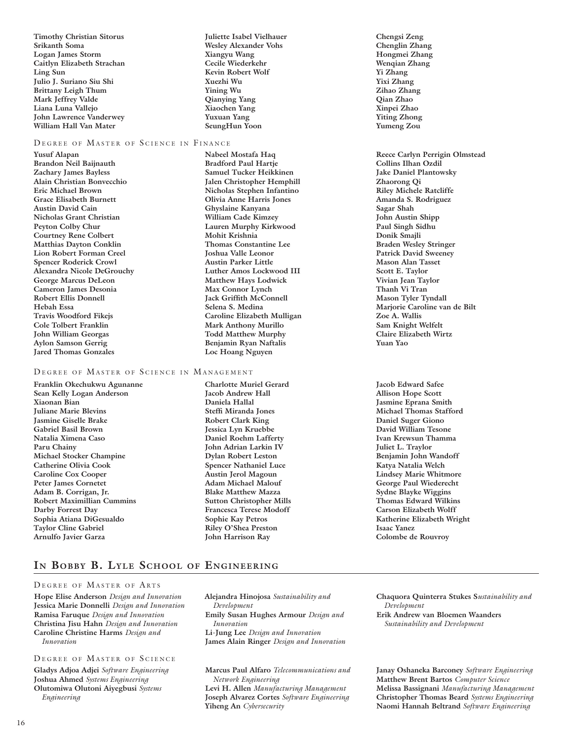Timothy Christian Sitorus
Srikanth Soma
Logan James Storm
Caitlyn Elizabeth Strachan
Ling Sun
Julio J. Suriano Siu Shi
Brittany Leigh Thum
Mark Jeffrey Valde
Liana Luna Vallejo
John Lawrence Vanderwey
William Hall Van Mater
Juliette Isabel Vielhauer
Wesley Alexander Vohs
Xiangyu Wang
Cecile Wiederkehr
Kevin Robert Wolf
Xuezhi Wu
Yining Wu
Qianying Yang
Xiaochen Yang
Yuxuan Yang
SeungHun Yoon
Chengsi Zeng
Chenglin Zhang
Hongmei Zhang
Wenqian Zhang
Yi Zhang
Yixi Zhang
Zihao Zhang
Qian Zhao
Xinpei Zhao
Yiting Zhong
Yumeng Zou

### Degree of Master of Science in Finance

Yusuf Alapan
Brandon Neil Baijnauth
Zachary James Bayless
Alain Christian Bonvecchio
Eric Michael Brown
Grace Elisabeth Burnett
Austin David Cain
Nicholas Grant Christian
Peyton Colby Chur
Courtney Rene Colbert
Matthias Dayton Conklin
Lion Robert Forman Creel
Spencer Roderick Crowl
Alexandra Nicole DeGrouchy
George Marcus DeLeon
Cameron James Desonia
Robert Ellis Donnell
Hebah Essa
Travis Woodford Fikejs
Cole Tolbert Franklin
John William Georgas
Aylon Samson Gerrig
Jared Thomas Gonzales
Nabeel Mostafa Haq
Bradford Paul Hartje
Samuel Tucker Heikkinen
Jalen Christopher Hemphill
Nicholas Stephen Infantino
Olivia Anne Harris Jones
Ghyslaine Kanyana
William Cade Kimzey
Lauren Murphy Kirkwood
Mohit Krishnia
Thomas Constantine Lee
Joshua Valle Leonor
Austin Parker Little
Luther Amos Lockwood III
Matthew Hays Lodwick
Max Connor Lynch
Jack Griffith McConnell
Selena S. Medina
Caroline Elizabeth Mulligan
Mark Anthony Murillo
Todd Matthew Murphy
Benjamin Ryan Naftalis
Loc Hoang Nguyen
Reece Carlyn Perrigin Olmstead
Collins Ilhan Ozdil
Jake Daniel Plantowsky
Zhaorong Qi
Riley Michele Ratcliffe
Amanda S. Rodriguez
Sagar Shah
John Austin Shipp
Paul Singh Sidhu
Donik Smajli
Braden Wesley Stringer
Patrick David Sweeney
Mason Alan Tasset
Scott E. Taylor
Vivian Jean Taylor
Thanh Vi Tran
Mason Tyler Tyndall
Marjorie Caroline van de Bilt
Zoe A. Wallis
Sam Knight Welfelt
Claire Elizabeth Wirtz
Yuan Yao

### Degree of Master of Science in Management

Franklin Okechukwu Agunanne
Sean Kelly Logan Anderson
Xiaonan Bian
Juliane Marie Blevins
Jasmine Giselle Brake
Gabriel Basil Brown
Natalia Ximena Caso
Paru Chainy
Michael Stocker Champine
Catherine Olivia Cook
Caroline Cox Cooper
Peter James Cornetet
Adam B. Corrigan, Jr.
Robert Maximillian Cummins
Darby Forrest Day
Sophia Atiana DiGesualdo
Taylor Cline Gabriel
Arnulfo Javier Garza
Charlotte Muriel Gerard
Jacob Andrew Hall
Daniela Hallal
Steffi Miranda Jones
Robert Clark King
Jessica Lyn Kruebbe
Daniel Roehm Lafferty
John Adrian Larkin IV
Dylan Robert Leston
Spencer Nathaniel Luce
Austin Jerol Magoun
Adam Michael Malouf
Blake Matthew Mazza
Sutton Christopher Mills
Francesca Terese Modoff
Sophie Kay Petros
Riley O'Shea Preston
John Harrison Ray
Jacob Edward Safee
Allison Hope Scott
Jasmine Eprana Smith
Michael Thomas Stafford
Daniel Suger Giono
David William Tesone
Ivan Krewsun Thamma
Juliet L. Traylor
Benjamin John Wandoff
Katya Natalia Welch
Lindsey Marie Whitmore
George Paul Wiederecht
Sydne Blayke Wiggins
Thomas Edward Wilkins
Carson Elizabeth Wolff
Katherine Elizabeth Wright
Isaac Yanez
Colombe de Rouvroy

## In Bobby B. Lyle School of Engineering

### Degree of Master of Arts

**Hope Elise Anderson** *Design and Innovation*
**Jessica Marie Donnelli** *Design and Innovation*
**Ramisa Faruque** *Design and Innovation*
**Christina Jisu Hahn** *Design and Innovation*
**Caroline Christine Harms** *Design and Innovation*
**Alejandra Hinojosa** *Sustainability and Development*
**Emily Susan Hughes Armour** *Design and Innovation*
**Li-Jung Lee** *Design and Innovation*
**James Alain Ringer** *Design and Innovation*
**Chaquora Quinterra Stukes** *Sustainability and Development*
**Erik Andrew van Bloemen Waanders** *Sustainability and Development*

### Degree of Master of Science

**Gladys Adjoa Adjei** *Software Engineering*
**Joshua Ahmed** *Systems Engineering*
**Olutomiwa Olutoni Aiyegbusi** *Systems Engineering*
**Marcus Paul Alfaro** *Telecommunications and Network Engineering*
**Levi H. Allen** *Manufacturing Management*
**Joseph Alvarez Cortes** *Software Engineering*
**Yiheng An** *Cybersecurity*
**Janay Oshaneka Barconey** *Software Engineering*
**Matthew Brent Bartos** *Computer Science*
**Melissa Bassignani** *Manufacturing Management*
**Christopher Thomas Beard** *Systems Engineering*
**Naomi Hannah Beltrand** *Software Engineering*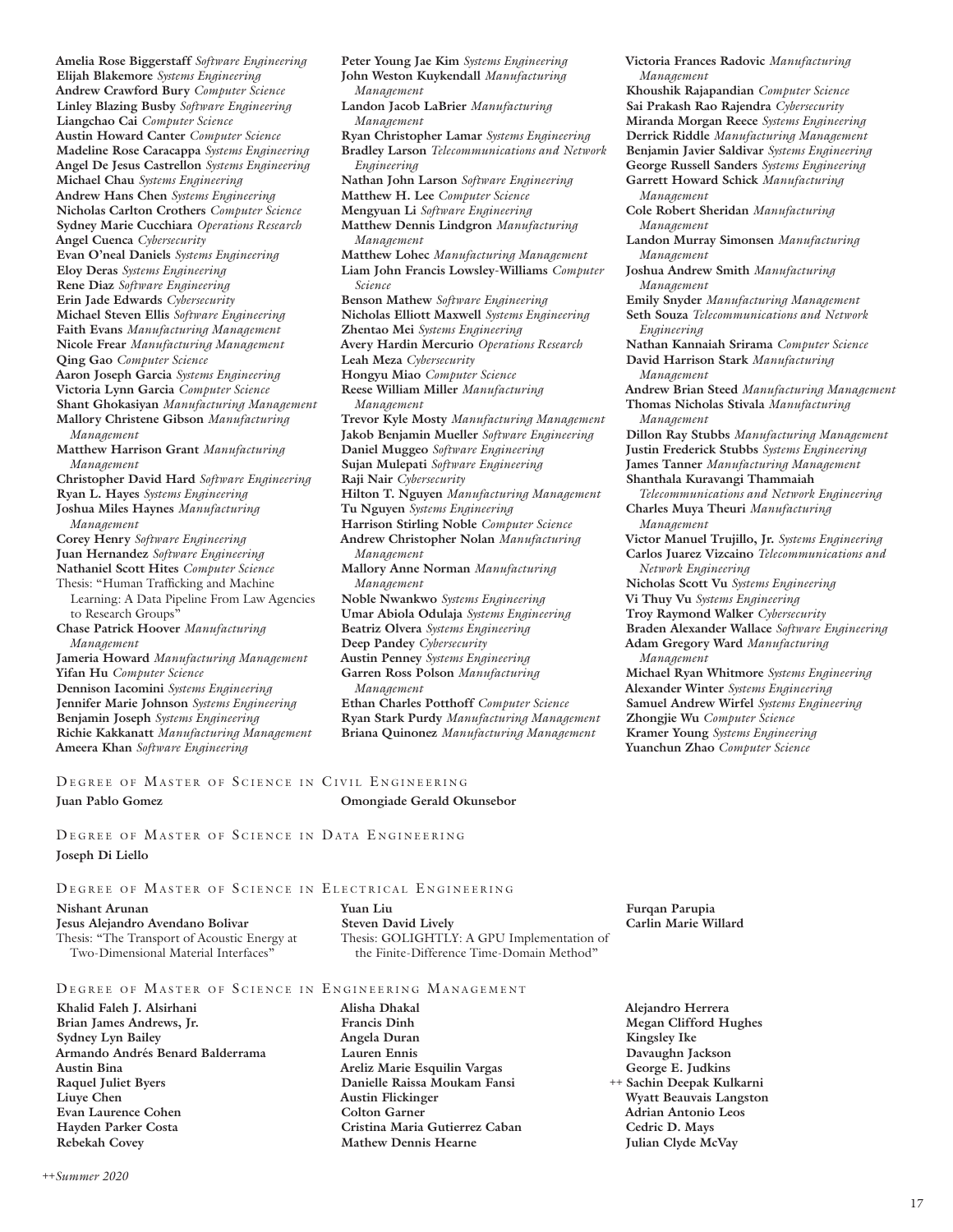**Amelia Rose Biggerstaff** *Software Engineering*
**Elijah Blakemore** *Systems Engineering*
**Andrew Crawford Bury** *Computer Science*
**Linley Blazing Busby** *Software Engineering*
**Liangchao Cai** *Computer Science*
**Austin Howard Canter** *Computer Science*
**Madeline Rose Caracappa** *Systems Engineering*
**Angel De Jesus Castrellon** *Systems Engineering*
**Michael Chau** *Systems Engineering*
**Andrew Hans Chen** *Systems Engineering*
**Nicholas Carlton Crothers** *Computer Science*
**Sydney Marie Cucchiara** *Operations Research*
**Angel Cuenca** *Cybersecurity*
**Evan O'neal Daniels** *Systems Engineering*
**Eloy Deras** *Systems Engineering*
**Rene Diaz** *Software Engineering*
**Erin Jade Edwards** *Cybersecurity*
**Michael Steven Ellis** *Software Engineering*
**Faith Evans** *Manufacturing Management*
**Nicole Frear** *Manufacturing Management*
**Qing Gao** *Computer Science*
**Aaron Joseph Garcia** *Systems Engineering*
**Victoria Lynn Garcia** *Computer Science*
**Shant Ghokasiyan** *Manufacturing Management*
**Mallory Christene Gibson** *Manufacturing Management*
**Matthew Harrison Grant** *Manufacturing Management*
**Christopher David Hard** *Software Engineering*
**Ryan L. Hayes** *Systems Engineering*
**Joshua Miles Haynes** *Manufacturing Management*
**Corey Henry** *Software Engineering*
**Juan Hernandez** *Software Engineering*
**Nathaniel Scott Hites** *Computer Science*
Thesis: "Human Trafficking and Machine Learning: A Data Pipeline From Law Agencies to Research Groups"
**Chase Patrick Hoover** *Manufacturing Management*
**Jameria Howard** *Manufacturing Management*
**Yifan Hu** *Computer Science*
**Dennison Iacomini** *Systems Engineering*
**Jennifer Marie Johnson** *Systems Engineering*
**Benjamin Joseph** *Systems Engineering*
**Richie Kakkanatt** *Manufacturing Management*
**Ameera Khan** *Software Engineering*
**Peter Young Jae Kim** *Systems Engineering*
**John Weston Kuykendall** *Manufacturing Management*
**Landon Jacob LaBrier** *Manufacturing Management*
**Ryan Christopher Lamar** *Systems Engineering*
**Bradley Larson** *Telecommunications and Network Engineering*
**Nathan John Larson** *Software Engineering*
**Matthew H. Lee** *Computer Science*
**Mengyuan Li** *Software Engineering*
**Matthew Dennis Lindgron** *Manufacturing Management*
**Matthew Lohec** *Manufacturing Management*
**Liam John Francis Lowsley-Williams** *Computer Science*
**Benson Mathew** *Software Engineering*
**Nicholas Elliott Maxwell** *Systems Engineering*
**Zhentao Mei** *Systems Engineering*
**Avery Hardin Mercurio** *Operations Research*
**Leah Meza** *Cybersecurity*
**Hongyu Miao** *Computer Science*
**Reese William Miller** *Manufacturing Management*
**Trevor Kyle Mosty** *Manufacturing Management*
**Jakob Benjamin Mueller** *Software Engineering*
**Daniel Muggeo** *Software Engineering*
**Sujan Mulepati** *Software Engineering*
**Raji Nair** *Cybersecurity*
**Hilton T. Nguyen** *Manufacturing Management*
**Tu Nguyen** *Systems Engineering*
**Harrison Stirling Noble** *Computer Science*
**Andrew Christopher Nolan** *Manufacturing Management*
**Mallory Anne Norman** *Manufacturing Management*
**Noble Nwankwo** *Systems Engineering*
**Umar Abiola Odulaja** *Systems Engineering*
**Beatriz Olvera** *Systems Engineering*
**Deep Pandey** *Cybersecurity*
**Austin Penney** *Systems Engineering*
**Garren Ross Polson** *Manufacturing Management*
**Ethan Charles Potthoff** *Computer Science*
**Ryan Stark Purdy** *Manufacturing Management*
**Briana Quinonez** *Manufacturing Management*
**Victoria Frances Radovic** *Manufacturing Management*
**Khoushik Rajapandian** *Computer Science*
**Sai Prakash Rao Rajendra** *Cybersecurity*
**Miranda Morgan Reece** *Systems Engineering*
**Derrick Riddle** *Manufacturing Management*
**Benjamin Javier Saldivar** *Systems Engineering*
**George Russell Sanders** *Systems Engineering*
**Garrett Howard Schick** *Manufacturing Management*
**Cole Robert Sheridan** *Manufacturing Management*
**Landon Murray Simonsen** *Manufacturing Management*
**Joshua Andrew Smith** *Manufacturing Management*
**Emily Snyder** *Manufacturing Management*
**Seth Souza** *Telecommunications and Network Engineering*
**Nathan Kannaiah Srirama** *Computer Science*
**David Harrison Stark** *Manufacturing Management*
**Andrew Brian Steed** *Manufacturing Management*
**Thomas Nicholas Stivala** *Manufacturing Management*
**Dillon Ray Stubbs** *Manufacturing Management*
**Justin Frederick Stubbs** *Systems Engineering*
**James Tanner** *Manufacturing Management*
**Shanthala Kuravangi Thammaiah** *Telecommunications and Network Engineering*
**Charles Muya Theuri** *Manufacturing Management*
**Victor Manuel Trujillo, Jr.** *Systems Engineering*
**Carlos Juarez Vizcaino** *Telecommunications and Network Engineering*
**Nicholas Scott Vu** *Systems Engineering*
**Vi Thuy Vu** *Systems Engineering*
**Troy Raymond Walker** *Cybersecurity*
**Braden Alexander Wallace** *Software Engineering*
**Adam Gregory Ward** *Manufacturing Management*
**Michael Ryan Whitmore** *Systems Engineering*
**Alexander Winter** *Systems Engineering*
**Samuel Andrew Wirfel** *Systems Engineering*
**Zhongjie Wu** *Computer Science*
**Kramer Young** *Systems Engineering*
**Yuanchun Zhao** *Computer Science*

## Degree of Master of Science in Civil Engineering

**Juan Pablo Gomez**
**Omongiade Gerald Okunsebor**

## Degree of Master of Science in Data Engineering

**Joseph Di Liello**

## Degree of Master of Science in Electrical Engineering

**Nishant Arunan**
**Jesus Alejandro Avendano Bolivar**
Thesis: "The Transport of Acoustic Energy at Two-Dimensional Material Interfaces"
**Yuan Liu**
**Steven David Lively**
Thesis: GOLIGHTLY: A GPU Implementation of the Finite-Difference Time-Domain Method"
**Furqan Parupia**
**Carlin Marie Willard**

## Degree of Master of Science in Engineering Management

**Khalid Faleh J. Alsirhani**
**Brian James Andrews, Jr.**
**Sydney Lyn Bailey**
**Armando Andrés Benard Balderrama**
**Austin Bina**
**Raquel Juliet Byers**
**Liuye Chen**
**Evan Laurence Cohen**
**Hayden Parker Costa**
**Rebekah Covey**
**Alisha Dhakal**
**Francis Dinh**
**Angela Duran**
**Lauren Ennis**
**Areliz Marie Esquilin Vargas**
**Danielle Raissa Moukam Fansi**
**Austin Flickinger**
**Colton Garner**
**Cristina Maria Gutierrez Caban**
**Mathew Dennis Hearne**
**Alejandro Herrera**
**Megan Clifford Hughes**
**Kingsley Ike**
**Davaughn Jackson**
**George E. Judkins**
++ **Sachin Deepak Kulkarni**
**Wyatt Beauvais Langston**
**Adrian Antonio Leos**
**Cedric D. Mays**
**Julian Clyde McVay**

*++Summer 2020*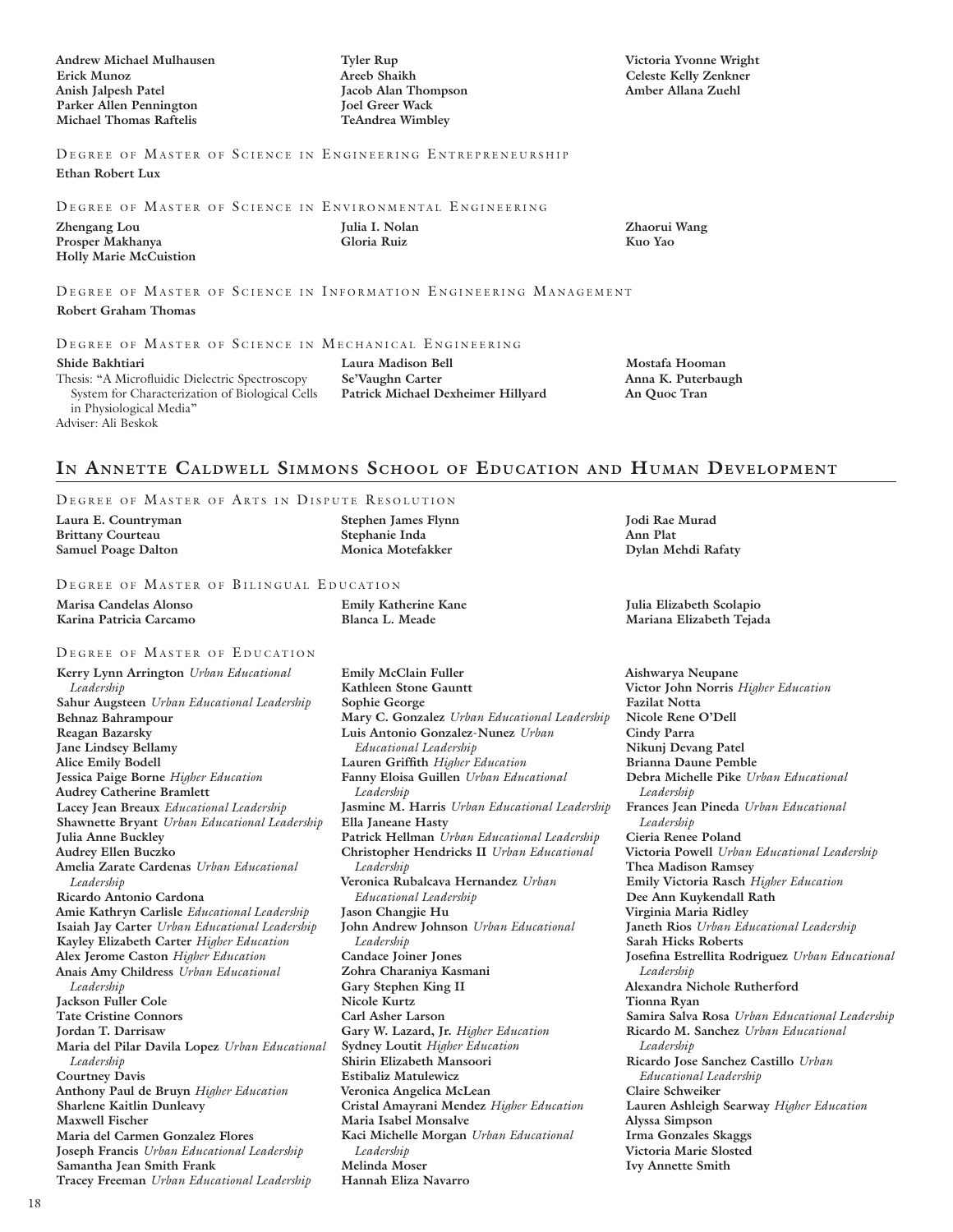Andrew Michael Mulhausen
Erick Munoz
Anish Jalpesh Patel
Parker Allen Pennington
Michael Thomas Raftelis
Tyler Rup
Areeb Shaikh
Jacob Alan Thompson
Joel Greer Wack
TeAndrea Wimbley
Victoria Yvonne Wright
Celeste Kelly Zenkner
Amber Allana Zuehl

### Degree of Master of Science in Engineering Entrepreneurship

Ethan Robert Lux

### Degree of Master of Science in Environmental Engineering

Zhengang Lou
Prosper Makhanya
Holly Marie McCuistion
Julia I. Nolan
Gloria Ruiz
Zhaorui Wang
Kuo Yao

### Degree of Master of Science in Information Engineering Management

Robert Graham Thomas

### Degree of Master of Science in Mechanical Engineering

**Shide Bakhtiari**
Thesis: "A Microfluidic Dielectric Spectroscopy System for Characterization of Biological Cells in Physiological Media"
Adviser: Ali Beskok

Laura Madison Bell
Se'Vaughn Carter
Patrick Michael Dexheimer Hillyard
Mostafa Hooman
Anna K. Puterbaugh
An Quoc Tran

## In Annette Caldwell Simmons School of Education and Human Development

### Degree of Master of Arts in Dispute Resolution

Laura E. Countryman
Brittany Courteau
Samuel Poage Dalton
Stephen James Flynn
Stephanie Inda
Monica Motefakker
Jodi Rae Murad
Ann Plat
Dylan Mehdi Rafaty

### Degree of Master of Bilingual Education

Marisa Candelas Alonso
Karina Patricia Carcamo
Emily Katherine Kane
Blanca L. Meade
Julia Elizabeth Scolapio
Mariana Elizabeth Tejada

### Degree of Master of Education

**Kerry Lynn Arrington** *Urban Educational Leadership*
**Sahur Augsteen** *Urban Educational Leadership*
**Behnaz Bahrampour**
**Reagan Bazarsky**
**Jane Lindsey Bellamy**
**Alice Emily Bodell**
**Jessica Paige Borne** *Higher Education*
**Audrey Catherine Bramlett**
**Lacey Jean Breaux** *Educational Leadership*
**Shawnette Bryant** *Urban Educational Leadership*
**Julia Anne Buckley**
**Audrey Ellen Buczko**
**Amelia Zarate Cardenas** *Urban Educational Leadership*
**Ricardo Antonio Cardona**
**Amie Kathryn Carlisle** *Educational Leadership*
**Isaiah Jay Carter** *Urban Educational Leadership*
**Kayley Elizabeth Carter** *Higher Education*
**Alex Jerome Caston** *Higher Education*
**Anais Amy Childress** *Urban Educational Leadership*
**Jackson Fuller Cole**
**Tate Cristine Connors**
**Jordan T. Darrisaw**
**Maria del Pilar Davila Lopez** *Urban Educational Leadership*
**Courtney Davis**
**Anthony Paul de Bruyn** *Higher Education*
**Sharlene Kaitlin Dunleavy**
**Maxwell Fischer**
**Maria del Carmen Gonzalez Flores**
**Joseph Francis** *Urban Educational Leadership*
**Samantha Jean Smith Frank**
**Tracey Freeman** *Urban Educational Leadership*
**Emily McClain Fuller**
**Kathleen Stone Gauntt**
**Sophie George**
**Mary C. Gonzalez** *Urban Educational Leadership*
**Luis Antonio Gonzalez-Nunez** *Urban Educational Leadership*
**Lauren Griffith** *Higher Education*
**Fanny Eloisa Guillen** *Urban Educational Leadership*
**Jasmine M. Harris** *Urban Educational Leadership*
**Ella Janeane Hasty**
**Patrick Hellman** *Urban Educational Leadership*
**Christopher Hendricks II** *Urban Educational Leadership*
**Veronica Rubalcava Hernandez** *Urban Educational Leadership*
**Jason Changjie Hu**
**John Andrew Johnson** *Urban Educational Leadership*
**Candace Joiner Jones**
**Zohra Charaniya Kasmani**
**Gary Stephen King II**
**Nicole Kurtz**
**Carl Asher Larson**
**Gary W. Lazard, Jr.** *Higher Education*
**Sydney Loutit** *Higher Education*
**Shirin Elizabeth Mansoori**
**Estibaliz Matulewicz**
**Veronica Angelica McLean**
**Cristal Amayrani Mendez** *Higher Education*
**Maria Isabel Monsalve**
**Kaci Michelle Morgan** *Urban Educational Leadership*
**Melinda Moser**
**Hannah Eliza Navarro**
**Aishwarya Neupane**
**Victor John Norris** *Higher Education*
**Fazilat Notta**
**Nicole Rene O'Dell**
**Cindy Parra**
**Nikunj Devang Patel**
**Brianna Daune Pemble**
**Debra Michelle Pike** *Urban Educational Leadership*
**Frances Jean Pineda** *Urban Educational Leadership*
**Cieria Renee Poland**
**Victoria Powell** *Urban Educational Leadership*
**Thea Madison Ramsey**
**Emily Victoria Rasch** *Higher Education*
**Dee Ann Kuykendall Rath**
**Virginia Maria Ridley**
**Janeth Rios** *Urban Educational Leadership*
**Sarah Hicks Roberts**
**Josefina Estrellita Rodriguez** *Urban Educational Leadership*
**Alexandra Nichole Rutherford**
**Tionna Ryan**
**Samira Salva Rosa** *Urban Educational Leadership*
**Ricardo M. Sanchez** *Urban Educational Leadership*
**Ricardo Jose Sanchez Castillo** *Urban Educational Leadership*
**Claire Schweiker**
**Lauren Ashleigh Searway** *Higher Education*
**Alyssa Simpson**
**Irma Gonzales Skaggs**
**Victoria Marie Slosted**
**Ivy Annette Smith**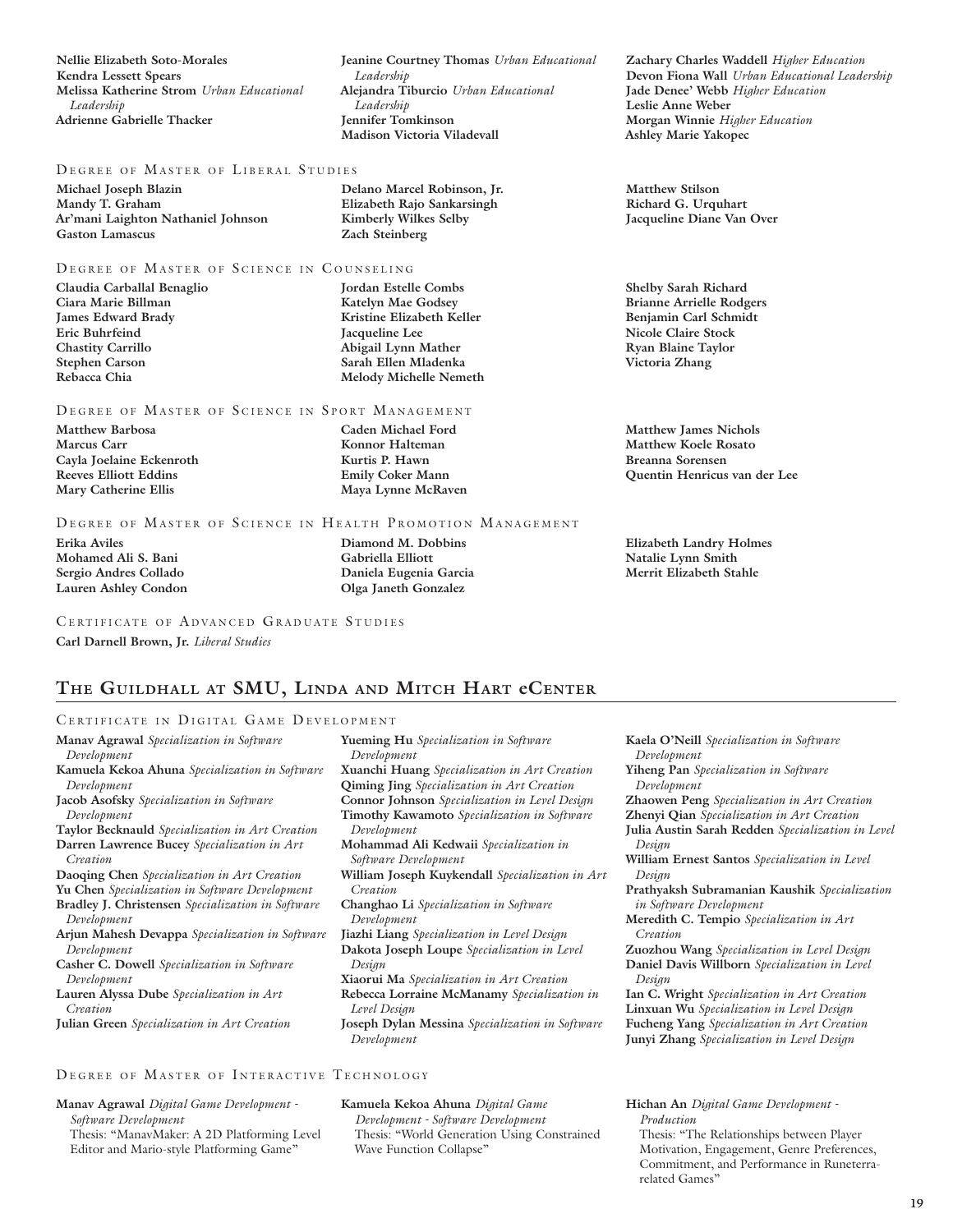**Nellie Elizabeth Soto-Morales**
**Kendra Lessett Spears**
**Melissa Katherine Strom** *Urban Educational Leadership*
**Adrienne Gabrielle Thacker**
**Jeanine Courtney Thomas** *Urban Educational Leadership*
**Alejandra Tiburcio** *Urban Educational Leadership*
**Jennifer Tomkinson**
**Madison Victoria Viladevall**
**Zachary Charles Waddell** *Higher Education*
**Devon Fiona Wall** *Urban Educational Leadership*
**Jade Denee' Webb** *Higher Education*
**Leslie Anne Weber**
**Morgan Winnie** *Higher Education*
**Ashley Marie Yakopec**

DEGREE OF MASTER OF LIBERAL STUDIES

**Michael Joseph Blazin**
**Mandy T. Graham**
**Ar'mani Laighton Nathaniel Johnson**
**Gaston Lamascus**
**Delano Marcel Robinson, Jr.**
**Elizabeth Rajo Sankarsingh**
**Kimberly Wilkes Selby**
**Zach Steinberg**
**Matthew Stilson**
**Richard G. Urquhart**
**Jacqueline Diane Van Over**

DEGREE OF MASTER OF SCIENCE IN COUNSELING

**Claudia Carballal Benaglio**
**Ciara Marie Billman**
**James Edward Brady**
**Eric Buhrfeind**
**Chastity Carrillo**
**Stephen Carson**
**Rebacca Chia**
**Jordan Estelle Combs**
**Katelyn Mae Godsey**
**Kristine Elizabeth Keller**
**Jacqueline Lee**
**Abigail Lynn Mather**
**Sarah Ellen Mladenka**
**Melody Michelle Nemeth**
**Shelby Sarah Richard**
**Brianne Arrielle Rodgers**
**Benjamin Carl Schmidt**
**Nicole Claire Stock**
**Ryan Blaine Taylor**
**Victoria Zhang**

DEGREE OF MASTER OF SCIENCE IN SPORT MANAGEMENT

**Matthew Barbosa**
**Marcus Carr**
**Cayla Joelaine Eckenroth**
**Reeves Elliott Eddins**
**Mary Catherine Ellis**
**Caden Michael Ford**
**Konnor Halteman**
**Kurtis P. Hawn**
**Emily Coker Mann**
**Maya Lynne McRaven**
**Matthew James Nichols**
**Matthew Koele Rosato**
**Breanna Sorensen**
**Quentin Henricus van der Lee**

DEGREE OF MASTER OF SCIENCE IN HEALTH PROMOTION MANAGEMENT

**Erika Aviles**
**Mohamed Ali S. Bani**
**Sergio Andres Collado**
**Lauren Ashley Condon**
**Diamond M. Dobbins**
**Gabriella Elliott**
**Daniela Eugenia Garcia**
**Olga Janeth Gonzalez**
**Elizabeth Landry Holmes**
**Natalie Lynn Smith**
**Merrit Elizabeth Stahle**

CERTIFICATE OF ADVANCED GRADUATE STUDIES

**Carl Darnell Brown, Jr.** *Liberal Studies*

## THE GUILDHALL AT SMU, LINDA AND MITCH HART eCENTER

CERTIFICATE IN DIGITAL GAME DEVELOPMENT

**Manav Agrawal** *Specialization in Software Development*
**Kamuela Kekoa Ahuna** *Specialization in Software Development*
**Jacob Asofsky** *Specialization in Software Development*
**Taylor Becknauld** *Specialization in Art Creation*
**Darren Lawrence Bucey** *Specialization in Art Creation*
**Daoqing Chen** *Specialization in Art Creation*
**Yu Chen** *Specialization in Software Development*
**Bradley J. Christensen** *Specialization in Software Development*
**Arjun Mahesh Devappa** *Specialization in Software Development*
**Casher C. Dowell** *Specialization in Software Development*
**Lauren Alyssa Dube** *Specialization in Art Creation*
**Julian Green** *Specialization in Art Creation*
**Yueming Hu** *Specialization in Software Development*
**Xuanchi Huang** *Specialization in Art Creation*
**Qiming Jing** *Specialization in Art Creation*
**Connor Johnson** *Specialization in Level Design*
**Timothy Kawamoto** *Specialization in Software Development*
**Mohammad Ali Kedwaii** *Specialization in Software Development*
**William Joseph Kuykendall** *Specialization in Art Creation*
**Changhao Li** *Specialization in Software Development*
**Jiazhi Liang** *Specialization in Level Design*
**Dakota Joseph Loupe** *Specialization in Level Design*
**Xiaorui Ma** *Specialization in Art Creation*
**Rebecca Lorraine McManamy** *Specialization in Level Design*
**Joseph Dylan Messina** *Specialization in Software Development*
**Kaela O'Neill** *Specialization in Software Development*
**Yiheng Pan** *Specialization in Software Development*
**Zhaowen Peng** *Specialization in Art Creation*
**Zhenyi Qian** *Specialization in Art Creation*
**Julia Austin Sarah Redden** *Specialization in Level Design*
**William Ernest Santos** *Specialization in Level Design*
**Prathyaksh Subramanian Kaushik** *Specialization in Software Development*
**Meredith C. Tempio** *Specialization in Art Creation*
**Zuozhou Wang** *Specialization in Level Design*
**Daniel Davis Willborn** *Specialization in Level Design*
**Ian C. Wright** *Specialization in Art Creation*
**Linxuan Wu** *Specialization in Level Design*
**Fucheng Yang** *Specialization in Art Creation*
**Junyi Zhang** *Specialization in Level Design*

DEGREE OF MASTER OF INTERACTIVE TECHNOLOGY

**Manav Agrawal** *Digital Game Development - Software Development*
Thesis: "ManavMaker: A 2D Platforming Level Editor and Mario-style Platforming Game"

**Kamuela Kekoa Ahuna** *Digital Game Development - Software Development*
Thesis: "World Generation Using Constrained Wave Function Collapse"

**Hichan An** *Digital Game Development - Production*
Thesis: "The Relationships between Player Motivation, Engagement, Genre Preferences, Commitment, and Performance in Runeterra-related Games"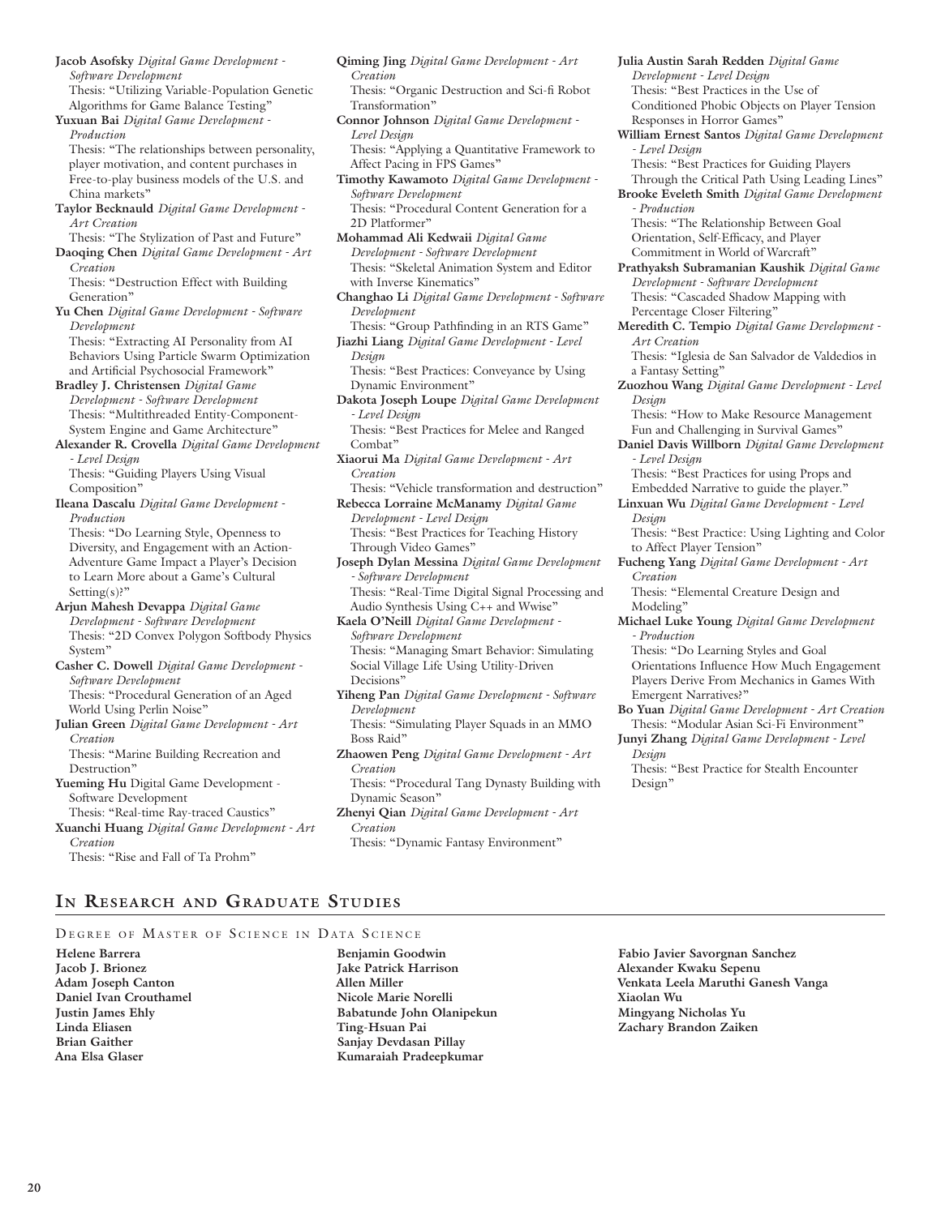**Jacob Asofsky** *Digital Game Development - Software Development*
Thesis: "Utilizing Variable-Population Genetic Algorithms for Game Balance Testing"

**Yuxuan Bai** *Digital Game Development - Production*
Thesis: "The relationships between personality, player motivation, and content purchases in Free-to-play business models of the U.S. and China markets"

**Taylor Becknauld** *Digital Game Development - Art Creation*
Thesis: "The Stylization of Past and Future"

**Daoqing Chen** *Digital Game Development - Art Creation*
Thesis: "Destruction Effect with Building Generation"

**Yu Chen** *Digital Game Development - Software Development*
Thesis: "Extracting AI Personality from AI Behaviors Using Particle Swarm Optimization and Artificial Psychosocial Framework"

**Bradley J. Christensen** *Digital Game Development - Software Development*
Thesis: "Multithreaded Entity-Component-System Engine and Game Architecture"

**Alexander R. Crovella** *Digital Game Development - Level Design*
Thesis: "Guiding Players Using Visual Composition"

**Ileana Dascalu** *Digital Game Development - Production*
Thesis: "Do Learning Style, Openness to Diversity, and Engagement with an Action-Adventure Game Impact a Player's Decision to Learn More about a Game's Cultural Setting(s)?"

**Arjun Mahesh Devappa** *Digital Game Development - Software Development*
Thesis: "2D Convex Polygon Softbody Physics System"

**Casher C. Dowell** *Digital Game Development - Software Development*
Thesis: "Procedural Generation of an Aged World Using Perlin Noise"

**Julian Green** *Digital Game Development - Art Creation*
Thesis: "Marine Building Recreation and Destruction"

**Yueming Hu** Digital Game Development - Software Development
Thesis: "Real-time Ray-traced Caustics"

**Xuanchi Huang** *Digital Game Development - Art Creation*
Thesis: "Rise and Fall of Ta Prohm"

**Qiming Jing** *Digital Game Development - Art Creation*
Thesis: "Organic Destruction and Sci-fi Robot Transformation"

**Connor Johnson** *Digital Game Development - Level Design*
Thesis: "Applying a Quantitative Framework to Affect Pacing in FPS Games"

**Timothy Kawamoto** *Digital Game Development - Software Development*
Thesis: "Procedural Content Generation for a 2D Platformer"

**Mohammad Ali Kedwaii** *Digital Game Development - Software Development*
Thesis: "Skeletal Animation System and Editor with Inverse Kinematics"

**Changhao Li** *Digital Game Development - Software Development*
Thesis: "Group Pathfinding in an RTS Game"

**Jiazhi Liang** *Digital Game Development - Level Design*
Thesis: "Best Practices: Conveyance by Using Dynamic Environment"

**Dakota Joseph Loupe** *Digital Game Development - Level Design*
Thesis: "Best Practices for Melee and Ranged Combat"

**Xiaorui Ma** *Digital Game Development - Art Creation*
Thesis: "Vehicle transformation and destruction"

**Rebecca Lorraine McManamy** *Digital Game Development - Level Design*
Thesis: "Best Practices for Teaching History Through Video Games"

**Joseph Dylan Messina** *Digital Game Development - Software Development*
Thesis: "Real-Time Digital Signal Processing and Audio Synthesis Using C++ and Wwise"

**Kaela O'Neill** *Digital Game Development - Software Development*
Thesis: "Managing Smart Behavior: Simulating Social Village Life Using Utility-Driven Decisions"

**Yiheng Pan** *Digital Game Development - Software Development*
Thesis: "Simulating Player Squads in an MMO Boss Raid"

**Zhaowen Peng** *Digital Game Development - Art Creation*
Thesis: "Procedural Tang Dynasty Building with Dynamic Season"

**Zhenyi Qian** *Digital Game Development - Art Creation*
Thesis: "Dynamic Fantasy Environment"

**Julia Austin Sarah Redden** *Digital Game Development - Level Design*
Thesis: "Best Practices in the Use of Conditioned Phobic Objects on Player Tension Responses in Horror Games"

**William Ernest Santos** *Digital Game Development - Level Design*
Thesis: "Best Practices for Guiding Players Through the Critical Path Using Leading Lines"

**Brooke Eveleth Smith** *Digital Game Development - Production*
Thesis: "The Relationship Between Goal Orientation, Self-Efficacy, and Player Commitment in World of Warcraft"

**Prathyaksh Subramanian Kaushik** *Digital Game Development - Software Development*
Thesis: "Cascaded Shadow Mapping with Percentage Closer Filtering"

**Meredith C. Tempio** *Digital Game Development - Art Creation*
Thesis: "Iglesia de San Salvador de Valdedios in a Fantasy Setting"

**Zuozhou Wang** *Digital Game Development - Level Design*
Thesis: "How to Make Resource Management Fun and Challenging in Survival Games"

**Daniel Davis Willborn** *Digital Game Development - Level Design*
Thesis: "Best Practices for using Props and Embedded Narrative to guide the player."

**Linxuan Wu** *Digital Game Development - Level Design*
Thesis: "Best Practice: Using Lighting and Color to Affect Player Tension"

**Fucheng Yang** *Digital Game Development - Art Creation*
Thesis: "Elemental Creature Design and Modeling"

**Michael Luke Young** *Digital Game Development - Production*
Thesis: "Do Learning Styles and Goal Orientations Influence How Much Engagement Players Derive From Mechanics in Games With Emergent Narratives?"

**Bo Yuan** *Digital Game Development - Art Creation*
Thesis: "Modular Asian Sci-Fi Environment"

**Junyi Zhang** *Digital Game Development - Level Design*
Thesis: "Best Practice for Stealth Encounter Design"

## In Research and Graduate Studies

### Degree of Master of Science in Data Science

**Helene Barrera**
**Jacob J. Brionez**
**Adam Joseph Canton**
**Daniel Ivan Crouthamel**
**Justin James Ehly**
**Linda Eliasen**
**Brian Gaither**
**Ana Elsa Glaser**
**Benjamin Goodwin**
**Jake Patrick Harrison**
**Allen Miller**
**Nicole Marie Norelli**
**Babatunde John Olanipekun**
**Ting-Hsuan Pai**
**Sanjay Devdasan Pillay**
**Kumaraiah Pradeepkumar**
**Fabio Javier Savorgnan Sanchez**
**Alexander Kwaku Sepenu**
**Venkata Leela Maruthi Ganesh Vanga**
**Xiaolan Wu**
**Mingyang Nicholas Yu**
**Zachary Brandon Zaiken**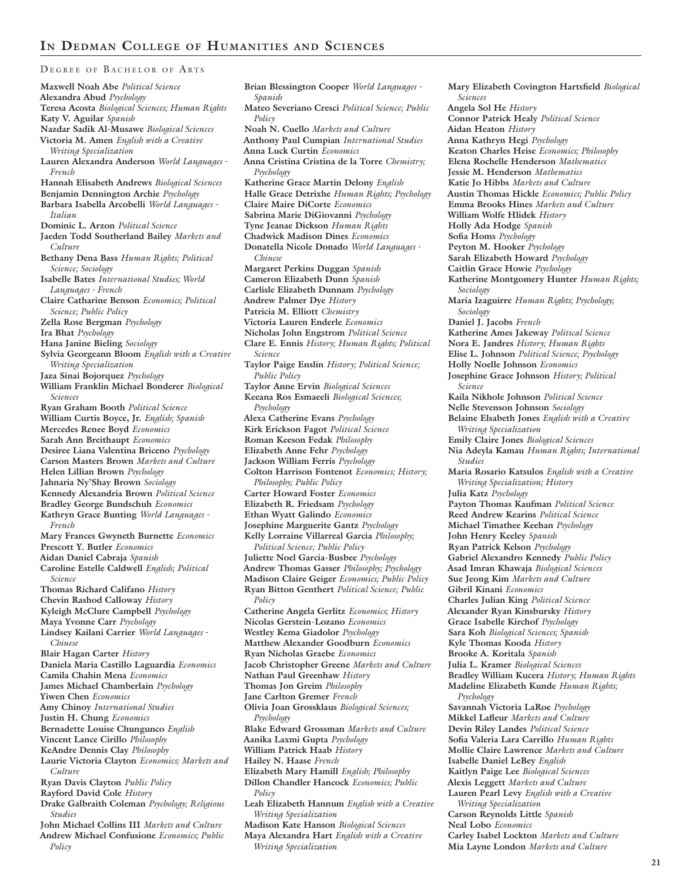## In Dedman College of Humanities and Sciences

### Degree of Bachelor of Arts

**Maxwell Noah Abe** *Political Science*
**Alexandra Abud** *Psychology*
**Teresa Acosta** *Biological Sciences; Human Rights*
**Katy V. Aguilar** *Spanish*
**Nazdar Sadik Al-Musawe** *Biological Sciences*
**Victoria M. Amen** *English with a Creative Writing Specialization*
**Lauren Alexandra Anderson** *World Languages - French*
**Hannah Elisabeth Andrews** *Biological Sciences*
**Benjamin Dennington Archie** *Psychology*
**Barbara Isabella Arcobelli** *World Languages - Italian*
**Dominic L. Arzon** *Political Science*
**Jaeden Todd Southerland Bailey** *Markets and Culture*
**Bethany Dena Bass** *Human Rights; Political Science; Sociology*
**Isabelle Bates** *International Studies; World Languages - French*
**Claire Catharine Benson** *Economics; Political Science; Public Policy*
**Zella Rose Bergman** *Psychology*
**Ira Bhat** *Psychology*
**Hana Janine Bieling** *Sociology*
**Sylvia Georgeann Bloom** *English with a Creative Writing Specialization*
**Jaza Sinai Bojorquez** *Psychology*
**William Franklin Michael Bonderer** *Biological Sciences*
**Ryan Graham Booth** *Political Science*
**William Curtis Boyce, Jr.** *English; Spanish*
**Mercedes Renee Boyd** *Economics*
**Sarah Ann Breithaupt** *Economics*
**Desiree Liana Valentina Briceno** *Psychology*
**Carson Masters Brown** *Markets and Culture*
**Helen Lillian Brown** *Psychology*
**Jahnaria Ny'Shay Brown** *Sociology*
**Kennedy Alexandria Brown** *Political Science*
**Bradley George Bundschuh** *Economics*
**Kathryn Grace Bunting** *World Languages - French*
**Mary Frances Gwyneth Burnette** *Economics*
**Prescott Y. Butler** *Economics*
**Aidan Daniel Cabraja** *Spanish*
**Caroline Estelle Caldwell** *English; Political Science*
**Thomas Richard Califano** *History*
**Chevin Rashod Calloway** *History*
**Kyleigh McClure Campbell** *Psychology*
**Maya Yvonne Carr** *Psychology*
**Lindsey Kailani Carrier** *World Languages - Chinese*
**Blair Hagan Carter** *History*
**Daniela Maria Castillo Laguardia** *Economics*
**Camila Chahin Mena** *Economics*
**James Michael Chamberlain** *Psychology*
**Yiwen Chen** *Economics*
**Amy Chinoy** *International Studies*
**Justin H. Chung** *Economics*
**Bernadette Louise Chungunco** *English*
**Vincent Lance Cirillo** *Philosophy*
**KeAndre Dennis Clay** *Philosophy*
**Laurie Victoria Clayton** *Economics; Markets and Culture*
**Ryan Davis Clayton** *Public Policy*
**Rayford David Cole** *History*
**Drake Galbraith Coleman** *Psychology; Religious Studies*
**John Michael Collins III** *Markets and Culture*
**Andrew Michael Confusione** *Economics; Public Policy*
**Brian Blessington Cooper** *World Languages - Spanish*
**Mateo Severiano Cresci** *Political Science; Public Policy*
**Noah N. Cuello** *Markets and Culture*
**Anthony Paul Cumpian** *International Studies*
**Anna Luck Curtin** *Economics*
**Anna Cristina Cristina de la Torre** *Chemistry; Psychology*
**Katherine Grace Martin Delony** *English*
**Halle Grace Detrixhe** *Human Rights; Psychology*
**Claire Maire DiCorte** *Economics*
**Sabrina Marie DiGiovanni** *Psychology*
**Tyne Jeanae Dickson** *Human Rights*
**Chadwick Madison Dines** *Economics*
**Donatella Nicole Donado** *World Languages - Chinese*
**Margaret Perkins Duggan** *Spanish*
**Cameron Elizabeth Dunn** *Spanish*
**Carlisle Elizabeth Dunnam** *Psychology*
**Andrew Palmer Dye** *History*
**Patricia M. Elliott** *Chemistry*
**Victoria Lauren Enderle** *Economics*
**Nicholas John Engstrom** *Political Science*
**Clare E. Ennis** *History; Human Rights; Political Science*
**Taylor Paige Enslin** *History; Political Science; Public Policy*
**Taylor Anne Ervin** *Biological Sciences*
**Keeana Ros Esmaeeli** *Biological Sciences; Psychology*
**Alexa Catherine Evans** *Psychology*
**Kirk Erickson Fagot** *Political Science*
**Roman Keeson Fedak** *Philosophy*
**Elizabeth Anne Fehr** *Psychology*
**Jackson William Ferris** *Psychology*
**Colton Harrison Fontenot** *Economics; History; Philosophy; Public Policy*
**Carter Howard Foster** *Economics*
**Elizabeth R. Friedsam** *Psychology*
**Ethan Wyatt Galindo** *Economics*
**Josephine Marguerite Gantz** *Psychology*
**Kelly Lorraine Villarreal Garcia** *Philosophy; Political Science; Public Policy*
**Juliette Noel Garcia-Busbee** *Psychology*
**Andrew Thomas Gasser** *Philosophy; Psychology*
**Madison Claire Geiger** *Economics; Public Policy*
**Ryan Bitton Genthert** *Political Science; Public Policy*
**Catherine Angela Gerlitz** *Economics; History*
**Nicolas Gerstein-Lozano** *Economics*
**Westley Kema Giadolor** *Psychology*
**Matthew Alexander Goodburn** *Economics*
**Ryan Nicholas Graebe** *Economics*
**Jacob Christopher Greene** *Markets and Culture*
**Nathan Paul Greenhaw** *History*
**Thomas Jon Greim** *Philosophy*
**Jane Carlton Gremer** *French*
**Olivia Joan Grossklaus** *Biological Sciences; Psychology*
**Blake Edward Grossman** *Markets and Culture*
**Aanika Laxmi Gupta** *Psychology*
**William Patrick Haab** *History*
**Hailey N. Haase** *French*
**Elizabeth Mary Hamill** *English; Philosophy*
**Dillon Chandler Hancock** *Economics; Public Policy*
**Leah Elizabeth Hannum** *English with a Creative Writing Specialization*
**Madison Kate Hanson** *Biological Sciences*
**Maya Alexandra Hart** *English with a Creative Writing Specialization*
**Mary Elizabeth Covington Hartsfield** *Biological Sciences*
**Angela Sol He** *History*
**Connor Patrick Healy** *Political Science*
**Aidan Heaton** *History*
**Anna Kathryn Hegi** *Psychology*
**Keaton Charles Heise** *Economics; Philosophy*
**Elena Rochelle Henderson** *Mathematics*
**Jessie M. Henderson** *Mathematics*
**Katie Jo Hibbs** *Markets and Culture*
**Austin Thomas Hickle** *Economics; Public Policy*
**Emma Brooks Hines** *Markets and Culture*
**William Wolfe Hlidek** *History*
**Holly Ada Hodge** *Spanish*
**Sofia Homs** *Psychology*
**Peyton M. Hooker** *Psychology*
**Sarah Elizabeth Howard** *Psychology*
**Caitlin Grace Howie** *Psychology*
**Katherine Montgomery Hunter** *Human Rights; Sociology*
**Maria Izaguirre** *Human Rights; Psychology; Sociology*
**Daniel J. Jacobs** *French*
**Katherine Ames Jakeway** *Political Science*
**Nora E. Jandres** *History; Human Rights*
**Elise L. Johnson** *Political Science; Psychology*
**Holly Noelle Johnson** *Economics*
**Josephine Grace Johnson** *History; Political Science*
**Kaila Nikhole Johnson** *Political Science*
**Nelle Stevenson Johnson** *Sociology*
**Belaine Elsabeth Jones** *English with a Creative Writing Specialization*
**Emily Claire Jones** *Biological Sciences*
**Nia Adeyla Kamau** *Human Rights; International Studies*
**Maria Rosario Katsulos** *English with a Creative Writing Specialization; History*
**Julia Katz** *Psychology*
**Payton Thomas Kaufman** *Political Science*
**Reed Andrew Kearins** *Political Science*
**Michael Timathee Keehan** *Psychology*
**John Henry Keeley** *Spanish*
**Ryan Patrick Kelson** *Psychology*
**Gabriel Alexandro Kennedy** *Public Policy*
**Asad Imran Khawaja** *Biological Sciences*
**Sue Jeong Kim** *Markets and Culture*
**Gibril Kinani** *Economics*
**Charles Julian King** *Political Science*
**Alexander Ryan Kinsbursky** *History*
**Grace Isabelle Kirchof** *Psychology*
**Sara Koh** *Biological Sciences; Spanish*
**Kyle Thomas Kooda** *History*
**Brooke A. Koritala** *Spanish*
**Julia L. Kramer** *Biological Sciences*
**Bradley William Kucera** *History; Human Rights*
**Madeline Elizabeth Kunde** *Human Rights; Psychology*
**Savannah Victoria LaRoe** *Psychology*
**Mikkel Lafleur** *Markets and Culture*
**Devin Riley Landes** *Political Science*
**Sofia Valeria Lara Carrillo** *Human Rights*
**Mollie Claire Lawrence** *Markets and Culture*
**Isabelle Daniel LeBey** *English*
**Kaitlyn Paige Lee** *Biological Sciences*
**Alexis Leggett** *Markets and Culture*
**Lauren Pearl Levy** *English with a Creative Writing Specialization*
**Carson Reynolds Little** *Spanish*
**Neal Lobo** *Economics*
**Carley Isabel Lockton** *Markets and Culture*
**Mia Layne London** *Markets and Culture*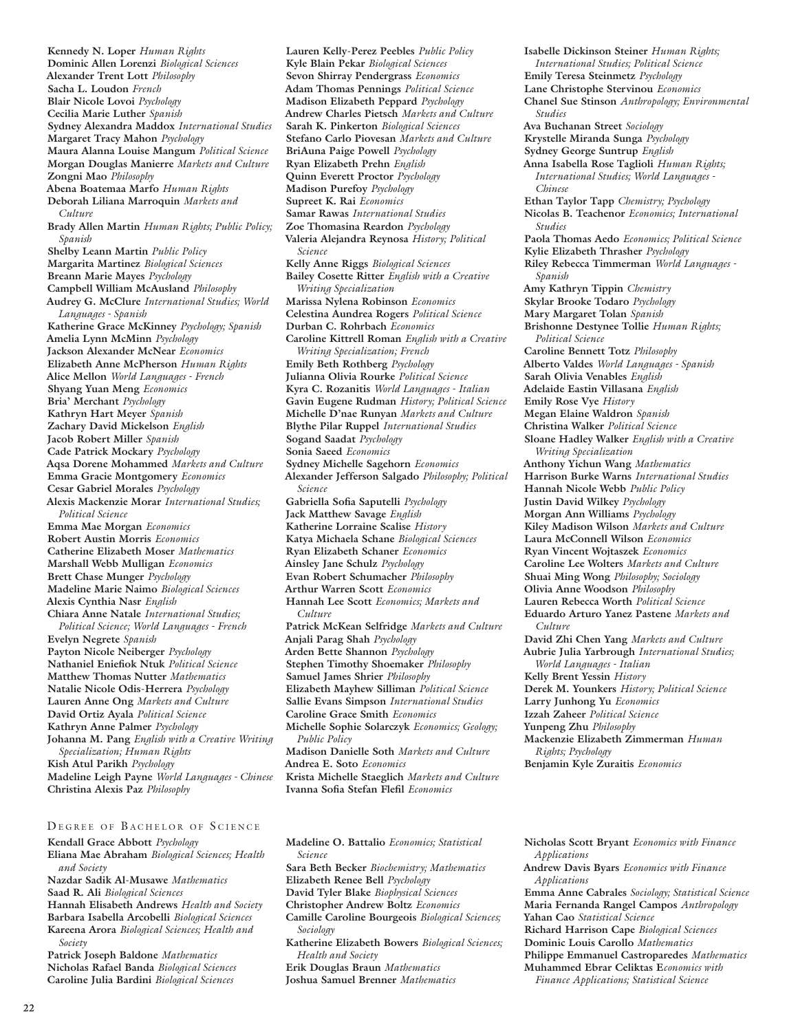**Kennedy N. Loper** *Human Rights*
**Dominic Allen Lorenzi** *Biological Sciences*
**Alexander Trent Lott** *Philosophy*
**Sacha L. Loudon** *French*
**Blair Nicole Lovoi** *Psychology*
**Cecilia Marie Luther** *Spanish*
**Sydney Alexandra Maddox** *International Studies*
**Margaret Tracy Mahon** *Psychology*
**Maura Alanna Louise Mangum** *Political Science*
**Morgan Douglas Manierre** *Markets and Culture*
**Zongni Mao** *Philosophy*
**Abena Boatemaa Marfo** *Human Rights*
**Deborah Liliana Marroquin** *Markets and Culture*
**Brady Allen Martin** *Human Rights; Public Policy; Spanish*
**Shelby Leann Martin** *Public Policy*
**Margarita Martinez** *Biological Sciences*
**Breann Marie Mayes** *Psychology*
**Campbell William McAusland** *Philosophy*
**Audrey G. McClure** *International Studies; World Languages - Spanish*
**Katherine Grace McKinney** *Psychology; Spanish*
**Amelia Lynn McMinn** *Psychology*
**Jackson Alexander McNear** *Economics*
**Elizabeth Anne McPherson** *Human Rights*
**Alice Mellon** *World Languages - French*
**Shyang Yuan Meng** *Economics*
**Bria' Merchant** *Psychology*
**Kathryn Hart Meyer** *Spanish*
**Zachary David Mickelson** *English*
**Jacob Robert Miller** *Spanish*
**Cade Patrick Mockary** *Psychology*
**Aqsa Dorene Mohammed** *Markets and Culture*
**Emma Gracie Montgomery** *Economics*
**Cesar Gabriel Morales** *Psychology*
**Alexis Mackenzie Morar** *International Studies; Political Science*
**Emma Mae Morgan** *Economics*
**Robert Austin Morris** *Economics*
**Catherine Elizabeth Moser** *Mathematics*
**Marshall Webb Mulligan** *Economics*
**Brett Chase Munger** *Psychology*
**Madeline Marie Naimo** *Biological Sciences*
**Alexis Cynthia Nasr** *English*
**Chiara Anne Natale** *International Studies; Political Science; World Languages - French*
**Evelyn Negrete** *Spanish*
**Payton Nicole Neiberger** *Psychology*
**Nathaniel Eniefiok Ntuk** *Political Science*
**Matthew Thomas Nutter** *Mathematics*
**Natalie Nicole Odis-Herrera** *Psychology*
**Lauren Anne Ong** *Markets and Culture*
**David Ortiz Ayala** *Political Science*
**Kathryn Anne Palmer** *Psychology*
**Johanna M. Pang** *English with a Creative Writing Specialization; Human Rights*
**Kish Atul Parikh** *Psychology*
**Madeline Leigh Payne** *World Languages - Chinese*
**Christina Alexis Paz** *Philosophy*
**Lauren Kelly-Perez Peebles** *Public Policy*
**Kyle Blain Pekar** *Biological Sciences*
**Sevon Shirray Pendergrass** *Economics*
**Adam Thomas Pennings** *Political Science*
**Madison Elizabeth Peppard** *Psychology*
**Andrew Charles Pietsch** *Markets and Culture*
**Sarah K. Pinkerton** *Biological Sciences*
**Stefano Carlo Piovesan** *Markets and Culture*
**BriAuna Paige Powell** *Psychology*
**Ryan Elizabeth Prehn** *English*
**Quinn Everett Proctor** *Psychology*
**Madison Purefoy** *Psychology*
**Supreet K. Rai** *Economics*
**Samar Rawas** *International Studies*
**Zoe Thomasina Reardon** *Psychology*
**Valeria Alejandra Reynosa** *History; Political Science*
**Kelly Anne Riggs** *Biological Sciences*
**Bailey Cosette Ritter** *English with a Creative Writing Specialization*
**Marissa Nylena Robinson** *Economics*
**Celestina Aundrea Rogers** *Political Science*
**Durban C. Rohrbach** *Economics*
**Caroline Kittrell Roman** *English with a Creative Writing Specialization; French*
**Emily Beth Rothberg** *Psychology*
**Julianna Olivia Rourke** *Political Science*
**Kyra C. Rozanitis** *World Languages - Italian*
**Gavin Eugene Rudman** *History; Political Science*
**Michelle D'nae Runyan** *Markets and Culture*
**Blythe Pilar Ruppel** *International Studies*
**Sogand Saadat** *Psychology*
**Sonia Saeed** *Economics*
**Sydney Michelle Sagehorn** *Economics*
**Alexander Jefferson Salgado** *Philosophy; Political Science*
**Gabriella Sofia Saputelli** *Psychology*
**Jack Matthew Savage** *English*
**Katherine Lorraine Scalise** *History*
**Katya Michaela Schane** *Biological Sciences*
**Ryan Elizabeth Schaner** *Economics*
**Ainsley Jane Schulz** *Psychology*
**Evan Robert Schumacher** *Philosophy*
**Arthur Warren Scott** *Economics*
**Hannah Lee Scott** *Economics; Markets and Culture*
**Patrick McKean Selfridge** *Markets and Culture*
**Anjali Parag Shah** *Psychology*
**Arden Bette Shannon** *Psychology*
**Stephen Timothy Shoemaker** *Philosophy*
**Samuel James Shrier** *Philosophy*
**Elizabeth Mayhew Silliman** *Political Science*
**Sallie Evans Simpson** *International Studies*
**Caroline Grace Smith** *Economics*
**Michelle Sophie Solarczyk** *Economics; Geology; Public Policy*
**Madison Danielle Soth** *Markets and Culture*
**Andrea E. Soto** *Economics*
**Krista Michelle Staeglich** *Markets and Culture*
**Ivanna Sofia Stefan Flefil** *Economics*
**Isabelle Dickinson Steiner** *Human Rights; International Studies; Political Science*
**Emily Teresa Steinmetz** *Psychology*
**Lane Christophe Stervinou** *Economics*
**Chanel Sue Stinson** *Anthropology; Environmental Studies*
**Ava Buchanan Street** *Sociology*
**Krystelle Miranda Sunga** *Psychology*
**Sydney George Suntrup** *English*
**Anna Isabella Rose Taglioli** *Human Rights; International Studies; World Languages - Chinese*
**Ethan Taylor Tapp** *Chemistry; Psychology*
**Nicolas B. Teachenor** *Economics; International Studies*
**Paola Thomas Aedo** *Economics; Political Science*
**Kylie Elizabeth Thrasher** *Psychology*
**Riley Rebecca Timmerman** *World Languages - Spanish*
**Amy Kathryn Tippin** *Chemistry*
**Skylar Brooke Todaro** *Psychology*
**Mary Margaret Tolan** *Spanish*
**Brishonne Destynee Tollie** *Human Rights; Political Science*
**Caroline Bennett Totz** *Philosophy*
**Alberto Valdes** *World Languages - Spanish*
**Sarah Olivia Venables** *English*
**Adelaide Eastin Villasana** *English*
**Emily Rose Vye** *History*
**Megan Elaine Waldron** *Spanish*
**Christina Walker** *Political Science*
**Sloane Hadley Walker** *English with a Creative Writing Specialization*
**Anthony Yichun Wang** *Mathematics*
**Harrison Burke Warns** *International Studies*
**Hannah Nicole Webb** *Public Policy*
**Justin David Wilkey** *Psychology*
**Morgan Ann Williams** *Psychology*
**Kiley Madison Wilson** *Markets and Culture*
**Laura McConnell Wilson** *Economics*
**Ryan Vincent Wojtaszek** *Economics*
**Caroline Lee Wolters** *Markets and Culture*
**Shuai Ming Wong** *Philosophy; Sociology*
**Olivia Anne Woodson** *Philosophy*
**Lauren Rebecca Worth** *Political Science*
**Eduardo Arturo Yanez Pastene** *Markets and Culture*
**David Zhi Chen Yang** *Markets and Culture*
**Aubrie Julia Yarbrough** *International Studies; World Languages - Italian*
**Kelly Brent Yessin** *History*
**Derek M. Younkers** *History; Political Science*
**Larry Junhong Yu** *Economics*
**Izzah Zaheer** *Political Science*
**Yunpeng Zhu** *Philosophy*
**Mackenzie Elizabeth Zimmerman** *Human Rights; Psychology*
**Benjamin Kyle Zuraitis** *Economics*

## Degree of Bachelor of Science

**Kendall Grace Abbott** *Psychology*
**Eliana Mae Abraham** *Biological Sciences; Health and Society*
**Nazdar Sadik Al-Musawe** *Mathematics*
**Saad R. Ali** *Biological Sciences*
**Hannah Elisabeth Andrews** *Health and Society*
**Barbara Isabella Arcobelli** *Biological Sciences*
**Kareena Arora** *Biological Sciences; Health and Society*
**Patrick Joseph Baldone** *Mathematics*
**Nicholas Rafael Banda** *Biological Sciences*
**Caroline Julia Bardini** *Biological Sciences*
**Madeline O. Battalio** *Economics; Statistical Science*
**Sara Beth Becker** *Biochemistry; Mathematics*
**Elizabeth Renee Bell** *Psychology*
**David Tyler Blake** *Biophysical Sciences*
**Christopher Andrew Boltz** *Economics*
**Camille Caroline Bourgeois** *Biological Sciences; Sociology*
**Katherine Elizabeth Bowers** *Biological Sciences; Health and Society*
**Erik Douglas Braun** *Mathematics*
**Joshua Samuel Brenner** *Mathematics*
**Nicholas Scott Bryant** *Economics with Finance Applications*
**Andrew Davis Byars** *Economics with Finance Applications*
**Emma Anne Cabrales** *Sociology; Statistical Science*
**Maria Fernanda Rangel Campos** *Anthropology*
**Yahan Cao** *Statistical Science*
**Richard Harrison Cape** *Biological Sciences*
**Dominic Louis Carollo** *Mathematics*
**Philippe Emmanuel Castroparedes** *Mathematics*
**Muhammed Ebrar Celiktas** *Economics with Finance Applications; Statistical Science*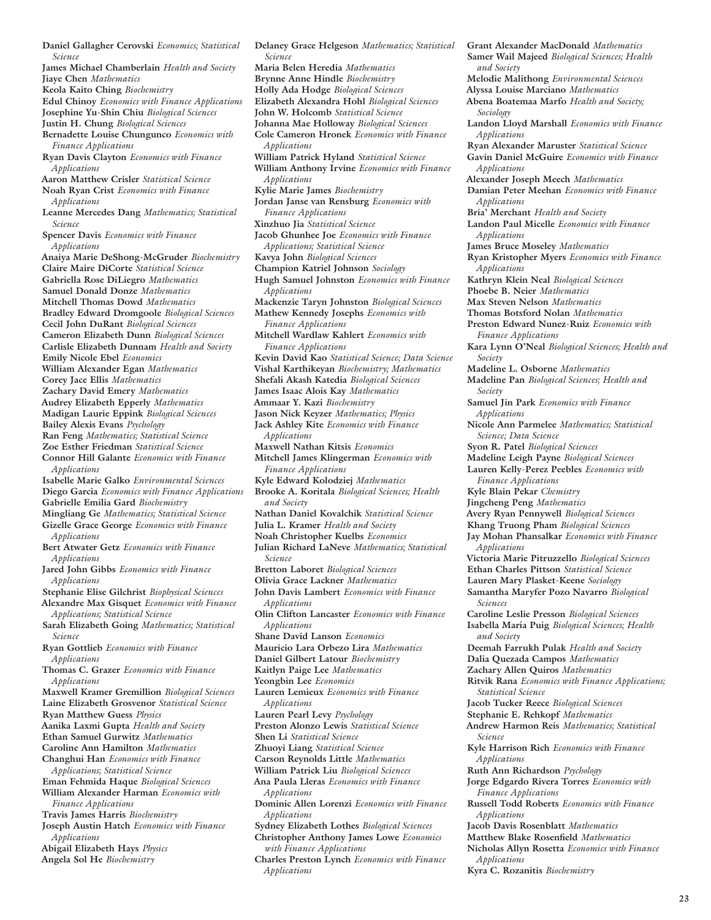**Daniel Gallagher Cerovski** *Economics; Statistical Science*
**James Michael Chamberlain** *Health and Society*
**Jiaye Chen** *Mathematics*
**Keola Kaito Ching** *Biochemistry*
**Edul Chinoy** *Economics with Finance Applications*
**Josephine Yu-Shin Chiu** *Biological Sciences*
**Justin H. Chung** *Biological Sciences*
**Bernadette Louise Chungunco** *Economics with Finance Applications*
**Ryan Davis Clayton** *Economics with Finance Applications*
**Aaron Matthew Crisler** *Statistical Science*
**Noah Ryan Crist** *Economics with Finance Applications*
**Leanne Mercedes Dang** *Mathematics; Statistical Science*
**Spencer Davis** *Economics with Finance Applications*
**Anaiya Marie DeShong-McGruder** *Biochemistry*
**Claire Maire DiCorte** *Statistical Science*
**Gabriella Rose DiLiegro** *Mathematics*
**Samuel Donald Donze** *Mathematics*
**Mitchell Thomas Dowd** *Mathematics*
**Bradley Edward Dromgoole** *Biological Sciences*
**Cecil John DuRant** *Biological Sciences*
**Cameron Elizabeth Dunn** *Biological Sciences*
**Carlisle Elizabeth Dunnam** *Health and Society*
**Emily Nicole Ebel** *Economics*
**William Alexander Egan** *Mathematics*
**Corey Jace Ellis** *Mathematics*
**Zachary David Emery** *Mathematics*
**Audrey Elizabeth Epperly** *Mathematics*
**Madigan Laurie Eppink** *Biological Sciences*
**Bailey Alexis Evans** *Psychology*
**Ran Feng** *Mathematics; Statistical Science*
**Zoe Esther Friedman** *Statistical Science*
**Connor Hill Galante** *Economics with Finance Applications*
**Isabelle Marie Galko** *Environmental Sciences*
**Diego Garcia** *Economics with Finance Applications*
**Gabrielle Emilia Gard** *Biochemistry*
**Mingliang Ge** *Mathematics; Statistical Science*
**Gizelle Grace George** *Economics with Finance Applications*
**Bert Atwater Getz** *Economics with Finance Applications*
**Jared John Gibbs** *Economics with Finance Applications*
**Stephanie Elise Gilchrist** *Biophysical Sciences*
**Alexandre Max Gisquet** *Economics with Finance Applications; Statistical Science*
**Sarah Elizabeth Going** *Mathematics; Statistical Science*
**Ryan Gottlieb** *Economics with Finance Applications*
**Thomas C. Grazer** *Economics with Finance Applications*
**Maxwell Kramer Gremillion** *Biological Sciences*
**Laine Elizabeth Grosvenor** *Statistical Science*
**Ryan Matthew Guess** *Physics*
**Aanika Laxmi Gupta** *Health and Society*
**Ethan Samuel Gurwitz** *Mathematics*
**Caroline Ann Hamilton** *Mathematics*
**Changhui Han** *Economics with Finance Applications; Statistical Science*
**Eman Fehmida Haque** *Biological Sciences*
**William Alexander Harman** *Economics with Finance Applications*
**Travis James Harris** *Biochemistry*
**Joseph Austin Hatch** *Economics with Finance Applications*
**Abigail Elizabeth Hays** *Physics*
**Angela Sol He** *Biochemistry*
**Delaney Grace Helgeson** *Mathematics; Statistical Science*
**Maria Belen Heredia** *Mathematics*
**Brynne Anne Hindle** *Biochemistry*
**Holly Ada Hodge** *Biological Sciences*
**Elizabeth Alexandra Hohl** *Biological Sciences*
**John W. Holcomb** *Statistical Science*
**Johanna Mae Holloway** *Biological Sciences*
**Cole Cameron Hronek** *Economics with Finance Applications*
**William Patrick Hyland** *Statistical Science*
**William Anthony Irvine** *Economics with Finance Applications*
**Kylie Marie James** *Biochemistry*
**Jordan Janse van Rensburg** *Economics with Finance Applications*
**Xinzhuo Jia** *Statistical Science*
**Jacob Ghunhee Joe** *Economics with Finance Applications; Statistical Science*
**Kavya John** *Biological Sciences*
**Champion Katriel Johnson** *Sociology*
**Hugh Samuel Johnston** *Economics with Finance Applications*
**Mackenzie Taryn Johnston** *Biological Sciences*
**Mathew Kennedy Josephs** *Economics with Finance Applications*
**Mitchell Wardlaw Kahlert** *Economics with Finance Applications*
**Kevin David Kao** *Statistical Science; Data Science*
**Vishal Karthikeyan** *Biochemistry; Mathematics*
**Shefali Akash Katedia** *Biological Sciences*
**James Isaac Alois Kay** *Mathematics*
**Ammaar Y. Kazi** *Biochemistry*
**Jason Nick Keyzer** *Mathematics; Physics*
**Jack Ashley Kite** *Economics with Finance Applications*
**Maxwell Nathan Kitsis** *Economics*
**Mitchell James Klingerman** *Economics with Finance Applications*
**Kyle Edward Kolodziej** *Mathematics*
**Brooke A. Koritala** *Biological Sciences; Health and Society*
**Nathan Daniel Kovalchik** *Statistical Science*
**Julia L. Kramer** *Health and Society*
**Noah Christopher Kuelbs** *Economics*
**Julian Richard LaNeve** *Mathematics; Statistical Science*
**Bretton Laboret** *Biological Sciences*
**Olivia Grace Lackner** *Mathematics*
**John Davis Lambert** *Economics with Finance Applications*
**Olin Clifton Lancaster** *Economics with Finance Applications*
**Shane David Lanson** *Economics*
**Mauricio Lara Orbezo Lira** *Mathematics*
**Daniel Gilbert Latour** *Biochemistry*
**Kaitlyn Paige Lee** *Mathematics*
**Yeongbin Lee** *Economics*
**Lauren Lemieux** *Economics with Finance Applications*
**Lauren Pearl Levy** *Psychology*
**Preston Alonzo Lewis** *Statistical Science*
**Shen Li** *Statistical Science*
**Zhuoyi Liang** *Statistical Science*
**Carson Reynolds Little** *Mathematics*
**William Patrick Liu** *Biological Sciences*
**Ana Paula Lleras** *Economics with Finance Applications*
**Dominic Allen Lorenzi** *Economics with Finance Applications*
**Sydney Elizabeth Lothes** *Biological Sciences*
**Christopher Anthony James Lowe** *Economics with Finance Applications*
**Charles Preston Lynch** *Economics with Finance Applications*
**Grant Alexander MacDonald** *Mathematics*
**Samer Wail Majeed** *Biological Sciences; Health and Society*
**Melodie Malithong** *Environmental Sciences*
**Alyssa Louise Marciano** *Mathematics*
**Abena Boatemaa Marfo** *Health and Society; Sociology*
**Landon Lloyd Marshall** *Economics with Finance Applications*
**Ryan Alexander Maruster** *Statistical Science*
**Gavin Daniel McGuire** *Economics with Finance Applications*
**Alexander Joseph Meech** *Mathematics*
**Damian Peter Meehan** *Economics with Finance Applications*
**Bria' Merchant** *Health and Society*
**Landon Paul Micelle** *Economics with Finance Applications*
**James Bruce Moseley** *Mathematics*
**Ryan Kristopher Myers** *Economics with Finance Applications*
**Kathryn Klein Neal** *Biological Sciences*
**Phoebe B. Neier** *Mathematics*
**Max Steven Nelson** *Mathematics*
**Thomas Botsford Nolan** *Mathematics*
**Preston Edward Nunez-Ruiz** *Economics with Finance Applications*
**Kara Lynn O'Neal** *Biological Sciences; Health and Society*
**Madeline L. Osborne** *Mathematics*
**Madeline Pan** *Biological Sciences; Health and Society*
**Samuel Jin Park** *Economics with Finance Applications*
**Nicole Ann Parmelee** *Mathematics; Statistical Science; Data Science*
**Syon R. Patel** *Biological Sciences*
**Madeline Leigh Payne** *Biological Sciences*
**Lauren Kelly-Perez Peebles** *Economics with Finance Applications*
**Kyle Blain Pekar** *Chemistry*
**Jingcheng Peng** *Mathematics*
**Avery Ryan Pennywell** *Biological Sciences*
**Khang Truong Pham** *Biological Sciences*
**Jay Mohan Phansalkar** *Economics with Finance Applications*
**Victoria Marie Pitruzzello** *Biological Sciences*
**Ethan Charles Pittson** *Statistical Science*
**Lauren Mary Plasket-Keene** *Sociology*
**Samantha Maryfer Pozo Navarro** *Biological Sciences*
**Caroline Leslie Presson** *Biological Sciences*
**Isabella María Puig** *Biological Sciences; Health and Society*
**Deemah Farrukh Pulak** *Health and Society*
**Dalia Quezada Campos** *Mathematics*
**Zachary Allen Quiros** *Mathematics*
**Ritvik Rana** *Economics with Finance Applications; Statistical Science*
**Jacob Tucker Reece** *Biological Sciences*
**Stephanie E. Rehkopf** *Mathematics*
**Andrew Harmon Reis** *Mathematics; Statistical Science*
**Kyle Harrison Rich** *Economics with Finance Applications*
**Ruth Ann Richardson** *Psychology*
**Jorge Edgardo Rivera Torres** *Economics with Finance Applications*
**Russell Todd Roberts** *Economics with Finance Applications*
**Jacob Davis Rosenblatt** *Mathematics*
**Matthew Blake Rosenfield** *Mathematics*
**Nicholas Allyn Rosetta** *Economics with Finance Applications*
**Kyra C. Rozanitis** *Biochemistry*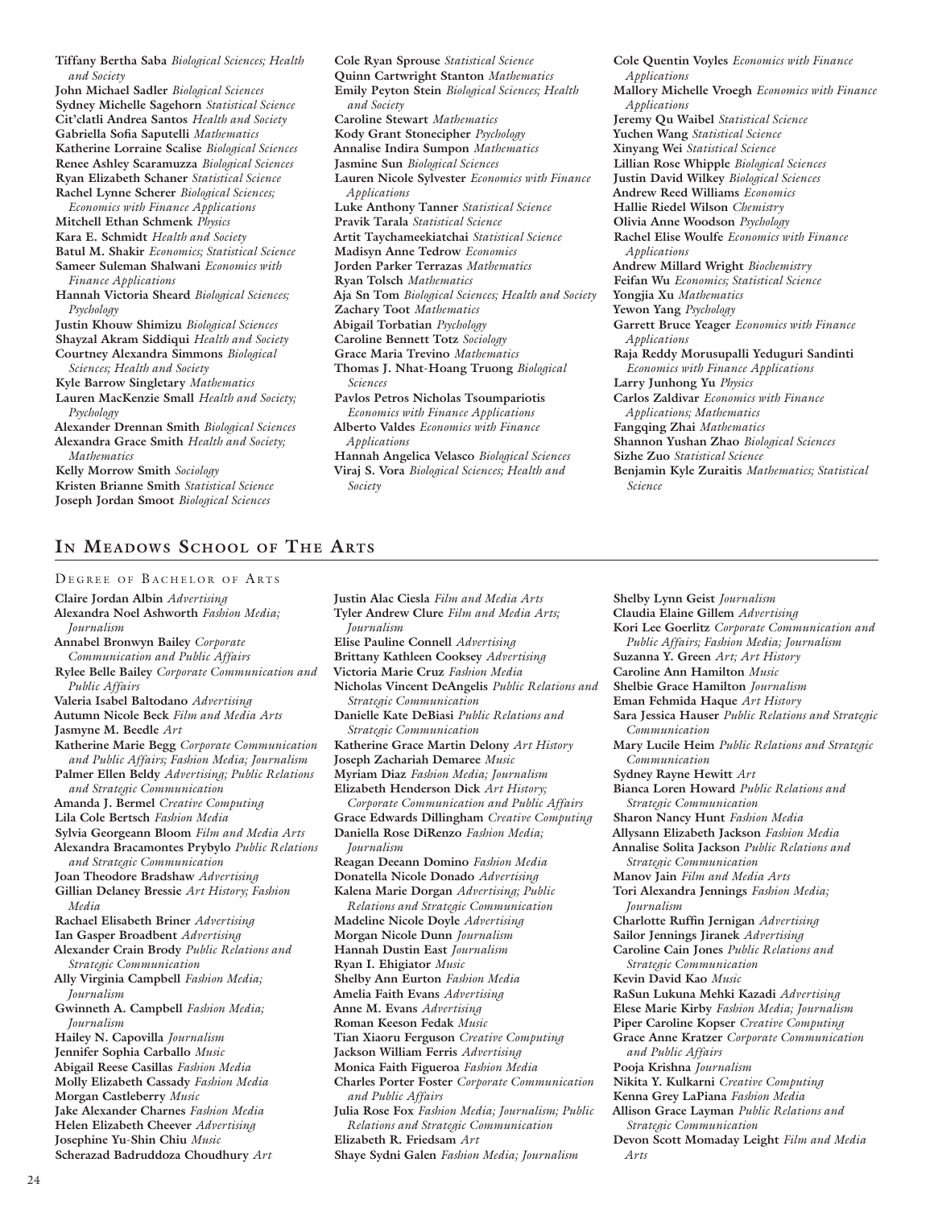**Tiffany Bertha Saba** *Biological Sciences; Health and Society*
**John Michael Sadler** *Biological Sciences*
**Sydney Michelle Sagehorn** *Statistical Science*
**Cit'clatli Andrea Santos** *Health and Society*
**Gabriella Sofia Saputelli** *Mathematics*
**Katherine Lorraine Scalise** *Biological Sciences*
**Renee Ashley Scaramuzza** *Biological Sciences*
**Ryan Elizabeth Schaner** *Statistical Science*
**Rachel Lynne Scherer** *Biological Sciences; Economics with Finance Applications*
**Mitchell Ethan Schmenk** *Physics*
**Kara E. Schmidt** *Health and Society*
**Batul M. Shakir** *Economics; Statistical Science*
**Sameer Suleman Shalwani** *Economics with Finance Applications*
**Hannah Victoria Sheard** *Biological Sciences; Psychology*
**Justin Khouw Shimizu** *Biological Sciences*
**Shayzal Akram Siddiqui** *Health and Society*
**Courtney Alexandra Simmons** *Biological Sciences; Health and Society*
**Kyle Barrow Singletary** *Mathematics*
**Lauren MacKenzie Small** *Health and Society; Psychology*
**Alexander Drennan Smith** *Biological Sciences*
**Alexandra Grace Smith** *Health and Society; Mathematics*
**Kelly Morrow Smith** *Sociology*
**Kristen Brianne Smith** *Statistical Science*
**Joseph Jordan Smoot** *Biological Sciences*
**Cole Ryan Sprouse** *Statistical Science*
**Quinn Cartwright Stanton** *Mathematics*
**Emily Peyton Stein** *Biological Sciences; Health and Society*
**Caroline Stewart** *Mathematics*
**Kody Grant Stonecipher** *Psychology*
**Annalise Indira Sumpon** *Mathematics*
**Jasmine Sun** *Biological Sciences*
**Lauren Nicole Sylvester** *Economics with Finance Applications*
**Luke Anthony Tanner** *Statistical Science*
**Pravik Tarala** *Statistical Science*
**Artit Taychameekiatchai** *Statistical Science*
**Madisyn Anne Tedrow** *Economics*
**Jorden Parker Terrazas** *Mathematics*
**Ryan Tolsch** *Mathematics*
**Aja Sn Tom** *Biological Sciences; Health and Society*
**Zachary Toot** *Mathematics*
**Abigail Torbatian** *Psychology*
**Caroline Bennett Totz** *Sociology*
**Grace Maria Trevino** *Mathematics*
**Thomas J. Nhat-Hoang Truong** *Biological Sciences*
**Pavlos Petros Nicholas Tsoumpariotis** *Economics with Finance Applications*
**Alberto Valdes** *Economics with Finance Applications*
**Hannah Angelica Velasco** *Biological Sciences*
**Viraj S. Vora** *Biological Sciences; Health and Society*
**Cole Quentin Voyles** *Economics with Finance Applications*
**Mallory Michelle Vroegh** *Economics with Finance Applications*
**Jeremy Qu Waibel** *Statistical Science*
**Yuchen Wang** *Statistical Science*
**Xinyang Wei** *Statistical Science*
**Lillian Rose Whipple** *Biological Sciences*
**Justin David Wilkey** *Biological Sciences*
**Andrew Reed Williams** *Economics*
**Hallie Riedel Wilson** *Chemistry*
**Olivia Anne Woodson** *Psychology*
**Rachel Elise Woulfe** *Economics with Finance Applications*
**Andrew Millard Wright** *Biochemistry*
**Feifan Wu** *Economics; Statistical Science*
**Yongjia Xu** *Mathematics*
**Yewon Yang** *Psychology*
**Garrett Bruce Yeager** *Economics with Finance Applications*
**Raja Reddy Morusupalli Yeduguri Sandinti** *Economics with Finance Applications*
**Larry Junhong Yu** *Physics*
**Carlos Zaldivar** *Economics with Finance Applications; Mathematics*
**Fangqing Zhai** *Mathematics*
**Shannon Yushan Zhao** *Biological Sciences*
**Sizhe Zuo** *Statistical Science*
**Benjamin Kyle Zuraitis** *Mathematics; Statistical Science*

## In Meadows School of The Arts

### Degree of Bachelor of Arts

**Claire Jordan Albin** *Advertising*
**Alexandra Noel Ashworth** *Fashion Media; Journalism*
**Annabel Bronwyn Bailey** *Corporate Communication and Public Affairs*
**Rylee Belle Bailey** *Corporate Communication and Public Affairs*
**Valeria Isabel Baltodano** *Advertising*
**Autumn Nicole Beck** *Film and Media Arts*
**Jasmyne M. Beedle** *Art*
**Katherine Marie Begg** *Corporate Communication and Public Affairs; Fashion Media; Journalism*
**Palmer Ellen Beldy** *Advertising; Public Relations and Strategic Communication*
**Amanda J. Bermel** *Creative Computing*
**Lila Cole Bertsch** *Fashion Media*
**Sylvia Georgeann Bloom** *Film and Media Arts*
**Alexandra Bracamontes Prybylo** *Public Relations and Strategic Communication*
**Joan Theodore Bradshaw** *Advertising*
**Gillian Delaney Bressie** *Art History; Fashion Media*
**Rachael Elisabeth Briner** *Advertising*
**Ian Gasper Broadbent** *Advertising*
**Alexander Crain Brody** *Public Relations and Strategic Communication*
**Ally Virginia Campbell** *Fashion Media; Journalism*
**Gwinneth A. Campbell** *Fashion Media; Journalism*
**Hailey N. Capovilla** *Journalism*
**Jennifer Sophia Carballo** *Music*
**Abigail Reese Casillas** *Fashion Media*
**Molly Elizabeth Cassady** *Fashion Media*
**Morgan Castleberry** *Music*
**Jake Alexander Charnes** *Fashion Media*
**Helen Elizabeth Cheever** *Advertising*
**Josephine Yu-Shin Chiu** *Music*
**Scherazad Badruddoza Choudhury** *Art*
**Justin Alac Ciesla** *Film and Media Arts*
**Tyler Andrew Clure** *Film and Media Arts; Journalism*
**Elise Pauline Connell** *Advertising*
**Brittany Kathleen Cooksey** *Advertising*
**Victoria Marie Cruz** *Fashion Media*
**Nicholas Vincent DeAngelis** *Public Relations and Strategic Communication*
**Danielle Kate DeBiasi** *Public Relations and Strategic Communication*
**Katherine Grace Martin Delony** *Art History*
**Joseph Zachariah Demaree** *Music*
**Myriam Diaz** *Fashion Media; Journalism*
**Elizabeth Henderson Dick** *Art History; Corporate Communication and Public Affairs*
**Grace Edwards Dillingham** *Creative Computing*
**Daniella Rose DiRenzo** *Fashion Media; Journalism*
**Reagan Deeann Domino** *Fashion Media*
**Donatella Nicole Donado** *Advertising*
**Kalena Marie Dorgan** *Advertising; Public Relations and Strategic Communication*
**Madeline Nicole Doyle** *Advertising*
**Morgan Nicole Dunn** *Journalism*
**Hannah Dustin East** *Journalism*
**Ryan I. Ehigiator** *Music*
**Shelby Ann Eurton** *Fashion Media*
**Amelia Faith Evans** *Advertising*
**Anne M. Evans** *Advertising*
**Roman Keeson Fedak** *Music*
**Tian Xiaoru Ferguson** *Creative Computing*
**Jackson William Ferris** *Advertising*
**Monica Faith Figueroa** *Fashion Media*
**Charles Porter Foster** *Corporate Communication and Public Affairs*
**Julia Rose Fox** *Fashion Media; Journalism; Public Relations and Strategic Communication*
**Elizabeth R. Friedsam** *Art*
**Shaye Sydni Galen** *Fashion Media; Journalism*
**Shelby Lynn Geist** *Journalism*
**Claudia Elaine Gillem** *Advertising*
**Kori Lee Goerlitz** *Corporate Communication and Public Affairs; Fashion Media; Journalism*
**Suzanna Y. Green** *Art; Art History*
**Caroline Ann Hamilton** *Music*
**Shelbie Grace Hamilton** *Journalism*
**Eman Fehmida Haque** *Art History*
**Sara Jessica Hauser** *Public Relations and Strategic Communication*
**Mary Lucile Heim** *Public Relations and Strategic Communication*
**Sydney Rayne Hewitt** *Art*
**Bianca Loren Howard** *Public Relations and Strategic Communication*
**Sharon Nancy Hunt** *Fashion Media*
**Allysann Elizabeth Jackson** *Fashion Media*
**Annalise Solita Jackson** *Public Relations and Strategic Communication*
**Manov Jain** *Film and Media Arts*
**Tori Alexandra Jennings** *Fashion Media; Journalism*
**Charlotte Ruffin Jernigan** *Advertising*
**Sailor Jennings Jiranek** *Advertising*
**Caroline Cain Jones** *Public Relations and Strategic Communication*
**Kevin David Kao** *Music*
**RaSun Lukuna Mehki Kazadi** *Advertising*
**Elese Marie Kirby** *Fashion Media; Journalism*
**Piper Caroline Kopser** *Creative Computing*
**Grace Anne Kratzer** *Corporate Communication and Public Affairs*
**Pooja Krishna** *Journalism*
**Nikita Y. Kulkarni** *Creative Computing*
**Kenna Grey LaPiana** *Fashion Media*
**Allison Grace Layman** *Public Relations and Strategic Communication*
**Devon Scott Momaday Leight** *Film and Media Arts*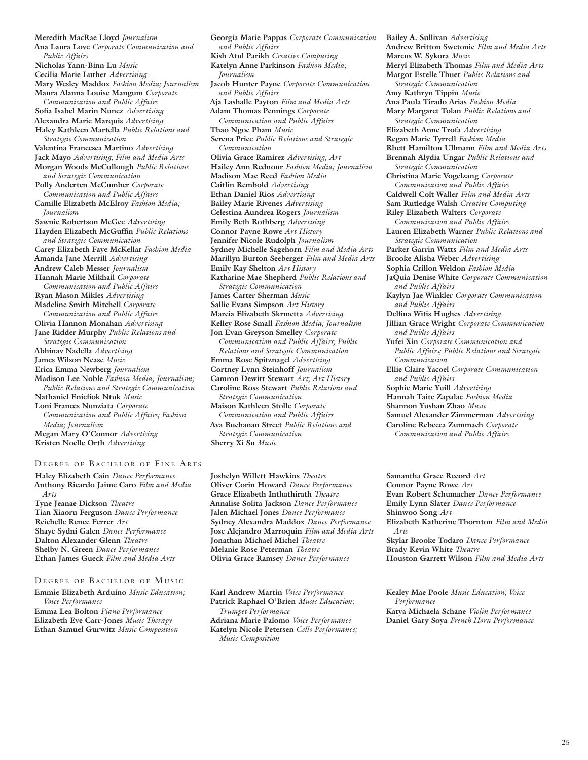**Meredith MacRae Lloyd** *Journalism*
**Ana Laura Love** *Corporate Communication and Public Affairs*
**Nicholas Yann-Binn Lu** *Music*
**Cecilia Marie Luther** *Advertising*
**Mary Wesley Maddox** *Fashion Media; Journalism*
**Maura Alanna Louise Mangum** *Corporate Communication and Public Affairs*
**Sofia Isabel Marin Nunez** *Advertising*
**Alexandra Marie Marquis** *Advertising*
**Haley Kathleen Martella** *Public Relations and Strategic Communication*
**Valentina Francesca Martino** *Advertising*
**Jack Mayo** *Advertising; Film and Media Arts*
**Morgan Woods McCullough** *Public Relations and Strategic Communication*
**Polly Anderten McCumber** *Corporate Communication and Public Affairs*
**Camille Elizabeth McElroy** *Fashion Media; Journalism*
**Sawnie Robertson McGee** *Advertising*
**Hayden Elizabeth McGuffin** *Public Relations and Strategic Communication*
**Carey Elizabeth Faye McKellar** *Fashion Media*
**Amanda Jane Merrill** *Advertising*
**Andrew Caleb Messer** *Journalism*
**Hannah Marie Mikhail** *Corporate Communication and Public Affairs*
**Ryan Mason Mikles** *Advertising*
**Madeline Smith Mitchell** *Corporate Communication and Public Affairs*
**Olivia Hannon Monahan** *Advertising*
**Jane Ridder Murphy** *Public Relations and Strategic Communication*
**Abhinav Nadella** *Advertising*
**James Wilson Nease** *Music*
**Erica Emma Newberg** *Journalism*
**Madison Lee Noble** *Fashion Media; Journalism; Public Relations and Strategic Communication*
**Nathaniel Eniefiok Ntuk** *Music*
**Loni Frances Nunziata** *Corporate Communication and Public Affairs; Fashion Media; Journalism*
**Megan Mary O'Connor** *Advertising*
**Kristen Noelle Orth** *Advertising*
**Georgia Marie Pappas** *Corporate Communication and Public Affairs*
**Kish Atul Parikh** *Creative Computing*
**Katelyn Anne Parkinson** *Fashion Media; Journalism*
**Jacob Hunter Payne** *Corporate Communication and Public Affairs*
**Aja Lashalle Payton** *Film and Media Arts*
**Adam Thomas Pennings** *Corporate Communication and Public Affairs*
**Thao Ngoc Pham** *Music*
**Serena Price** *Public Relations and Strategic Communication*
**Olivia Grace Ramirez** *Advertising; Art*
**Hailey Ann Rednour** *Fashion Media; Journalism*
**Madison Mae Reed** *Fashion Media*
**Caitlin Rembold** *Advertising*
**Ethan Daniel Rios** *Advertising*
**Bailey Marie Rivenes** *Advertising*
**Celestina Aundrea Rogers** *Journalism*
**Emily Beth Rothberg** *Advertising*
**Connor Payne Rowe** *Art History*
**Jennifer Nicole Rudolph** *Journalism*
**Sydney Michelle Sagehorn** *Film and Media Arts*
**Marillyn Burton Seeberger** *Film and Media Arts*
**Emily Kay Shelton** *Art History*
**Katharine Mae Shepherd** *Public Relations and Strategic Communication*
**James Carter Sherman** *Music*
**Sallie Evans Simpson** *Art History*
**Marcia Elizabeth Skrmetta** *Advertising*
**Kelley Rose Small** *Fashion Media; Journalism*
**Jon Evan Greyson Smelley** *Corporate Communication and Public Affairs; Public Relations and Strategic Communication*
**Emma Rose Spitznagel** *Advertising*
**Cortney Lynn Steinhoff** *Journalism*
**Camron Dewitt Stewart** *Art; Art History*
**Caroline Ross Stewart** *Public Relations and Strategic Communication*
**Maison Kathleen Stolle** *Corporate Communication and Public Affairs*
**Ava Buchanan Street** *Public Relations and Strategic Communication*
**Sherry Xi Su** *Music*
**Bailey A. Sullivan** *Advertising*
**Andrew Britton Swetonic** *Film and Media Arts*
**Marcus W. Sykora** *Music*
**Meryl Elizabeth Thomas** *Film and Media Arts*
**Margot Estelle Thuet** *Public Relations and Strategic Communication*
**Amy Kathryn Tippin** *Music*
**Ana Paula Tirado Arias** *Fashion Media*
**Mary Margaret Tolan** *Public Relations and Strategic Communication*
**Elizabeth Anne Trofa** *Advertising*
**Regan Marie Tyrrell** *Fashion Media*
**Rhett Hamilton Ullmann** *Film and Media Arts*
**Brennah Alydia Ungar** *Public Relations and Strategic Communication*
**Christina Marie Vogelzang** *Corporate Communication and Public Affairs*
**Caldwell Colt Waller** *Film and Media Arts*
**Sam Rutledge Walsh** *Creative Computing*
**Riley Elizabeth Walters** *Corporate Communication and Public Affairs*
**Lauren Elizabeth Warner** *Public Relations and Strategic Communication*
**Parker Garrin Watts** *Film and Media Arts*
**Brooke Alisha Weber** *Advertising*
**Sophia Crillon Weldon** *Fashion Media*
**JaQuia Denise White** *Corporate Communication and Public Affairs*
**Kaylyn Jae Winkler** *Corporate Communication and Public Affairs*
**Delfina Witis Hughes** *Advertising*
**Jillian Grace Wright** *Corporate Communication and Public Affairs*
**Yufei Xin** *Corporate Communication and Public Affairs; Public Relations and Strategic Communication*
**Ellie Claire Yacoel** *Corporate Communication and Public Affairs*
**Sophie Marie Yuill** *Advertising*
**Hannah Taite Zapalac** *Fashion Media*
**Shannon Yushan Zhao** *Music*
**Samuel Alexander Zimmerman** *Advertising*
**Caroline Rebecca Zummach** *Corporate Communication and Public Affairs*

## Degree of Bachelor of Fine Arts

**Haley Elizabeth Cain** *Dance Performance*
**Anthony Ricardo Jaime Caro** *Film and Media Arts*
**Tyne Jeanae Dickson** *Theatre*
**Tian Xiaoru Ferguson** *Dance Performance*
**Reichelle Renee Ferrer** *Art*
**Shaye Sydni Galen** *Dance Performance*
**Dalton Alexander Glenn** *Theatre*
**Shelby N. Green** *Dance Performance*
**Ethan James Gueck** *Film and Media Arts*
**Joshelyn Willett Hawkins** *Theatre*
**Oliver Corin Howard** *Dance Performance*
**Grace Elizabeth Inthathirath** *Theatre*
**Annalise Solita Jackson** *Dance Performance*
**Jalen Michael Jones** *Dance Performance*
**Sydney Alexandra Maddox** *Dance Performance*
**Jose Alejandro Marroquin** *Film and Media Arts*
**Jonathan Michael Michel** *Theatre*
**Melanie Rose Peterman** *Theatre*
**Olivia Grace Ramsey** *Dance Performance*
**Samantha Grace Record** *Art*
**Connor Payne Rowe** *Art*
**Evan Robert Schumacher** *Dance Performance*
**Emily Lynn Slater** *Dance Performance*
**Shinwoo Song** *Art*
**Elizabeth Katherine Thornton** *Film and Media Arts*
**Skylar Brooke Todaro** *Dance Performance*
**Brady Kevin White** *Theatre*
**Houston Garrett Wilson** *Film and Media Arts*

## Degree of Bachelor of Music

**Emmie Elizabeth Arduino** *Music Education; Voice Performance*
**Emma Lea Bolton** *Piano Performance*
**Elizabeth Eve Carr-Jones** *Music Therapy*
**Ethan Samuel Gurwitz** *Music Composition*
**Karl Andrew Martin** *Voice Performance*
**Patrick Raphael O'Brien** *Music Education; Trumpet Performance*
**Adriana Marie Palomo** *Voice Performance*
**Katelyn Nicole Petersen** *Cello Performance; Music Composition*
**Kealey Mae Poole** *Music Education; Voice Performance*
**Katya Michaela Schane** *Violin Performance*
**Daniel Gary Soya** *French Horn Performance*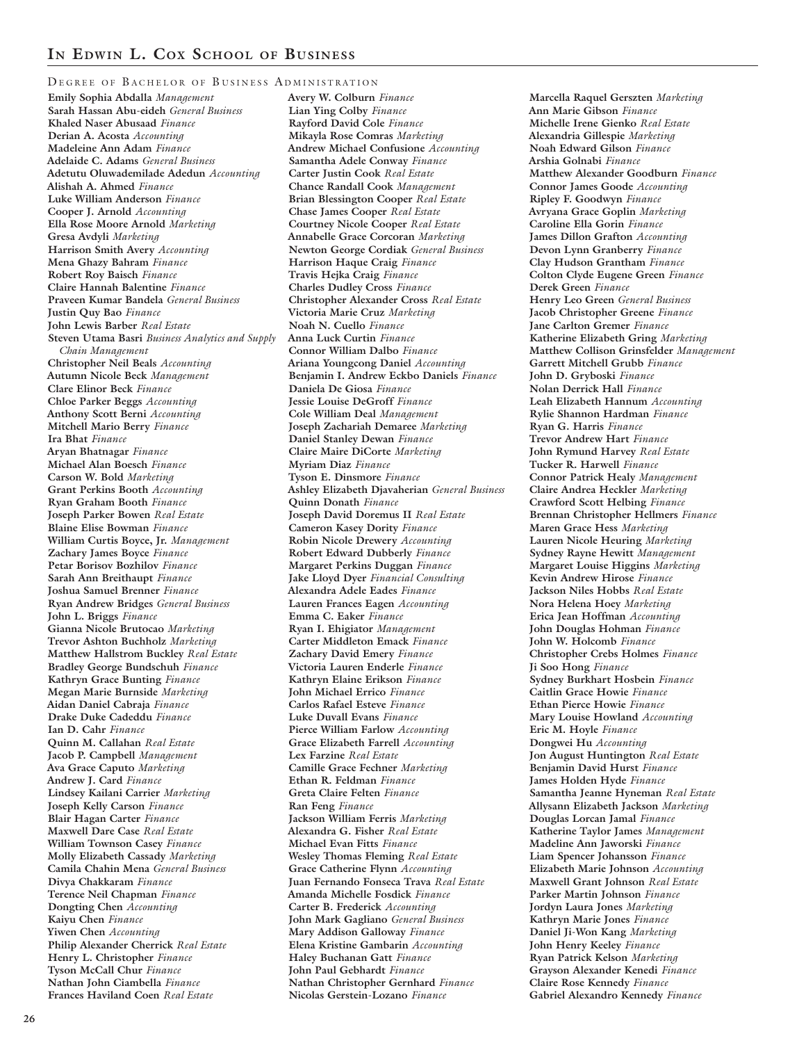## In Edwin L. Cox School of Business

### Degree of Bachelor of Business Administration

**Emily Sophia Abdalla** *Management*
**Sarah Hassan Abu-eideh** *General Business*
**Khaled Naser Abusaad** *Finance*
**Derian A. Acosta** *Accounting*
**Madeleine Ann Adam** *Finance*
**Adelaide C. Adams** *General Business*
**Adetutu Oluwademilade Adedun** *Accounting*
**Alishah A. Ahmed** *Finance*
**Luke William Anderson** *Finance*
**Cooper J. Arnold** *Accounting*
**Ella Rose Moore Arnold** *Marketing*
**Gresa Avdyli** *Marketing*
**Harrison Smith Avery** *Accounting*
**Mena Ghazy Bahram** *Finance*
**Robert Roy Baisch** *Finance*
**Claire Hannah Balentine** *Finance*
**Praveen Kumar Bandela** *General Business*
**Justin Quy Bao** *Finance*
**John Lewis Barber** *Real Estate*
**Steven Utama Basri** *Business Analytics and Supply Chain Management*
**Christopher Neil Beals** *Accounting*
**Autumn Nicole Beck** *Management*
**Clare Elinor Beck** *Finance*
**Chloe Parker Beggs** *Accounting*
**Anthony Scott Berni** *Accounting*
**Mitchell Mario Berry** *Finance*
**Ira Bhat** *Finance*
**Aryan Bhatnagar** *Finance*
**Michael Alan Boesch** *Finance*
**Carson W. Bold** *Marketing*
**Grant Perkins Booth** *Accounting*
**Ryan Graham Booth** *Finance*
**Joseph Parker Bowen** *Real Estate*
**Blaine Elise Bowman** *Finance*
**William Curtis Boyce, Jr.** *Management*
**Zachary James Boyce** *Finance*
**Petar Borisov Bozhilov** *Finance*
**Sarah Ann Breithaupt** *Finance*
**Joshua Samuel Brenner** *Finance*
**Ryan Andrew Bridges** *General Business*
**John L. Briggs** *Finance*
**Gianna Nicole Brutocao** *Marketing*
**Trevor Ashton Buchholz** *Marketing*
**Matthew Hallstrom Buckley** *Real Estate*
**Bradley George Bundschuh** *Finance*
**Kathryn Grace Bunting** *Finance*
**Megan Marie Burnside** *Marketing*
**Aidan Daniel Cabraja** *Finance*
**Drake Duke Cadeddu** *Finance*
**Ian D. Cahr** *Finance*
**Quinn M. Callahan** *Real Estate*
**Jacob P. Campbell** *Management*
**Ava Grace Caputo** *Marketing*
**Andrew J. Card** *Finance*
**Lindsey Kailani Carrier** *Marketing*
**Joseph Kelly Carson** *Finance*
**Blair Hagan Carter** *Finance*
**Maxwell Dare Case** *Real Estate*
**William Townson Casey** *Finance*
**Molly Elizabeth Cassady** *Marketing*
**Camila Chahin Mena** *General Business*
**Divya Chakkaram** *Finance*
**Terence Neil Chapman** *Finance*
**Dongting Chen** *Accounting*
**Kaiyu Chen** *Finance*
**Yiwen Chen** *Accounting*
**Philip Alexander Cherrick** *Real Estate*
**Henry L. Christopher** *Finance*
**Tyson McCall Chur** *Finance*
**Nathan John Ciambella** *Finance*
**Frances Haviland Coen** *Real Estate*
**Avery W. Colburn** *Finance*
**Lian Ying Colby** *Finance*
**Rayford David Cole** *Finance*
**Mikayla Rose Comras** *Marketing*
**Andrew Michael Confusione** *Accounting*
**Samantha Adele Conway** *Finance*
**Carter Justin Cook** *Real Estate*
**Chance Randall Cook** *Management*
**Brian Blessington Cooper** *Real Estate*
**Chase James Cooper** *Real Estate*
**Courtney Nicole Cooper** *Real Estate*
**Annabelle Grace Corcoran** *Marketing*
**Newton George Cordiak** *General Business*
**Harrison Haque Craig** *Finance*
**Travis Hejka Craig** *Finance*
**Charles Dudley Cross** *Finance*
**Christopher Alexander Cross** *Real Estate*
**Victoria Marie Cruz** *Marketing*
**Noah N. Cuello** *Finance*
**Anna Luck Curtin** *Finance*
**Connor William Dalbo** *Finance*
**Ariana Youngcong Daniel** *Accounting*
**Benjamin I. Andrew Eckbo Daniels** *Finance*
**Daniela De Giosa** *Finance*
**Jessie Louise DeGroff** *Finance*
**Cole William Deal** *Management*
**Joseph Zachariah Demaree** *Marketing*
**Daniel Stanley Dewan** *Finance*
**Claire Maire DiCorte** *Marketing*
**Myriam Diaz** *Finance*
**Tyson E. Dinsmore** *Finance*
**Ashley Elizabeth Djavaherian** *General Business*
**Quinn Donath** *Finance*
**Joseph David Doremus II** *Real Estate*
**Cameron Kasey Dority** *Finance*
**Robin Nicole Drewery** *Accounting*
**Robert Edward Dubberly** *Finance*
**Margaret Perkins Duggan** *Finance*
**Jake Lloyd Dyer** *Financial Consulting*
**Alexandra Adele Eades** *Finance*
**Lauren Frances Eagen** *Accounting*
**Emma C. Eaker** *Finance*
**Ryan I. Ehigiator** *Management*
**Carter Middleton Emack** *Finance*
**Zachary David Emery** *Finance*
**Victoria Lauren Enderle** *Finance*
**Kathryn Elaine Erikson** *Finance*
**John Michael Errico** *Finance*
**Carlos Rafael Esteve** *Finance*
**Luke Duvall Evans** *Finance*
**Pierce William Farlow** *Accounting*
**Grace Elizabeth Farrell** *Accounting*
**Lex Farzine** *Real Estate*
**Camille Grace Fechner** *Marketing*
**Ethan R. Feldman** *Finance*
**Greta Claire Felten** *Finance*
**Ran Feng** *Finance*
**Jackson William Ferris** *Marketing*
**Alexandra G. Fisher** *Real Estate*
**Michael Evan Fitts** *Finance*
**Wesley Thomas Fleming** *Real Estate*
**Grace Catherine Flynn** *Accounting*
**Juan Fernando Fonseca Trava** *Real Estate*
**Amanda Michelle Fosdick** *Finance*
**Carter B. Frederick** *Accounting*
**John Mark Gagliano** *General Business*
**Mary Addison Galloway** *Finance*
**Elena Kristine Gambarin** *Accounting*
**Haley Buchanan Gatt** *Finance*
**John Paul Gebhardt** *Finance*
**Nathan Christopher Gernhard** *Finance*
**Nicolas Gerstein-Lozano** *Finance*
**Marcella Raquel Gerszten** *Marketing*
**Ann Marie Gibson** *Finance*
**Michelle Irene Gienko** *Real Estate*
**Alexandria Gillespie** *Marketing*
**Noah Edward Gilson** *Finance*
**Arshia Golnabi** *Finance*
**Matthew Alexander Goodburn** *Finance*
**Connor James Goode** *Accounting*
**Ripley F. Goodwyn** *Finance*
**Avryana Grace Goplin** *Marketing*
**Caroline Ella Gorin** *Finance*
**James Dillon Grafton** *Accounting*
**Devon Lynn Granberry** *Finance*
**Clay Hudson Grantham** *Finance*
**Colton Clyde Eugene Green** *Finance*
**Derek Green** *Finance*
**Henry Leo Green** *General Business*
**Jacob Christopher Greene** *Finance*
**Jane Carlton Gremer** *Finance*
**Katherine Elizabeth Gring** *Marketing*
**Matthew Collison Grinsfelder** *Management*
**Garrett Mitchell Grubb** *Finance*
**John D. Gryboski** *Finance*
**Nolan Derrick Hall** *Finance*
**Leah Elizabeth Hannum** *Accounting*
**Rylie Shannon Hardman** *Finance*
**Ryan G. Harris** *Finance*
**Trevor Andrew Hart** *Finance*
**John Rymund Harvey** *Real Estate*
**Tucker R. Harwell** *Finance*
**Connor Patrick Healy** *Management*
**Claire Andrea Heckler** *Marketing*
**Crawford Scott Helbing** *Finance*
**Brennan Christopher Hellmers** *Finance*
**Maren Grace Hess** *Marketing*
**Lauren Nicole Heuring** *Marketing*
**Sydney Rayne Hewitt** *Management*
**Margaret Louise Higgins** *Marketing*
**Kevin Andrew Hirose** *Finance*
**Jackson Niles Hobbs** *Real Estate*
**Nora Helena Hoey** *Marketing*
**Erica Jean Hoffman** *Accounting*
**John Douglas Hohman** *Finance*
**John W. Holcomb** *Finance*
**Christopher Crebs Holmes** *Finance*
**Ji Soo Hong** *Finance*
**Sydney Burkhart Hosbein** *Finance*
**Caitlin Grace Howie** *Finance*
**Ethan Pierce Howie** *Finance*
**Mary Louise Howland** *Accounting*
**Eric M. Hoyle** *Finance*
**Dongwei Hu** *Accounting*
**Jon August Huntington** *Real Estate*
**Benjamin David Hurst** *Finance*
**James Holden Hyde** *Finance*
**Samantha Jeanne Hyneman** *Real Estate*
**Allysann Elizabeth Jackson** *Marketing*
**Douglas Lorcan Jamal** *Finance*
**Katherine Taylor James** *Management*
**Madeline Ann Jaworski** *Finance*
**Liam Spencer Johansson** *Finance*
**Elizabeth Marie Johnson** *Accounting*
**Maxwell Grant Johnson** *Real Estate*
**Parker Martin Johnson** *Finance*
**Jordyn Laura Jones** *Marketing*
**Kathryn Marie Jones** *Finance*
**Daniel Ji-Won Kang** *Marketing*
**John Henry Keeley** *Finance*
**Ryan Patrick Kelson** *Marketing*
**Grayson Alexander Kenedi** *Finance*
**Claire Rose Kennedy** *Finance*
**Gabriel Alexandro Kennedy** *Finance*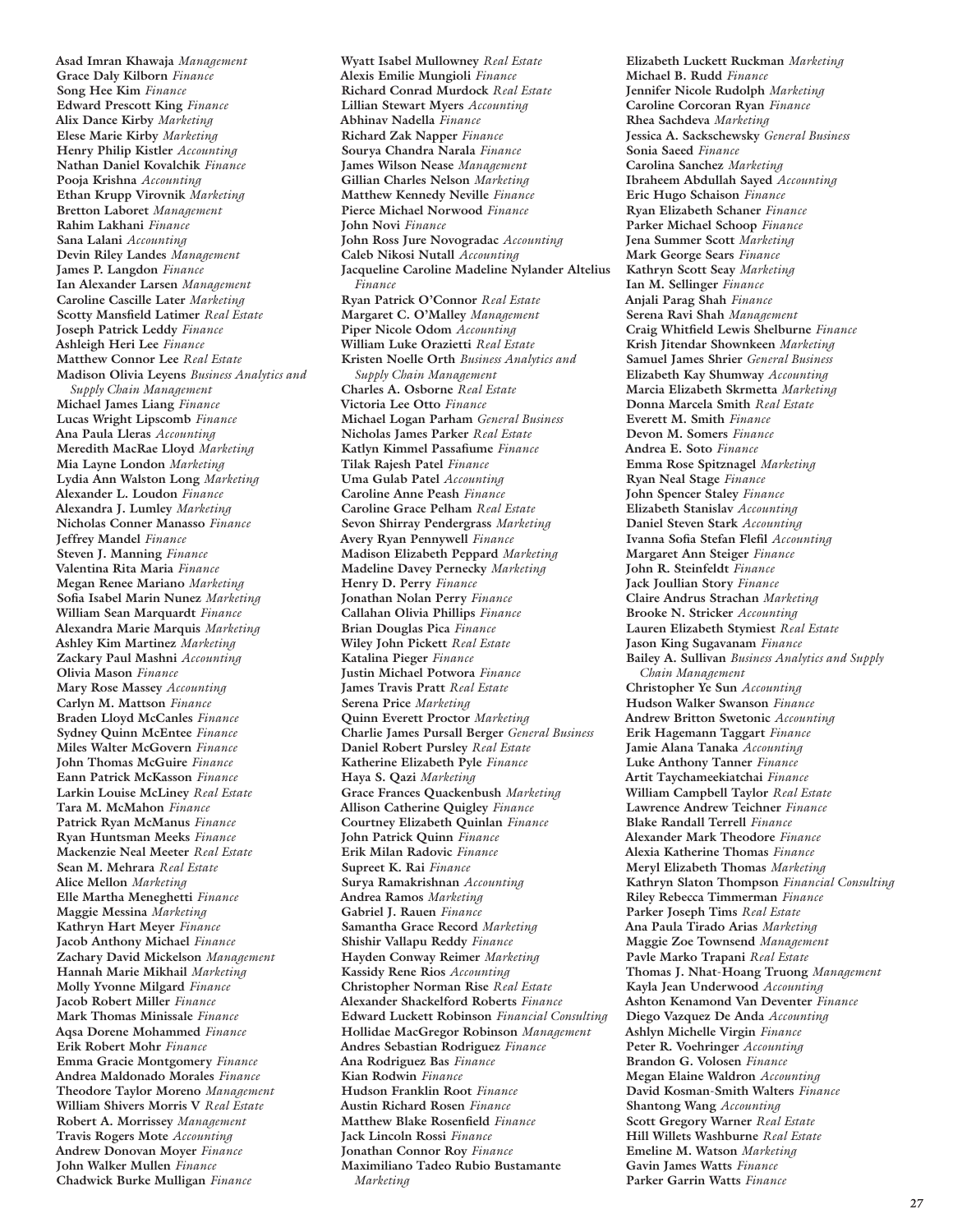**Asad Imran Khawaja** *Management*
**Grace Daly Kilborn** *Finance*
**Song Hee Kim** *Finance*
**Edward Prescott King** *Finance*
**Alix Dance Kirby** *Marketing*
**Elese Marie Kirby** *Marketing*
**Henry Philip Kistler** *Accounting*
**Nathan Daniel Kovalchik** *Finance*
**Pooja Krishna** *Accounting*
**Ethan Krupp Virovnik** *Marketing*
**Bretton Laboret** *Management*
**Rahim Lakhani** *Finance*
**Sana Lalani** *Accounting*
**Devin Riley Landes** *Management*
**James P. Langdon** *Finance*
**Ian Alexander Larsen** *Management*
**Caroline Cascille Later** *Marketing*
**Scotty Mansfield Latimer** *Real Estate*
**Joseph Patrick Leddy** *Finance*
**Ashleigh Heri Lee** *Finance*
**Matthew Connor Lee** *Real Estate*
**Madison Olivia Leyens** *Business Analytics and Supply Chain Management*
**Michael James Liang** *Finance*
**Lucas Wright Lipscomb** *Finance*
**Ana Paula Lleras** *Accounting*
**Meredith MacRae Lloyd** *Marketing*
**Mia Layne London** *Marketing*
**Lydia Ann Walston Long** *Marketing*
**Alexander L. Loudon** *Finance*
**Alexandra J. Lumley** *Marketing*
**Nicholas Conner Manasso** *Finance*
**Jeffrey Mandel** *Finance*
**Steven J. Manning** *Finance*
**Valentina Rita Maria** *Finance*
**Megan Renee Mariano** *Marketing*
**Sofia Isabel Marin Nunez** *Marketing*
**William Sean Marquardt** *Finance*
**Alexandra Marie Marquis** *Marketing*
**Ashley Kim Martinez** *Marketing*
**Zackary Paul Mashni** *Accounting*
**Olivia Mason** *Finance*
**Mary Rose Massey** *Accounting*
**Carlyn M. Mattson** *Finance*
**Braden Lloyd McCanles** *Finance*
**Sydney Quinn McEntee** *Finance*
**Miles Walter McGovern** *Finance*
**John Thomas McGuire** *Finance*
**Eann Patrick McKasson** *Finance*
**Larkin Louise McLiney** *Real Estate*
**Tara M. McMahon** *Finance*
**Patrick Ryan McManus** *Finance*
**Ryan Huntsman Meeks** *Finance*
**Mackenzie Neal Meeter** *Real Estate*
**Sean M. Mehrara** *Real Estate*
**Alice Mellon** *Marketing*
**Elle Martha Meneghetti** *Finance*
**Maggie Messina** *Marketing*
**Kathryn Hart Meyer** *Finance*
**Jacob Anthony Michael** *Finance*
**Zachary David Mickelson** *Management*
**Hannah Marie Mikhail** *Marketing*
**Molly Yvonne Milgard** *Finance*
**Jacob Robert Miller** *Finance*
**Mark Thomas Minissale** *Finance*
**Aqsa Dorene Mohammed** *Finance*
**Erik Robert Mohr** *Finance*
**Emma Gracie Montgomery** *Finance*
**Andrea Maldonado Morales** *Finance*
**Theodore Taylor Moreno** *Management*
**William Shivers Morris V** *Real Estate*
**Robert A. Morrissey** *Management*
**Travis Rogers Mote** *Accounting*
**Andrew Donovan Moyer** *Finance*
**John Walker Mullen** *Finance*
**Chadwick Burke Mulligan** *Finance*
**Wyatt Isabel Mullowney** *Real Estate*
**Alexis Emilie Mungioli** *Finance*
**Richard Conrad Murdock** *Real Estate*
**Lillian Stewart Myers** *Accounting*
**Abhinav Nadella** *Finance*
**Richard Zak Napper** *Finance*
**Sourya Chandra Narala** *Finance*
**James Wilson Nease** *Management*
**Gillian Charles Nelson** *Marketing*
**Matthew Kennedy Neville** *Finance*
**Pierce Michael Norwood** *Finance*
**John Novi** *Finance*
**John Ross Jure Novogradac** *Accounting*
**Caleb Nikosi Nutall** *Accounting*
**Jacqueline Caroline Madeline Nylander Altelius** *Finance*
**Ryan Patrick O'Connor** *Real Estate*
**Margaret C. O'Malley** *Management*
**Piper Nicole Odom** *Accounting*
**William Luke Orazietti** *Real Estate*
**Kristen Noelle Orth** *Business Analytics and Supply Chain Management*
**Charles A. Osborne** *Real Estate*
**Victoria Lee Otto** *Finance*
**Michael Logan Parham** *General Business*
**Nicholas James Parker** *Real Estate*
**Katlyn Kimmel Passafiume** *Finance*
**Tilak Rajesh Patel** *Finance*
**Uma Gulab Patel** *Accounting*
**Caroline Anne Peash** *Finance*
**Caroline Grace Pelham** *Real Estate*
**Sevon Shirray Pendergrass** *Marketing*
**Avery Ryan Pennywell** *Finance*
**Madison Elizabeth Peppard** *Marketing*
**Madeline Davey Pernecky** *Marketing*
**Henry D. Perry** *Finance*
**Jonathan Nolan Perry** *Finance*
**Callahan Olivia Phillips** *Finance*
**Brian Douglas Pica** *Finance*
**Wiley John Pickett** *Real Estate*
**Katalina Pieger** *Finance*
**Justin Michael Potwora** *Finance*
**James Travis Pratt** *Real Estate*
**Serena Price** *Marketing*
**Quinn Everett Proctor** *Marketing*
**Charlie James Pursall Berger** *General Business*
**Daniel Robert Pursley** *Real Estate*
**Katherine Elizabeth Pyle** *Finance*
**Haya S. Qazi** *Marketing*
**Grace Frances Quackenbush** *Marketing*
**Allison Catherine Quigley** *Finance*
**Courtney Elizabeth Quinlan** *Finance*
**John Patrick Quinn** *Finance*
**Erik Milan Radovic** *Finance*
**Supreet K. Rai** *Finance*
**Surya Ramakrishnan** *Accounting*
**Andrea Ramos** *Marketing*
**Gabriel J. Rauen** *Finance*
**Samantha Grace Record** *Marketing*
**Shishir Vallapu Reddy** *Finance*
**Hayden Conway Reimer** *Marketing*
**Kassidy Rene Rios** *Accounting*
**Christopher Norman Rise** *Real Estate*
**Alexander Shackelford Roberts** *Finance*
**Edward Luckett Robinson** *Financial Consulting*
**Hollidae MacGregor Robinson** *Management*
**Andres Sebastian Rodriguez** *Finance*
**Ana Rodriguez Bas** *Finance*
**Kian Rodwin** *Finance*
**Hudson Franklin Root** *Finance*
**Austin Richard Rosen** *Finance*
**Matthew Blake Rosenfield** *Finance*
**Jack Lincoln Rossi** *Finance*
**Jonathan Connor Roy** *Finance*
**Maximiliano Tadeo Rubio Bustamante** *Marketing*
**Elizabeth Luckett Ruckman** *Marketing*
**Michael B. Rudd** *Finance*
**Jennifer Nicole Rudolph** *Marketing*
**Caroline Corcoran Ryan** *Finance*
**Rhea Sachdeva** *Marketing*
**Jessica A. Sackschewsky** *General Business*
**Sonia Saeed** *Finance*
**Carolina Sanchez** *Marketing*
**Ibraheem Abdullah Sayed** *Accounting*
**Eric Hugo Schaison** *Finance*
**Ryan Elizabeth Schaner** *Finance*
**Parker Michael Schoop** *Finance*
**Jena Summer Scott** *Marketing*
**Mark George Sears** *Finance*
**Kathryn Scott Seay** *Marketing*
**Ian M. Sellinger** *Finance*
**Anjali Parag Shah** *Finance*
**Serena Ravi Shah** *Management*
**Craig Whitfield Lewis Shelburne** *Finance*
**Krish Jitendar Shownkeen** *Marketing*
**Samuel James Shrier** *General Business*
**Elizabeth Kay Shumway** *Accounting*
**Marcia Elizabeth Skrmetta** *Marketing*
**Donna Marcela Smith** *Real Estate*
**Everett M. Smith** *Finance*
**Devon M. Somers** *Finance*
**Andrea E. Soto** *Finance*
**Emma Rose Spitznagel** *Marketing*
**Ryan Neal Stage** *Finance*
**John Spencer Staley** *Finance*
**Elizabeth Stanislav** *Accounting*
**Daniel Steven Stark** *Accounting*
**Ivanna Sofia Stefan Flefil** *Accounting*
**Margaret Ann Steiger** *Finance*
**John R. Steinfeldt** *Finance*
**Jack Joullian Story** *Finance*
**Claire Andrus Strachan** *Marketing*
**Brooke N. Stricker** *Accounting*
**Lauren Elizabeth Stymiest** *Real Estate*
**Jason King Sugavanam** *Finance*
**Bailey A. Sullivan** *Business Analytics and Supply Chain Management*
**Christopher Ye Sun** *Accounting*
**Hudson Walker Swanson** *Finance*
**Andrew Britton Swetonic** *Accounting*
**Erik Hagemann Taggart** *Finance*
**Jamie Alana Tanaka** *Accounting*
**Luke Anthony Tanner** *Finance*
**Artit Taychameekiatchai** *Finance*
**William Campbell Taylor** *Real Estate*
**Lawrence Andrew Teichner** *Finance*
**Blake Randall Terrell** *Finance*
**Alexander Mark Theodore** *Finance*
**Alexia Katherine Thomas** *Finance*
**Meryl Elizabeth Thomas** *Marketing*
**Kathryn Slaton Thompson** *Financial Consulting*
**Riley Rebecca Timmerman** *Finance*
**Parker Joseph Tims** *Real Estate*
**Ana Paula Tirado Arias** *Marketing*
**Maggie Zoe Townsend** *Management*
**Pavle Marko Trapani** *Real Estate*
**Thomas J. Nhat-Hoang Truong** *Management*
**Kayla Jean Underwood** *Accounting*
**Ashton Kenamond Van Deventer** *Finance*
**Diego Vazquez De Anda** *Accounting*
**Ashlyn Michelle Virgin** *Finance*
**Peter R. Voehringer** *Accounting*
**Brandon G. Volosen** *Finance*
**Megan Elaine Waldron** *Accounting*
**David Kosman-Smith Walters** *Finance*
**Shantong Wang** *Accounting*
**Scott Gregory Warner** *Real Estate*
**Hill Willets Washburne** *Real Estate*
**Emeline M. Watson** *Marketing*
**Gavin James Watts** *Finance*
**Parker Garrin Watts** *Finance*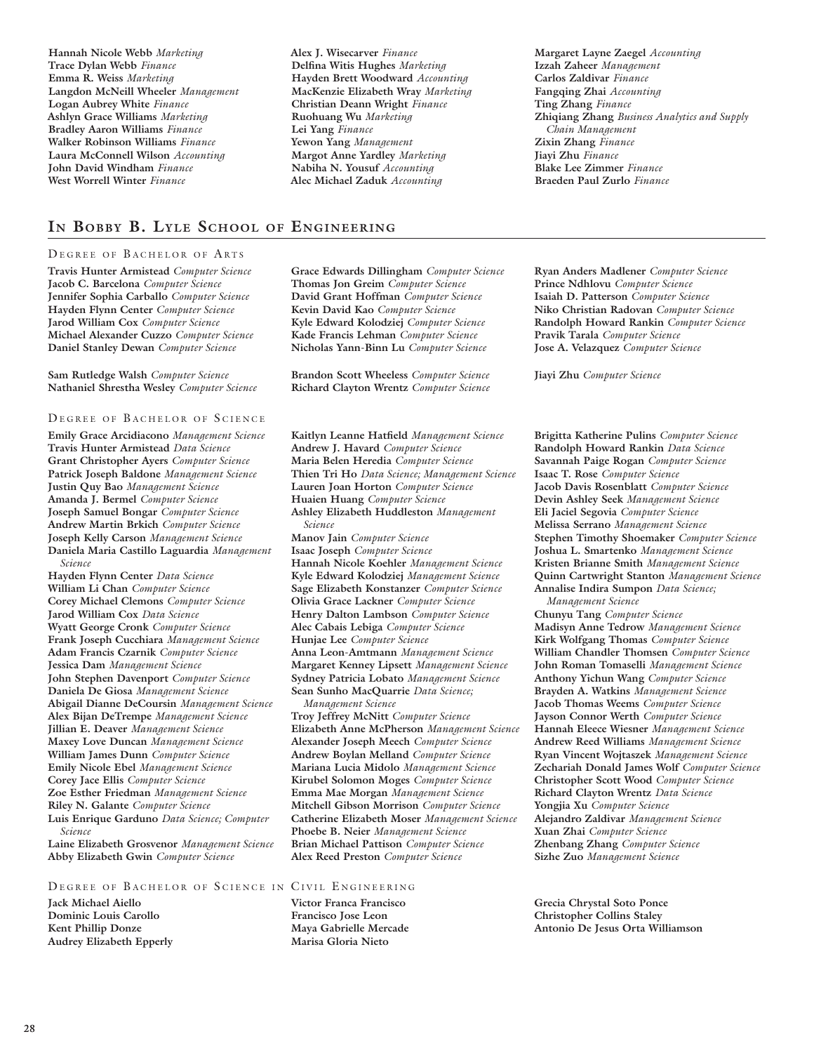**Hannah Nicole Webb** *Marketing*
**Trace Dylan Webb** *Finance*
**Emma R. Weiss** *Marketing*
**Langdon McNeill Wheeler** *Management*
**Logan Aubrey White** *Finance*
**Ashlyn Grace Williams** *Marketing*
**Bradley Aaron Williams** *Finance*
**Walker Robinson Williams** *Finance*
**Laura McConnell Wilson** *Accounting*
**John David Windham** *Finance*
**West Worrell Winter** *Finance*
**Alex J. Wisecarver** *Finance*
**Delfina Witis Hughes** *Marketing*
**Hayden Brett Woodward** *Accounting*
**MacKenzie Elizabeth Wray** *Marketing*
**Christian Deann Wright** *Finance*
**Ruohuang Wu** *Marketing*
**Lei Yang** *Finance*
**Yewon Yang** *Management*
**Margot Anne Yardley** *Marketing*
**Nabiha N. Yousuf** *Accounting*
**Alec Michael Zaduk** *Accounting*
**Margaret Layne Zaegel** *Accounting*
**Izzah Zaheer** *Management*
**Carlos Zaldivar** *Finance*
**Fangqing Zhai** *Accounting*
**Ting Zhang** *Finance*
**Zhiqiang Zhang** *Business Analytics and Supply Chain Management*
**Zixin Zhang** *Finance*
**Jiayi Zhu** *Finance*
**Blake Lee Zimmer** *Finance*
**Braeden Paul Zurlo** *Finance*

## In Bobby B. Lyle School of Engineering

### Degree of Bachelor of Arts

**Travis Hunter Armistead** *Computer Science*
**Jacob C. Barcelona** *Computer Science*
**Jennifer Sophia Carballo** *Computer Science*
**Hayden Flynn Center** *Computer Science*
**Jarod William Cox** *Computer Science*
**Michael Alexander Cuzzo** *Computer Science*
**Daniel Stanley Dewan** *Computer Science*
**Grace Edwards Dillingham** *Computer Science*
**Thomas Jon Greim** *Computer Science*
**David Grant Hoffman** *Computer Science*
**Kevin David Kao** *Computer Science*
**Kyle Edward Kolodziej** *Computer Science*
**Kade Francis Lehman** *Computer Science*
**Nicholas Yann-Binn Lu** *Computer Science*
**Ryan Anders Madlener** *Computer Science*
**Prince Ndhlovu** *Computer Science*
**Isaiah D. Patterson** *Computer Science*
**Niko Christian Radovan** *Computer Science*
**Randolph Howard Rankin** *Computer Science*
**Pravik Tarala** *Computer Science*
**Jose A. Velazquez** *Computer Science*
**Sam Rutledge Walsh** *Computer Science*
**Nathaniel Shrestha Wesley** *Computer Science*
**Brandon Scott Wheeless** *Computer Science*
**Richard Clayton Wrentz** *Computer Science*
**Jiayi Zhu** *Computer Science*

### Degree of Bachelor of Science

**Emily Grace Arcidiacono** *Management Science*
**Travis Hunter Armistead** *Data Science*
**Grant Christopher Ayers** *Computer Science*
**Patrick Joseph Baldone** *Management Science*
**Justin Quy Bao** *Management Science*
**Amanda J. Bermel** *Computer Science*
**Joseph Samuel Bongar** *Computer Science*
**Andrew Martin Brkich** *Computer Science*
**Joseph Kelly Carson** *Management Science*
**Daniela Maria Castillo Laguardia** *Management Science*
**Hayden Flynn Center** *Data Science*
**William Li Chan** *Computer Science*
**Corey Michael Clemons** *Computer Science*
**Jarod William Cox** *Data Science*
**Wyatt George Cronk** *Computer Science*
**Frank Joseph Cucchiara** *Management Science*
**Adam Francis Czarnik** *Computer Science*
**Jessica Dam** *Management Science*
**John Stephen Davenport** *Computer Science*
**Daniela De Giosa** *Management Science*
**Abigail Dianne DeCoursin** *Management Science*
**Alex Bijan DeTrempe** *Management Science*
**Jillian E. Deaver** *Management Science*
**Maxey Love Duncan** *Management Science*
**William James Dunn** *Computer Science*
**Emily Nicole Ebel** *Management Science*
**Corey Jace Ellis** *Computer Science*
**Zoe Esther Friedman** *Management Science*
**Riley N. Galante** *Computer Science*
**Luis Enrique Garduno** *Data Science; Computer Science*
**Laine Elizabeth Grosvenor** *Management Science*
**Abby Elizabeth Gwin** *Computer Science*
**Kaitlyn Leanne Hatfield** *Management Science*
**Andrew J. Havard** *Computer Science*
**Maria Belen Heredia** *Computer Science*
**Thien Tri Ho** *Data Science; Management Science*
**Lauren Joan Horton** *Computer Science*
**Huaien Huang** *Computer Science*
**Ashley Elizabeth Huddleston** *Management Science*
**Manov Jain** *Computer Science*
**Isaac Joseph** *Computer Science*
**Hannah Nicole Koehler** *Management Science*
**Kyle Edward Kolodziej** *Management Science*
**Sage Elizabeth Konstanzer** *Computer Science*
**Olivia Grace Lackner** *Computer Science*
**Henry Dalton Lambson** *Computer Science*
**Alec Cabais Lebiga** *Computer Science*
**Hunjae Lee** *Computer Science*
**Anna Leon-Amtmann** *Management Science*
**Margaret Kenney Lipsett** *Management Science*
**Sydney Patricia Lobato** *Management Science*
**Sean Sunho MacQuarrie** *Data Science; Management Science*
**Troy Jeffrey McNitt** *Computer Science*
**Elizabeth Anne McPherson** *Management Science*
**Alexander Joseph Meech** *Computer Science*
**Andrew Boylan Melland** *Computer Science*
**Mariana Lucia Midolo** *Management Science*
**Kirubel Solomon Moges** *Computer Science*
**Emma Mae Morgan** *Management Science*
**Mitchell Gibson Morrison** *Computer Science*
**Catherine Elizabeth Moser** *Management Science*
**Phoebe B. Neier** *Management Science*
**Brian Michael Pattison** *Computer Science*
**Alex Reed Preston** *Computer Science*
**Brigitta Katherine Pulins** *Computer Science*
**Randolph Howard Rankin** *Data Science*
**Savannah Paige Rogan** *Computer Science*
**Isaac T. Rose** *Computer Science*
**Jacob Davis Rosenblatt** *Computer Science*
**Devin Ashley Seek** *Management Science*
**Eli Jaciel Segovia** *Computer Science*
**Melissa Serrano** *Management Science*
**Stephen Timothy Shoemaker** *Computer Science*
**Joshua L. Smartenko** *Management Science*
**Kristen Brianne Smith** *Management Science*
**Quinn Cartwright Stanton** *Management Science*
**Annalise Indira Sumpon** *Data Science; Management Science*
**Chunyu Tang** *Computer Science*
**Madisyn Anne Tedrow** *Management Science*
**Kirk Wolfgang Thomas** *Computer Science*
**William Chandler Thomsen** *Computer Science*
**John Roman Tomaselli** *Management Science*
**Anthony Yichun Wang** *Computer Science*
**Brayden A. Watkins** *Management Science*
**Jacob Thomas Weems** *Computer Science*
**Jayson Connor Werth** *Computer Science*
**Hannah Eleece Wiesner** *Management Science*
**Andrew Reed Williams** *Management Science*
**Ryan Vincent Wojtaszek** *Management Science*
**Zechariah Donald James Wolf** *Computer Science*
**Christopher Scott Wood** *Computer Science*
**Richard Clayton Wrentz** *Data Science*
**Yongjia Xu** *Computer Science*
**Alejandro Zaldivar** *Management Science*
**Xuan Zhai** *Computer Science*
**Zhenbang Zhang** *Computer Science*
**Sizhe Zuo** *Management Science*

### Degree of Bachelor of Science in Civil Engineering

**Jack Michael Aiello**
**Dominic Louis Carollo**
**Kent Phillip Donze**
**Audrey Elizabeth Epperly**
**Victor Franca Francisco**
**Francisco Jose Leon**
**Maya Gabrielle Mercade**
**Marisa Gloria Nieto**
**Grecia Chrystal Soto Ponce**
**Christopher Collins Staley**
**Antonio De Jesus Orta Williamson**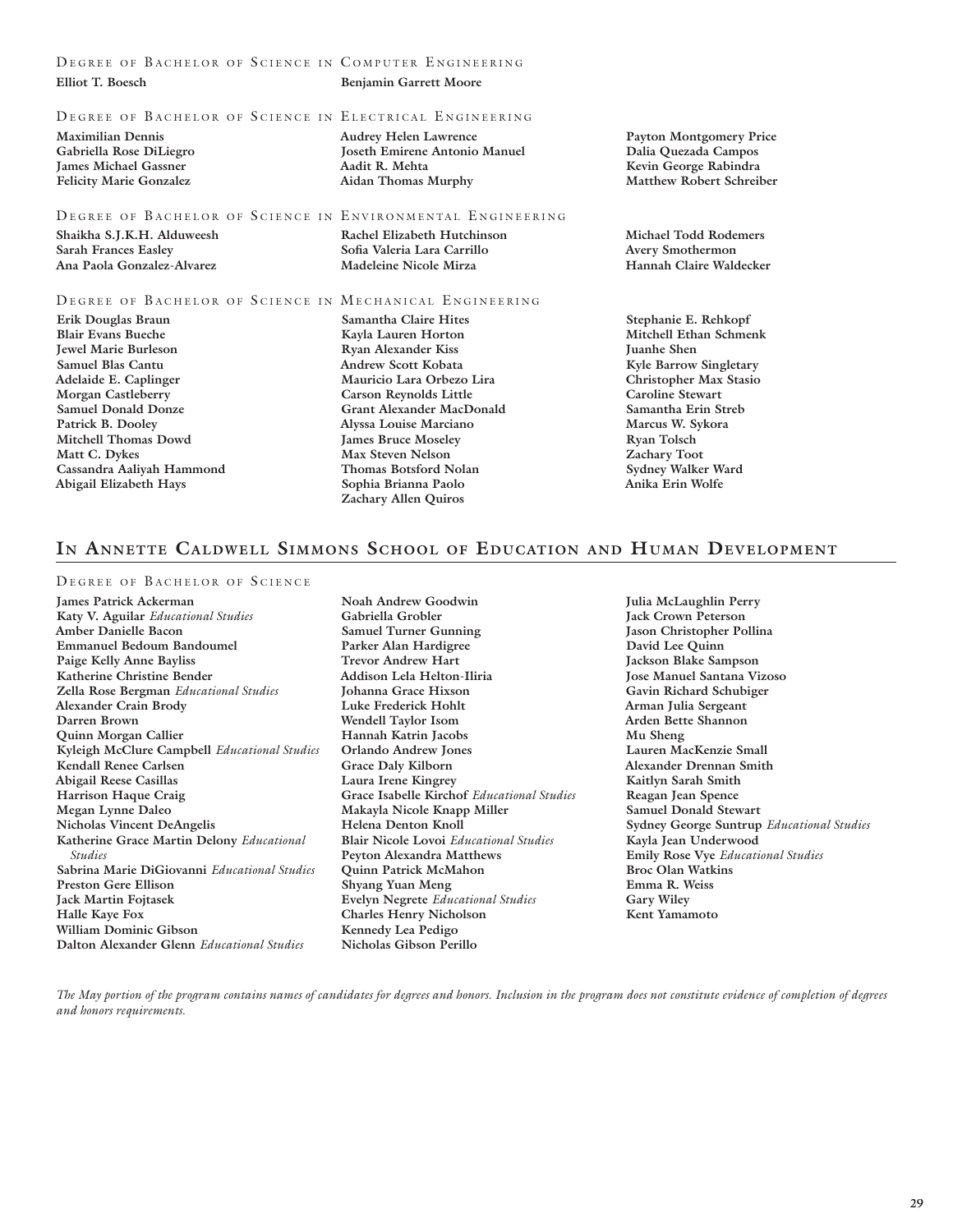### Degree of Bachelor of Science in Computer Engineering

**Elliot T. Boesch**
**Benjamin Garrett Moore**

### Degree of Bachelor of Science in Electrical Engineering

**Maximilian Dennis**
**Gabriella Rose DiLiegro**
**James Michael Gassner**
**Felicity Marie Gonzalez**
**Audrey Helen Lawrence**
**Joseth Emirene Antonio Manuel**
**Aadit R. Mehta**
**Aidan Thomas Murphy**
**Payton Montgomery Price**
**Dalia Quezada Campos**
**Kevin George Rabindra**
**Matthew Robert Schreiber**

### Degree of Bachelor of Science in Environmental Engineering

**Shaikha S.J.K.H. Alduweesh**
**Sarah Frances Easley**
**Ana Paola Gonzalez-Alvarez**
**Rachel Elizabeth Hutchinson**
**Sofia Valeria Lara Carrillo**
**Madeleine Nicole Mirza**
**Michael Todd Rodemers**
**Avery Smothermon**
**Hannah Claire Waldecker**

### Degree of Bachelor of Science in Mechanical Engineering

**Erik Douglas Braun**
**Blair Evans Bueche**
**Jewel Marie Burleson**
**Samuel Blas Cantu**
**Adelaide E. Caplinger**
**Morgan Castleberry**
**Samuel Donald Donze**
**Patrick B. Dooley**
**Mitchell Thomas Dowd**
**Matt C. Dykes**
**Cassandra Aaliyah Hammond**
**Abigail Elizabeth Hays**
**Samantha Claire Hites**
**Kayla Lauren Horton**
**Ryan Alexander Kiss**
**Andrew Scott Kobata**
**Mauricio Lara Orbezo Lira**
**Carson Reynolds Little**
**Grant Alexander MacDonald**
**Alyssa Louise Marciano**
**James Bruce Moseley**
**Max Steven Nelson**
**Thomas Botsford Nolan**
**Sophia Brianna Paolo**
**Zachary Allen Quiros**
**Stephanie E. Rehkopf**
**Mitchell Ethan Schmenk**
**Juanhe Shen**
**Kyle Barrow Singletary**
**Christopher Max Stasio**
**Caroline Stewart**
**Samantha Erin Streb**
**Marcus W. Sykora**
**Ryan Tolsch**
**Zachary Toot**
**Sydney Walker Ward**
**Anika Erin Wolfe**

## In Annette Caldwell Simmons School of Education and Human Development

### Degree of Bachelor of Science

**James Patrick Ackerman**
**Katy V. Aguilar** *Educational Studies*
**Amber Danielle Bacon**
**Emmanuel Bedoum Bandoumel**
**Paige Kelly Anne Bayliss**
**Katherine Christine Bender**
**Zella Rose Bergman** *Educational Studies*
**Alexander Crain Brody**
**Darren Brown**
**Quinn Morgan Callier**
**Kyleigh McClure Campbell** *Educational Studies*
**Kendall Renee Carlsen**
**Abigail Reese Casillas**
**Harrison Haque Craig**
**Megan Lynne Daleo**
**Nicholas Vincent DeAngelis**
**Katherine Grace Martin Delony** *Educational Studies*
**Sabrina Marie DiGiovanni** *Educational Studies*
**Preston Gere Ellison**
**Jack Martin Fojtasek**
**Halle Kaye Fox**
**William Dominic Gibson**
**Dalton Alexander Glenn** *Educational Studies*
**Noah Andrew Goodwin**
**Gabriella Grobler**
**Samuel Turner Gunning**
**Parker Alan Hardigree**
**Trevor Andrew Hart**
**Addison Lela Helton-Iliria**
**Johanna Grace Hixson**
**Luke Frederick Hohlt**
**Wendell Taylor Isom**
**Hannah Katrin Jacobs**
**Orlando Andrew Jones**
**Grace Daly Kilborn**
**Laura Irene Kingrey**
**Grace Isabelle Kirchof** *Educational Studies*
**Makayla Nicole Knapp Miller**
**Helena Denton Knoll**
**Blair Nicole Lovoi** *Educational Studies*
**Peyton Alexandra Matthews**
**Quinn Patrick McMahon**
**Shyang Yuan Meng**
**Evelyn Negrete** *Educational Studies*
**Charles Henry Nicholson**
**Kennedy Lea Pedigo**
**Nicholas Gibson Perillo**
**Julia McLaughlin Perry**
**Jack Crown Peterson**
**Jason Christopher Pollina**
**David Lee Quinn**
**Jackson Blake Sampson**
**Jose Manuel Santana Vizoso**
**Gavin Richard Schubiger**
**Arman Julia Sergeant**
**Arden Bette Shannon**
**Mu Sheng**
**Lauren MacKenzie Small**
**Alexander Drennan Smith**
**Kaitlyn Sarah Smith**
**Reagan Jean Spence**
**Samuel Donald Stewart**
**Sydney George Suntrup** *Educational Studies*
**Kayla Jean Underwood**
**Emily Rose Vye** *Educational Studies*
**Broc Olan Watkins**
**Emma R. Weiss**
**Gary Wiley**
**Kent Yamamoto**

*The May portion of the program contains names of candidates for degrees and honors. Inclusion in the program does not constitute evidence of completion of degrees and honors requirements.*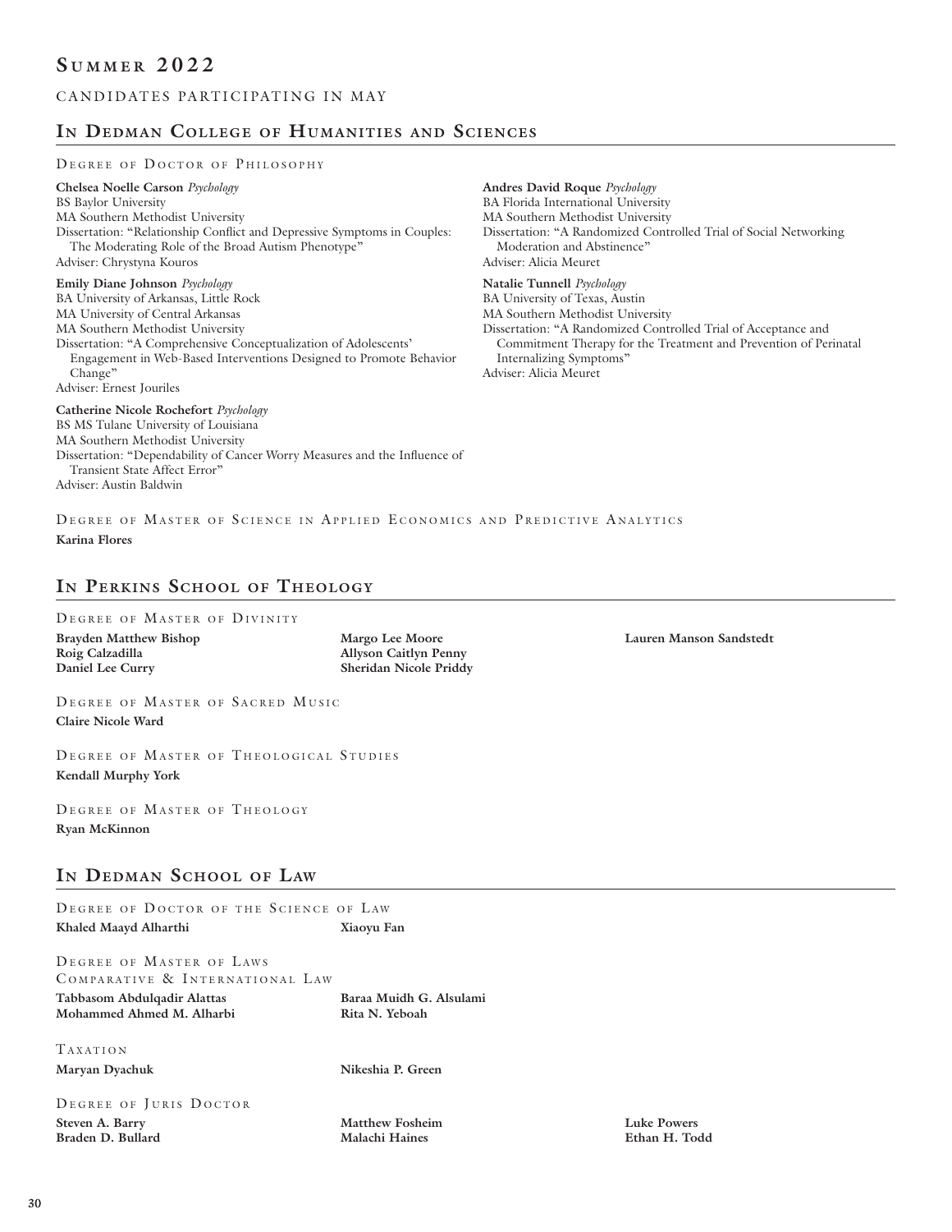# Summer 2022

CANDIDATES PARTICIPATING IN MAY

## In Dedman College of Humanities and Sciences

### Degree of Doctor of Philosophy

**Chelsea Noelle Carson** *Psychology*
BS Baylor University
MA Southern Methodist University
Dissertation: "Relationship Conflict and Depressive Symptoms in Couples: The Moderating Role of the Broad Autism Phenotype"
Adviser: Chrystyna Kouros

**Emily Diane Johnson** *Psychology*
BA University of Arkansas, Little Rock
MA University of Central Arkansas
MA Southern Methodist University
Dissertation: "A Comprehensive Conceptualization of Adolescents' Engagement in Web-Based Interventions Designed to Promote Behavior Change"
Adviser: Ernest Jouriles

**Catherine Nicole Rochefort** *Psychology*
BS MS Tulane University of Louisiana
MA Southern Methodist University
Dissertation: "Dependability of Cancer Worry Measures and the Influence of Transient State Affect Error"
Adviser: Austin Baldwin

**Andres David Roque** *Psychology*
BA Florida International University
MA Southern Methodist University
Dissertation: "A Randomized Controlled Trial of Social Networking Moderation and Abstinence"
Adviser: Alicia Meuret

**Natalie Tunnell** *Psychology*
BA University of Texas, Austin
MA Southern Methodist University
Dissertation: "A Randomized Controlled Trial of Acceptance and Commitment Therapy for the Treatment and Prevention of Perinatal Internalizing Symptoms"
Adviser: Alicia Meuret

### Degree of Master of Science in Applied Economics and Predictive Analytics

**Karina Flores**

## In Perkins School of Theology

### Degree of Master of Divinity

**Brayden Matthew Bishop**
**Roig Calzadilla**
**Daniel Lee Curry**
**Margo Lee Moore**
**Allyson Caitlyn Penny**
**Sheridan Nicole Priddy**
**Lauren Manson Sandstedt**

### Degree of Master of Sacred Music

**Claire Nicole Ward**

### Degree of Master of Theological Studies

**Kendall Murphy York**

### Degree of Master of Theology

**Ryan McKinnon**

## In Dedman School of Law

### Degree of Doctor of the Science of Law

**Khaled Maayd Alharthi**
**Xiaoyu Fan**

### Degree of Master of Laws

#### Comparative & International Law

**Tabbasom Abdulqadir Alattas**
**Mohammed Ahmed M. Alharbi**
**Baraa Muidh G. Alsulami**
**Rita N. Yeboah**

#### Taxation

**Maryan Dyachuk**
**Nikeshia P. Green**

### Degree of Juris Doctor

**Steven A. Barry**
**Braden D. Bullard**
**Matthew Fosheim**
**Malachi Haines**
**Luke Powers**
**Ethan H. Todd**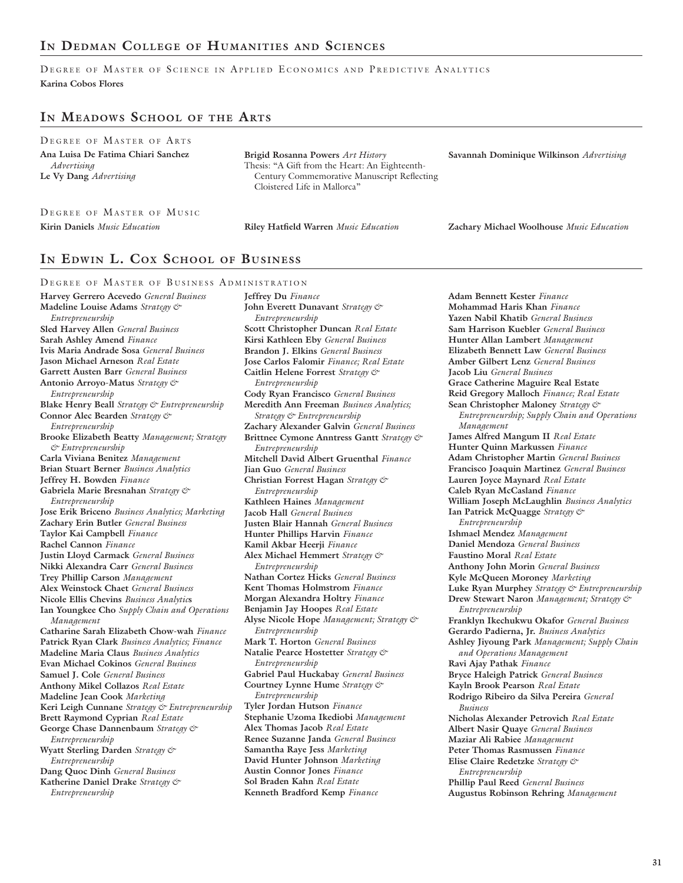## In Dedman College of Humanities and Sciences

### Degree of Master of Science in Applied Economics and Predictive Analytics

**Karina Cobos Flores**

## In Meadows School of the Arts

### Degree of Master of Arts

**Ana Luisa De Fatima Chiari Sanchez** *Advertising*
**Le Vy Dang** *Advertising*
**Brigid Rosanna Powers** *Art History*
Thesis: "A Gift from the Heart: An Eighteenth-Century Commemorative Manuscript Reflecting Cloistered Life in Mallorca"
**Savannah Dominique Wilkinson** *Advertising*

### Degree of Master of Music

**Kirin Daniels** *Music Education*
**Riley Hatfield Warren** *Music Education*
**Zachary Michael Woolhouse** *Music Education*

## In Edwin L. Cox School of Business

### Degree of Master of Business Administration

**Harvey Gerrero Acevedo** *General Business*
**Madeline Louise Adams** *Strategy & Entrepreneurship*
**Sled Harvey Allen** *General Business*
**Sarah Ashley Amend** *Finance*
**Ivis Maria Andrade Sosa** *General Business*
**Jason Michael Arneson** *Real Estate*
**Garrett Austen Barr** *General Business*
**Antonio Arroyo-Matus** *Strategy & Entrepreneurship*
**Blake Henry Beall** *Strategy & Entrepreneurship*
**Connor Alec Bearden** *Strategy & Entrepreneurship*
**Brooke Elizabeth Beatty** *Management; Strategy & Entrepreneurship*
**Carla Viviana Benitez** *Management*
**Brian Stuart Berner** *Business Analytics*
**Jeffrey H. Bowden** *Finance*
**Gabriela Marie Bresnahan** *Strategy & Entrepreneurship*
**Jose Erik Briceno** *Business Analytics; Marketing*
**Zachary Erin Butler** *General Business*
**Taylor Kai Campbell** *Finance*
**Rachel Cannon** *Finance*
**Justin Lloyd Carmack** *General Business*
**Nikki Alexandra Carr** *General Business*
**Trey Phillip Carson** *Management*
**Alex Weinstock Chaet** *General Business*
**Nicole Ellis Chevins** *Business Analytics*
**Ian Youngkee Cho** *Supply Chain and Operations Management*
**Catharine Sarah Elizabeth Chow-wah** *Finance*
**Patrick Ryan Clark** *Business Analytics; Finance*
**Madeline Maria Claus** *Business Analytics*
**Evan Michael Cokinos** *General Business*
**Samuel J. Cole** *General Business*
**Anthony Mikel Collazos** *Real Estate*
**Madeline Jean Cook** *Marketing*
**Keri Leigh Cunnane** *Strategy & Entrepreneurship*
**Brett Raymond Cyprian** *Real Estate*
**George Chase Dannenbaum** *Strategy & Entrepreneurship*
**Wyatt Sterling Darden** *Strategy & Entrepreneurship*
**Dang Quoc Dinh** *General Business*
**Katherine Daniel Drake** *Strategy & Entrepreneurship*
**Jeffrey Du** *Finance*
**John Everett Dunavant** *Strategy & Entrepreneurship*
**Scott Christopher Duncan** *Real Estate*
**Kirsi Kathleen Eby** *General Business*
**Brandon J. Elkins** *General Business*
**Jose Carlos Falomir** *Finance; Real Estate*
**Caitlin Helene Forrest** *Strategy & Entrepreneurship*
**Cody Ryan Francisco** *General Business*
**Meredith Ann Freeman** *Business Analytics; Strategy & Entrepreneurship*
**Zachary Alexander Galvin** *General Business*
**Brittnee Cymone Anntress Gantt** *Strategy & Entrepreneurship*
**Mitchell David Albert Gruenthal** *Finance*
**Jian Guo** *General Business*
**Christian Forrest Hagan** *Strategy & Entrepreneurship*
**Kathleen Haines** *Management*
**Jacob Hall** *General Business*
**Justen Blair Hannah** *General Business*
**Hunter Phillips Harvin** *Finance*
**Kamil Akbar Heerji** *Finance*
**Alex Michael Hemmert** *Strategy & Entrepreneurship*
**Nathan Cortez Hicks** *General Business*
**Kent Thomas Holmstrom** *Finance*
**Morgan Alexandra Holtry** *Finance*
**Benjamin Jay Hoopes** *Real Estate*
**Alyse Nicole Hope** *Management; Strategy & Entrepreneurship*
**Mark T. Horton** *General Business*
**Natalie Pearce Hostetter** *Strategy & Entrepreneurship*
**Gabriel Paul Huckabay** *General Business*
**Courtney Lynne Hume** *Strategy & Entrepreneurship*
**Tyler Jordan Hutson** *Finance*
**Stephanie Uzoma Ikediobi** *Management*
**Alex Thomas Jacob** *Real Estate*
**Renee Suzanne Janda** *General Business*
**Samantha Raye Jess** *Marketing*
**David Hunter Johnson** *Marketing*
**Austin Connor Jones** *Finance*
**Sol Braden Kahn** *Real Estate*
**Kenneth Bradford Kemp** *Finance*
**Adam Bennett Kester** *Finance*
**Mohammad Haris Khan** *Finance*
**Yazen Nabil Khatib** *General Business*
**Sam Harrison Kuebler** *General Business*
**Hunter Allan Lambert** *Management*
**Elizabeth Bennett Law** *General Business*
**Amber Gilbert Lenz** *General Business*
**Jacob Liu** *General Business*
**Grace Catherine Maguire Real Estate**
**Reid Gregory Malloch** *Finance; Real Estate*
**Sean Christopher Maloney** *Strategy & Entrepreneurship; Supply Chain and Operations Management*
**James Alfred Mangum II** *Real Estate*
**Hunter Quinn Markussen** *Finance*
**Adam Christopher Martin** *General Business*
**Francisco Joaquin Martinez** *General Business*
**Lauren Joyce Maynard** *Real Estate*
**Caleb Ryan McCasland** *Finance*
**William Joseph McLaughlin** *Business Analytics*
**Ian Patrick McQuagge** *Strategy & Entrepreneurship*
**Ishmael Mendez** *Management*
**Daniel Mendoza** *General Business*
**Faustino Moral** *Real Estate*
**Anthony John Morin** *General Business*
**Kyle McQueen Moroney** *Marketing*
**Luke Ryan Murphey** *Strategy & Entrepreneurship*
**Drew Stewart Naron** *Management; Strategy & Entrepreneurship*
**Franklyn Ikechukwu Okafor** *General Business*
**Gerardo Padierna, Jr.** *Business Analytics*
**Ashley Jiyoung Park** *Management; Supply Chain and Operations Management*
**Ravi Ajay Pathak** *Finance*
**Bryce Haleigh Patrick** *General Business*
**Kayln Brook Pearson** *Real Estate*
**Rodrigo Ribeiro da Silva Pereira** *General Business*
**Nicholas Alexander Petrovich** *Real Estate*
**Albert Nasir Quaye** *General Business*
**Maziar Ali Rabiee** *Management*
**Peter Thomas Rasmussen** *Finance*
**Elise Claire Redetzke** *Strategy & Entrepreneurship*
**Phillip Paul Reed** *General Business*
**Augustus Robinson Rehring** *Management*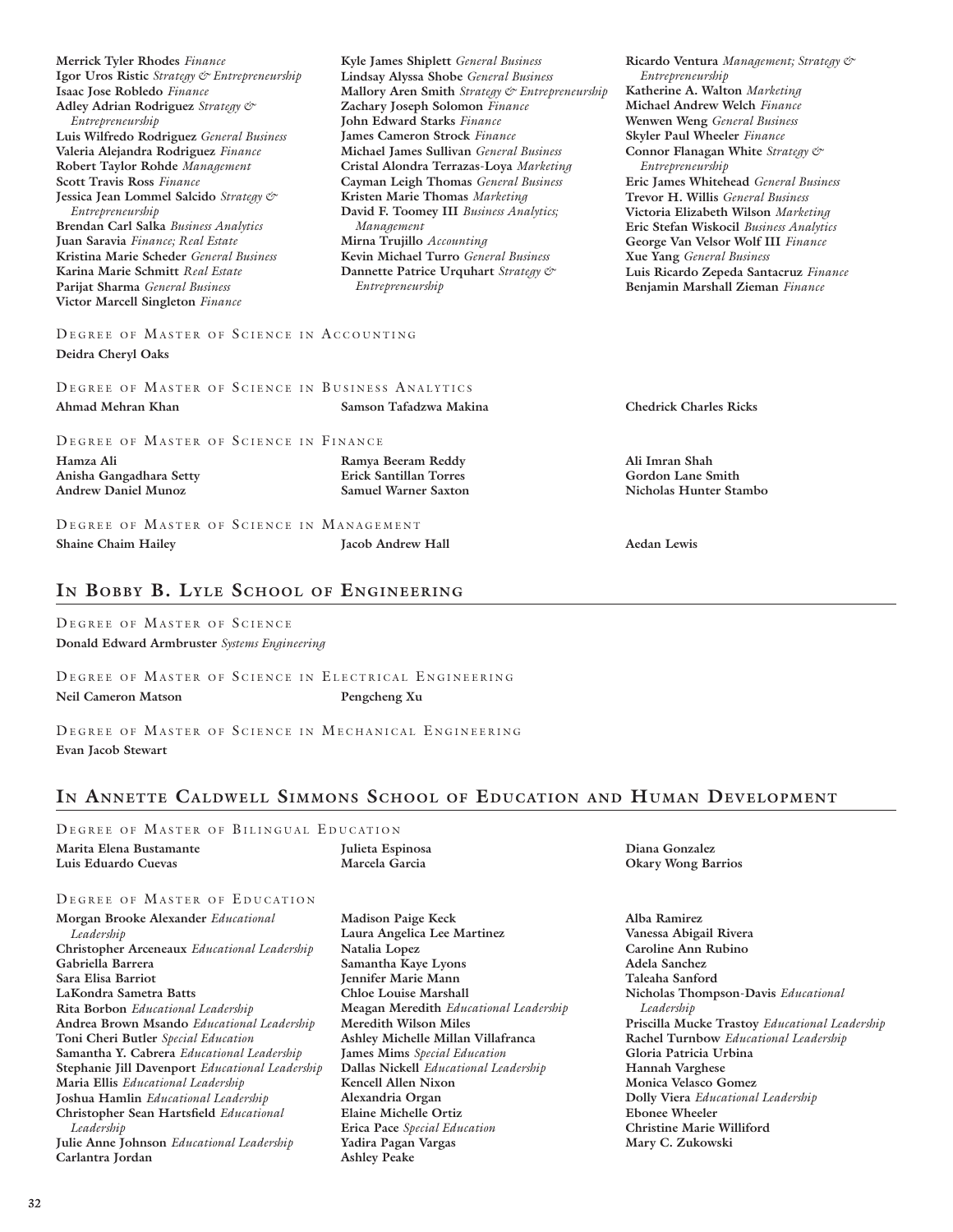**Merrick Tyler Rhodes** *Finance*
**Igor Uros Ristic** *Strategy & Entrepreneurship*
**Isaac Jose Robledo** *Finance*
**Adley Adrian Rodriguez** *Strategy & Entrepreneurship*
**Luis Wilfredo Rodriguez** *General Business*
**Valeria Alejandra Rodriguez** *Finance*
**Robert Taylor Rohde** *Management*
**Scott Travis Ross** *Finance*
**Jessica Jean Lommel Salcido** *Strategy & Entrepreneurship*
**Brendan Carl Salka** *Business Analytics*
**Juan Saravia** *Finance; Real Estate*
**Kristina Marie Scheder** *General Business*
**Karina Marie Schmitt** *Real Estate*
**Parijat Sharma** *General Business*
**Victor Marcell Singleton** *Finance*
**Kyle James Shiplett** *General Business*
**Lindsay Alyssa Shobe** *General Business*
**Mallory Aren Smith** *Strategy & Entrepreneurship*
**Zachary Joseph Solomon** *Finance*
**John Edward Starks** *Finance*
**James Cameron Strock** *Finance*
**Michael James Sullivan** *General Business*
**Cristal Alondra Terrazas-Loya** *Marketing*
**Cayman Leigh Thomas** *General Business*
**Kristen Marie Thomas** *Marketing*
**David F. Toomey III** *Business Analytics; Management*
**Mirna Trujillo** *Accounting*
**Kevin Michael Turro** *General Business*
**Dannette Patrice Urquhart** *Strategy & Entrepreneurship*
**Ricardo Ventura** *Management; Strategy & Entrepreneurship*
**Katherine A. Walton** *Marketing*
**Michael Andrew Welch** *Finance*
**Wenwen Weng** *General Business*
**Skyler Paul Wheeler** *Finance*
**Connor Flanagan White** *Strategy & Entrepreneurship*
**Eric James Whitehead** *General Business*
**Trevor H. Willis** *General Business*
**Victoria Elizabeth Wilson** *Marketing*
**Eric Stefan Wiskocil** *Business Analytics*
**George Van Velsor Wolf III** *Finance*
**Xue Yang** *General Business*
**Luis Ricardo Zepeda Santacruz** *Finance*
**Benjamin Marshall Zieman** *Finance*

### Degree of Master of Science in Accounting

**Deidra Cheryl Oaks**

### Degree of Master of Science in Business Analytics

**Ahmad Mehran Khan**
**Samson Tafadzwa Makina**
**Chedrick Charles Ricks**

### Degree of Master of Science in Finance

**Hamza Ali**
**Anisha Gangadhara Setty**
**Andrew Daniel Munoz**
**Ramya Beeram Reddy**
**Erick Santillan Torres**
**Samuel Warner Saxton**
**Ali Imran Shah**
**Gordon Lane Smith**
**Nicholas Hunter Stambo**

### Degree of Master of Science in Management

**Shaine Chaim Hailey**
**Jacob Andrew Hall**
**Aedan Lewis**

## In Bobby B. Lyle School of Engineering

### Degree of Master of Science

**Donald Edward Armbruster** *Systems Engineering*

### Degree of Master of Science in Electrical Engineering

**Neil Cameron Matson**
**Pengcheng Xu**

### Degree of Master of Science in Mechanical Engineering

**Evan Jacob Stewart**

## In Annette Caldwell Simmons School of Education and Human Development

### Degree of Master of Bilingual Education

**Marita Elena Bustamante**
**Luis Eduardo Cuevas**
**Julieta Espinosa**
**Marcela Garcia**
**Diana Gonzalez**
**Okary Wong Barrios**

### Degree of Master of Education

**Morgan Brooke Alexander** *Educational Leadership*
**Christopher Arceneaux** *Educational Leadership*
**Gabriella Barrera**
**Sara Elisa Barriot**
**LaKondra Sametra Batts**
**Rita Borbon** *Educational Leadership*
**Andrea Brown Msando** *Educational Leadership*
**Toni Cheri Butler** *Special Education*
**Samantha Y. Cabrera** *Educational Leadership*
**Stephanie Jill Davenport** *Educational Leadership*
**Maria Ellis** *Educational Leadership*
**Joshua Hamlin** *Educational Leadership*
**Christopher Sean Hartsfield** *Educational Leadership*
**Julie Anne Johnson** *Educational Leadership*
**Carlantra Jordan**
**Madison Paige Keck**
**Laura Angelica Lee Martinez**
**Natalia Lopez**
**Samantha Kaye Lyons**
**Jennifer Marie Mann**
**Chloe Louise Marshall**
**Meagan Meredith** *Educational Leadership*
**Meredith Wilson Miles**
**Ashley Michelle Millan Villafranca**
**James Mims** *Special Education*
**Dallas Nickell** *Educational Leadership*
**Kencell Allen Nixon**
**Alexandria Organ**
**Elaine Michelle Ortiz**
**Erica Pace** *Special Education*
**Yadira Pagan Vargas**
**Ashley Peake**
**Alba Ramirez**
**Vanessa Abigail Rivera**
**Caroline Ann Rubino**
**Adela Sanchez**
**Taleaha Sanford**
**Nicholas Thompson-Davis** *Educational Leadership*
**Priscilla Mucke Trastoy** *Educational Leadership*
**Rachel Turnbow** *Educational Leadership*
**Gloria Patricia Urbina**
**Hannah Varghese**
**Monica Velasco Gomez**
**Dolly Viera** *Educational Leadership*
**Ebonee Wheeler**
**Christine Marie Williford**
**Mary C. Zukowski**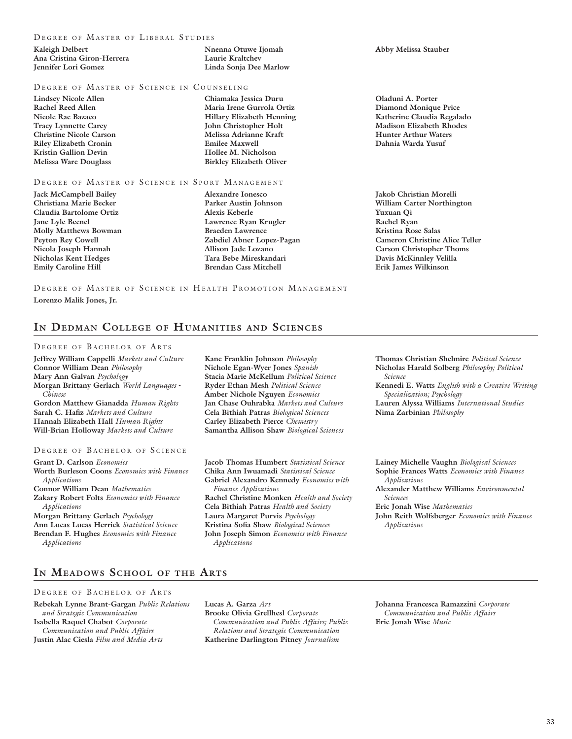### Degree of Master of Liberal Studies

**Kaleigh Delbert**
**Ana Cristina Giron-Herrera**
**Jennifer Lori Gomez**
**Nnenna Otuwe Ijomah**
**Laurie Kraltchev**
**Linda Sonja Dee Marlow**
**Abby Melissa Stauber**

### Degree of Master of Science in Counseling

**Lindsey Nicole Allen**
**Rachel Reed Allen**
**Nicole Rae Bazaco**
**Tracy Lynnette Carey**
**Christine Nicole Carson**
**Riley Elizabeth Cronin**
**Kristin Gallion Devin**
**Melissa Ware Douglass**
**Chiamaka Jessica Duru**
**Maria Irene Gurrola Ortiz**
**Hillary Elizabeth Henning**
**John Christopher Holt**
**Melissa Adrianne Kraft**
**Emilee Maxwell**
**Hollee M. Nicholson**
**Birkley Elizabeth Oliver**
**Oladuni A. Porter**
**Diamond Monique Price**
**Katherine Claudia Regalado**
**Madison Elizabeth Rhodes**
**Hunter Arthur Waters**
**Dahnia Warda Yusuf**

### Degree of Master of Science in Sport Management

**Jack McCampbell Bailey**
**Christiana Marie Becker**
**Claudia Bartolome Ortiz**
**Jane Lyle Becnel**
**Molly Matthews Bowman**
**Peyton Rey Cowell**
**Nicola Joseph Hannah**
**Nicholas Kent Hedges**
**Emily Caroline Hill**
**Alexandre Ionesco**
**Parker Austin Johnson**
**Alexis Keberle**
**Lawrence Ryan Krugler**
**Braeden Lawrence**
**Zabdiel Abner Lopez-Pagan**
**Allison Jade Lozano**
**Tara Bebe Mireskandari**
**Brendan Cass Mitchell**
**Jakob Christian Morelli**
**William Carter Northington**
**Yuxuan Qi**
**Rachel Ryan**
**Kristina Rose Salas**
**Cameron Christine Alice Teller**
**Carson Christopher Thoms**
**Davis McKinnley Velilla**
**Erik James Wilkinson**

### Degree of Master of Science in Health Promotion Management

**Lorenzo Malik Jones, Jr.**

## In Dedman College of Humanities and Sciences

### Degree of Bachelor of Arts

**Jeffrey William Cappelli** *Markets and Culture*
**Connor William Dean** *Philosophy*
**Mary Ann Galvan** *Psychology*
**Morgan Brittany Gerlach** *World Languages - Chinese*
**Gordon Matthew Gianadda** *Human Rights*
**Sarah C. Hafiz** *Markets and Culture*
**Hannah Elizabeth Hall** *Human Rights*
**Will-Brian Holloway** *Markets and Culture*
**Kane Franklin Johnson** *Philosophy*
**Nichole Egan-Wyer Jones** *Spanish*
**Stacia Marie McKellum** *Political Science*
**Ryder Ethan Mesh** *Political Science*
**Amber Nichole Nguyen** *Economics*
**Jan Chase Ouhrabka** *Markets and Culture*
**Cela Bithiah Patras** *Biological Sciences*
**Carley Elizabeth Pierce** *Chemistry*
**Samantha Allison Shaw** *Biological Sciences*
**Thomas Christian Shelmire** *Political Science*
**Nicholas Harald Solberg** *Philosophy; Political Science*
**Kennedi E. Watts** *English with a Creative Writing Specialization; Psychology*
**Lauren Alyssa Williams** *International Studies*
**Nima Zarbinian** *Philosophy*

### Degree of Bachelor of Science

**Grant D. Carlson** *Economics*
**Worth Burleson Coons** *Economics with Finance Applications*
**Connor William Dean** *Mathematics*
**Zakary Robert Folts** *Economics with Finance Applications*
**Morgan Brittany Gerlach** *Psychology*
**Ann Lucas Lucas Herrick** *Statistical Science*
**Brendan F. Hughes** *Economics with Finance Applications*
**Jacob Thomas Humbert** *Statistical Science*
**Chika Ann Iwuamadi** *Statistical Science*
**Gabriel Alexandro Kennedy** *Economics with Finance Applications*
**Rachel Christine Monken** *Health and Society*
**Cela Bithiah Patras** *Health and Society*
**Laura Margaret Purvis** *Psychology*
**Kristina Sofia Shaw** *Biological Sciences*
**John Joseph Simon** *Economics with Finance Applications*
**Lainey Michelle Vaughn** *Biological Sciences*
**Sophie Frances Watts** *Economics with Finance Applications*
**Alexander Matthew Williams** *Environmental Sciences*
**Eric Jonah Wise** *Mathematics*
**John Reith Wolfsberger** *Economics with Finance Applications*

## In Meadows School of the Arts

### Degree of Bachelor of Arts

**Rebekah Lynne Brant-Gargan** *Public Relations and Strategic Communication*
**Isabella Raquel Chabot** *Corporate Communication and Public Affairs*
**Justin Alac Ciesla** *Film and Media Arts*
**Lucas A. Garza** *Art*
**Brooke Olivia Grellhesl** *Corporate Communication and Public Affairs; Public Relations and Strategic Communication*
**Katherine Darlington Pitney** *Journalism*
**Johanna Francesca Ramazzini** *Corporate Communication and Public Affairs*
**Eric Jonah Wise** *Music*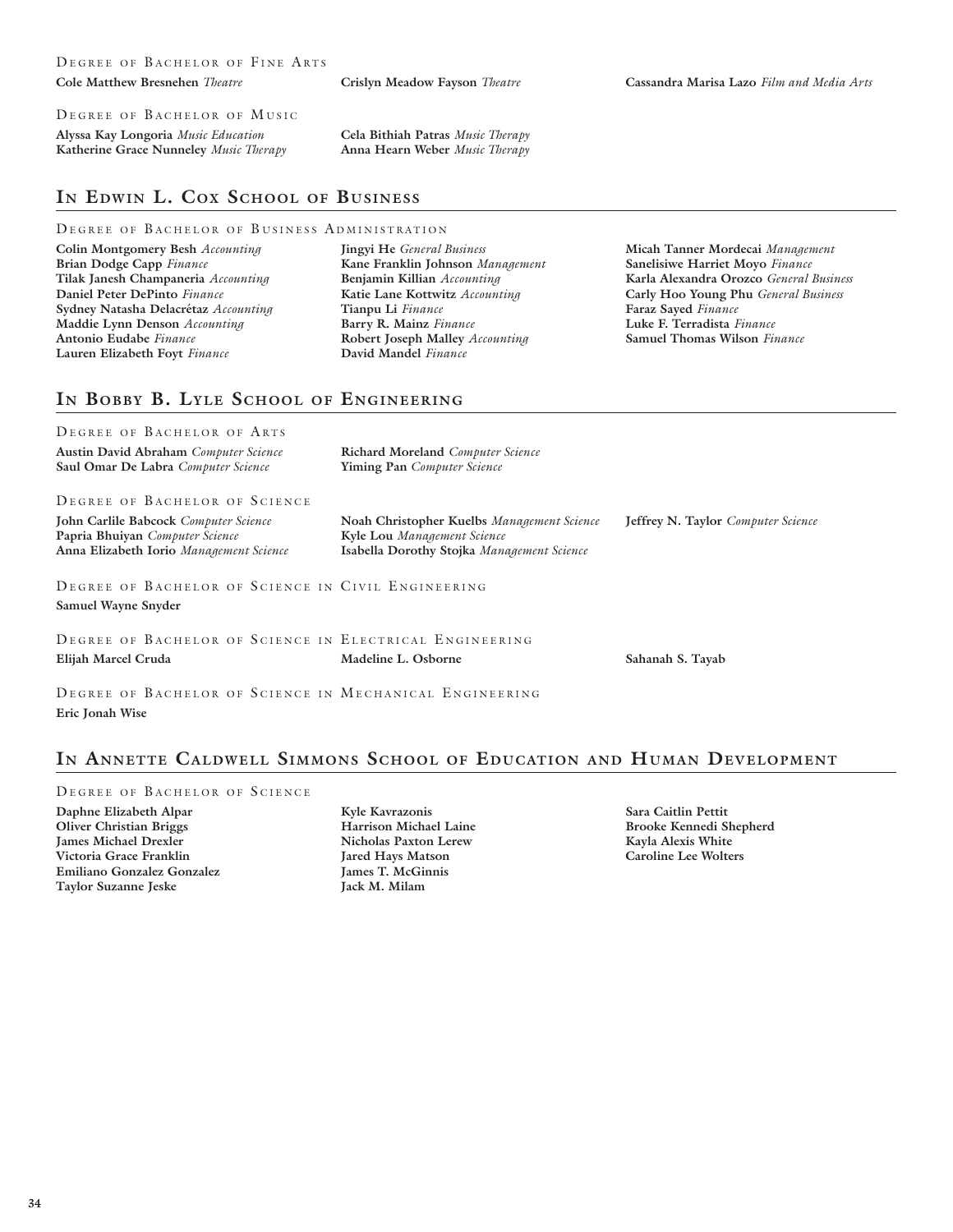Degree of Bachelor of Fine Arts

**Cole Matthew Bresnehen** *Theatre*
**Crislyn Meadow Fayson** *Theatre*
**Cassandra Marisa Lazo** *Film and Media Arts*

Degree of Bachelor of Music

**Alyssa Kay Longoria** *Music Education*
**Katherine Grace Nunneley** *Music Therapy*
**Cela Bithiah Patras** *Music Therapy*
**Anna Hearn Weber** *Music Therapy*

## In Edwin L. Cox School of Business

Degree of Bachelor of Business Administration

**Colin Montgomery Besh** *Accounting*
**Brian Dodge Capp** *Finance*
**Tilak Janesh Champaneria** *Accounting*
**Daniel Peter DePinto** *Finance*
**Sydney Natasha Delacrétaz** *Accounting*
**Maddie Lynn Denson** *Accounting*
**Antonio Eudabe** *Finance*
**Lauren Elizabeth Foyt** *Finance*
**Jingyi He** *General Business*
**Kane Franklin Johnson** *Management*
**Benjamin Killian** *Accounting*
**Katie Lane Kottwitz** *Accounting*
**Tianpu Li** *Finance*
**Barry R. Mainz** *Finance*
**Robert Joseph Malley** *Accounting*
**David Mandel** *Finance*
**Micah Tanner Mordecai** *Management*
**Sanelisiwe Harriet Moyo** *Finance*
**Karla Alexandra Orozco** *General Business*
**Carly Hoo Young Phu** *General Business*
**Faraz Sayed** *Finance*
**Luke F. Terradista** *Finance*
**Samuel Thomas Wilson** *Finance*

## In Bobby B. Lyle School of Engineering

Degree of Bachelor of Arts

**Austin David Abraham** *Computer Science*
**Saul Omar De Labra** *Computer Science*
**Richard Moreland** *Computer Science*
**Yiming Pan** *Computer Science*

Degree of Bachelor of Science

**John Carlile Babcock** *Computer Science*
**Papria Bhuiyan** *Computer Science*
**Anna Elizabeth Iorio** *Management Science*
**Noah Christopher Kuelbs** *Management Science*
**Kyle Lou** *Management Science*
**Isabella Dorothy Stojka** *Management Science*
**Jeffrey N. Taylor** *Computer Science*

Degree of Bachelor of Science in Civil Engineering

**Samuel Wayne Snyder**

Degree of Bachelor of Science in Electrical Engineering

**Elijah Marcel Cruda**
**Madeline L. Osborne**
**Sahanah S. Tayab**

Degree of Bachelor of Science in Mechanical Engineering

**Eric Jonah Wise**

## In Annette Caldwell Simmons School of Education and Human Development

Degree of Bachelor of Science

**Daphne Elizabeth Alpar**
**Oliver Christian Briggs**
**James Michael Drexler**
**Victoria Grace Franklin**
**Emiliano Gonzalez Gonzalez**
**Taylor Suzanne Jeske**
**Kyle Kavrazonis**
**Harrison Michael Laine**
**Nicholas Paxton Lerew**
**Jared Hays Matson**
**James T. McGinnis**
**Jack M. Milam**
**Sara Caitlin Pettit**
**Brooke Kennedi Shepherd**
**Kayla Alexis White**
**Caroline Lee Wolters**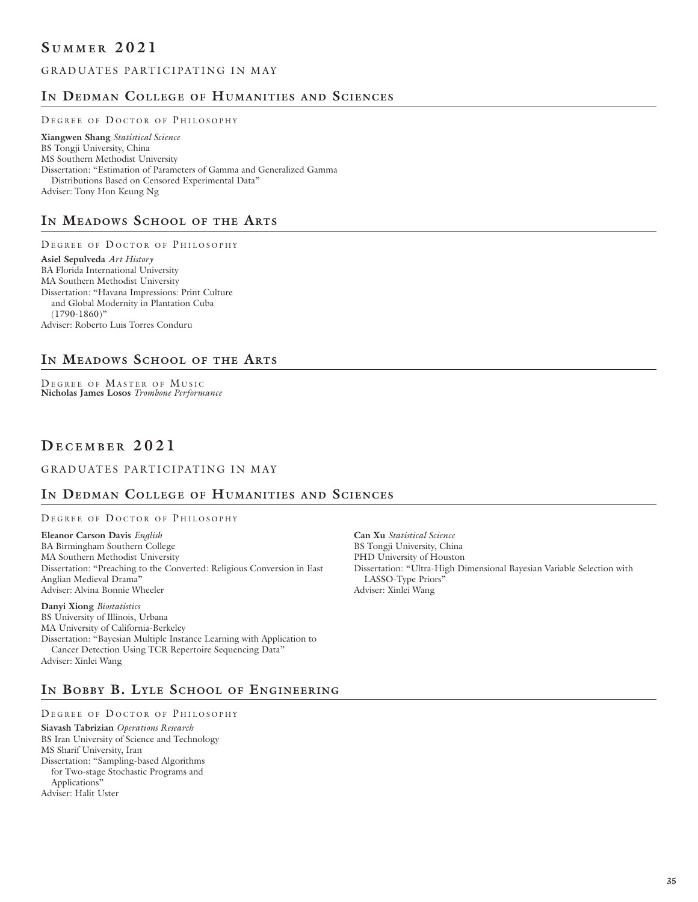## Summer 2021

GRADUATES PARTICIPATING IN MAY

### In Dedman College of Humanities and Sciences

Degree of Doctor of Philosophy

**Xiangwen Shang** *Statistical Science*
BS Tongji University, China
MS Southern Methodist University
Dissertation: "Estimation of Parameters of Gamma and Generalized Gamma Distributions Based on Censored Experimental Data"
Adviser: Tony Hon Keung Ng

### In Meadows School of the Arts

Degree of Doctor of Philosophy

**Asiel Sepulveda** *Art History*
BA Florida International University
MA Southern Methodist University
Dissertation: "Havana Impressions: Print Culture and Global Modernity in Plantation Cuba (1790-1860)"
Adviser: Roberto Luis Torres Conduru

### In Meadows School of the Arts

Degree of Master of Music
**Nicholas James Losos** *Trombone Performance*

## December 2021

GRADUATES PARTICIPATING IN MAY

### In Dedman College of Humanities and Sciences

Degree of Doctor of Philosophy

**Eleanor Carson Davis** *English*
BA Birmingham Southern College
MA Southern Methodist University
Dissertation: "Preaching to the Converted: Religious Conversion in East Anglian Medieval Drama"
Adviser: Alvina Bonnie Wheeler

**Danyi Xiong** *Biostatistics*
BS University of Illinois, Urbana
MA University of California-Berkeley
Dissertation: "Bayesian Multiple Instance Learning with Application to Cancer Detection Using TCR Repertoire Sequencing Data"
Adviser: Xinlei Wang

**Can Xu** *Statistical Science*
BS Tongji University, China
PHD University of Houston
Dissertation: "Ultra-High Dimensional Bayesian Variable Selection with LASSO-Type Priors"
Adviser: Xinlei Wang

### In Bobby B. Lyle School of Engineering

Degree of Doctor of Philosophy

**Siavash Tabrizian** *Operations Research*
BS Iran University of Science and Technology
MS Sharif University, Iran
Dissertation: "Sampling-based Algorithms for Two-stage Stochastic Programs and Applications"
Adviser: Halit Uster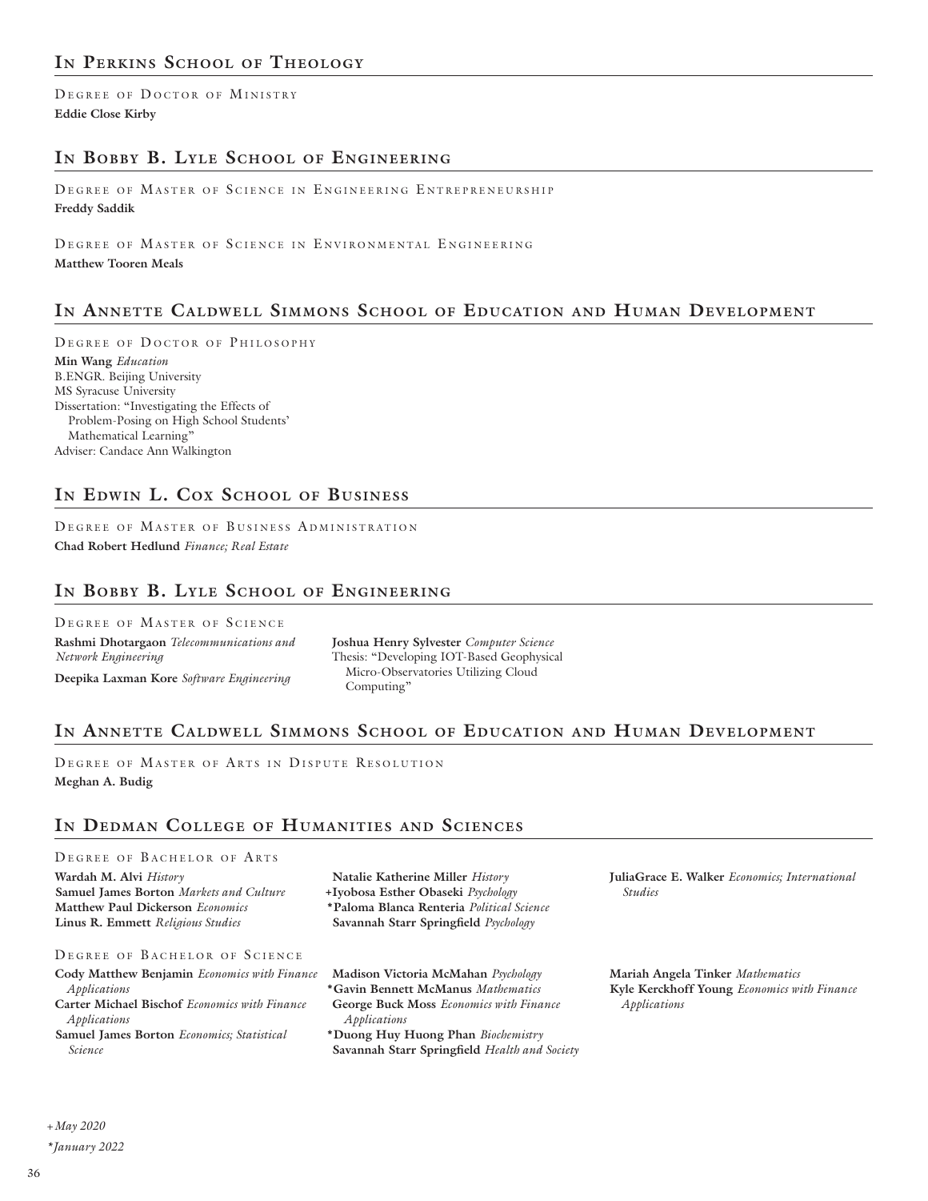## In Perkins School of Theology

Degree of Doctor of Ministry

**Eddie Close Kirby**

## In Bobby B. Lyle School of Engineering

Degree of Master of Science in Engineering Entrepreneurship

**Freddy Saddik**

Degree of Master of Science in Environmental Engineering

**Matthew Tooren Meals**

## In Annette Caldwell Simmons School of Education and Human Development

Degree of Doctor of Philosophy

**Min Wang** *Education*
B.ENGR. Beijing University
MS Syracuse University
Dissertation: "Investigating the Effects of Problem-Posing on High School Students' Mathematical Learning"
Adviser: Candace Ann Walkington

## In Edwin L. Cox School of Business

Degree of Master of Business Administration

**Chad Robert Hedlund** *Finance; Real Estate*

## In Bobby B. Lyle School of Engineering

Degree of Master of Science

**Rashmi Dhotargaon** *Telecommunications and Network Engineering*

**Deepika Laxman Kore** *Software Engineering*

**Joshua Henry Sylvester** *Computer Science*
Thesis: "Developing IOT-Based Geophysical Micro-Observatories Utilizing Cloud Computing"

## In Annette Caldwell Simmons School of Education and Human Development

Degree of Master of Arts in Dispute Resolution

**Meghan A. Budig**

## In Dedman College of Humanities and Sciences

Degree of Bachelor of Arts

**Wardah M. Alvi** *History*
**Samuel James Borton** *Markets and Culture*
**Matthew Paul Dickerson** *Economics*
**Linus R. Emmett** *Religious Studies*
**Natalie Katherine Miller** *History*
**+Iyobosa Esther Obaseki** *Psychology*
**\*Paloma Blanca Renteria** *Political Science*
**Savannah Starr Springfield** *Psychology*
**JuliaGrace E. Walker** *Economics; International Studies*

Degree of Bachelor of Science

**Cody Matthew Benjamin** *Economics with Finance Applications*
**Carter Michael Bischof** *Economics with Finance Applications*
**Samuel James Borton** *Economics; Statistical Science*
**Madison Victoria McMahan** *Psychology*
**\*Gavin Bennett McManus** *Mathematics*
**George Buck Moss** *Economics with Finance Applications*
**\*Duong Huy Huong Phan** *Biochemistry*
**Savannah Starr Springfield** *Health and Society*
**Mariah Angela Tinker** *Mathematics*
**Kyle Kerckhoff Young** *Economics with Finance Applications*

*+May 2020*

*\*January 2022*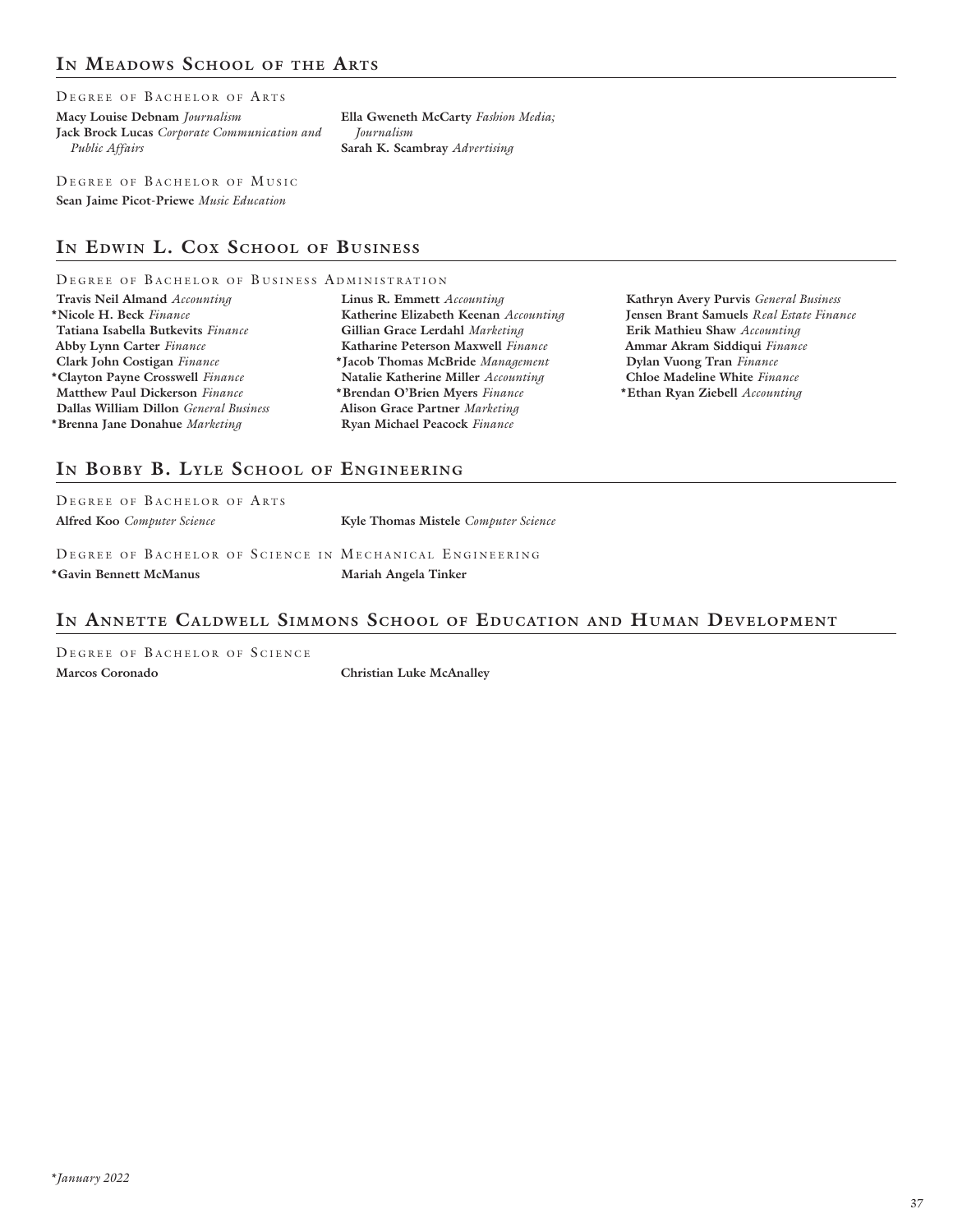## In Meadows School of the Arts

### Degree of Bachelor of Arts

**Macy Louise Debnam** *Journalism*
**Jack Brock Lucas** *Corporate Communication and Public Affairs*
**Ella Gweneth McCarty** *Fashion Media; Journalism*
**Sarah K. Scambray** *Advertising*

### Degree of Bachelor of Music

**Sean Jaime Picot-Priewe** *Music Education*

## In Edwin L. Cox School of Business

### Degree of Bachelor of Business Administration

**Travis Neil Almand** *Accounting*
**\*Nicole H. Beck** *Finance*
**Tatiana Isabella Butkevits** *Finance*
**Abby Lynn Carter** *Finance*
**Clark John Costigan** *Finance*
**\*Clayton Payne Crosswell** *Finance*
**Matthew Paul Dickerson** *Finance*
**Dallas William Dillon** *General Business*
**\*Brenna Jane Donahue** *Marketing*
**Linus R. Emmett** *Accounting*
**Katherine Elizabeth Keenan** *Accounting*
**Gillian Grace Lerdahl** *Marketing*
**Katharine Peterson Maxwell** *Finance*
**\*Jacob Thomas McBride** *Management*
**Natalie Katherine Miller** *Accounting*
**\*Brendan O'Brien Myers** *Finance*
**Alison Grace Partner** *Marketing*
**Ryan Michael Peacock** *Finance*
**Kathryn Avery Purvis** *General Business*
**Jensen Brant Samuels** *Real Estate Finance*
**Erik Mathieu Shaw** *Accounting*
**Ammar Akram Siddiqui** *Finance*
**Dylan Vuong Tran** *Finance*
**Chloe Madeline White** *Finance*
**\*Ethan Ryan Ziebell** *Accounting*

## In Bobby B. Lyle School of Engineering

### Degree of Bachelor of Arts

**Alfred Koo** *Computer Science*
**Kyle Thomas Mistele** *Computer Science*

### Degree of Bachelor of Science in Mechanical Engineering

**\*Gavin Bennett McManus**
**Mariah Angela Tinker**

## In Annette Caldwell Simmons School of Education and Human Development

### Degree of Bachelor of Science

**Marcos Coronado**
**Christian Luke McAnalley**

*\*January 2022*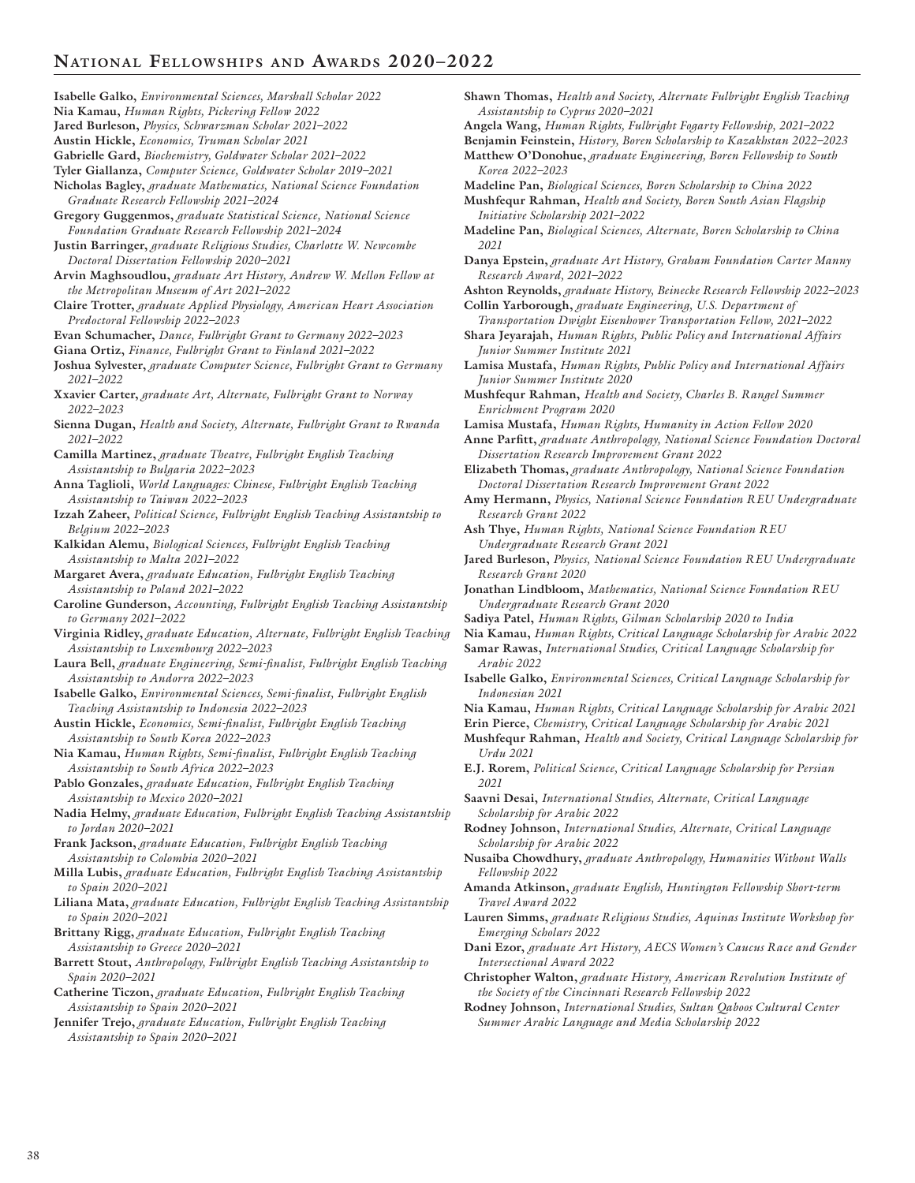## National Fellowships and Awards 2020–2022

**Isabelle Galko,** *Environmental Sciences, Marshall Scholar 2022*
**Nia Kamau,** *Human Rights, Pickering Fellow 2022*
**Jared Burleson,** *Physics, Schwarzman Scholar 2021–2022*
**Austin Hickle,** *Economics, Truman Scholar 2021*
**Gabrielle Gard,** *Biochemistry, Goldwater Scholar 2021–2022*
**Tyler Giallanza,** *Computer Science, Goldwater Scholar 2019–2021*
**Nicholas Bagley,** *graduate Mathematics, National Science Foundation Graduate Research Fellowship 2021–2024*
**Gregory Guggenmos,** *graduate Statistical Science, National Science Foundation Graduate Research Fellowship 2021–2024*
**Justin Barringer,** *graduate Religious Studies, Charlotte W. Newcombe Doctoral Dissertation Fellowship 2020–2021*
**Arvin Maghsoudlou,** *graduate Art History, Andrew W. Mellon Fellow at the Metropolitan Museum of Art 2021–2022*
**Claire Trotter,** *graduate Applied Physiology, American Heart Association Predoctoral Fellowship 2022–2023*
**Evan Schumacher,** *Dance, Fulbright Grant to Germany 2022–2023*
**Giana Ortiz,** *Finance, Fulbright Grant to Finland 2021–2022*
**Joshua Sylvester,** *graduate Computer Science, Fulbright Grant to Germany 2021–2022*
**Xxavier Carter,** *graduate Art, Alternate, Fulbright Grant to Norway 2022–2023*
**Sienna Dugan,** *Health and Society, Alternate, Fulbright Grant to Rwanda 2021–2022*
**Camilla Martinez,** *graduate Theatre, Fulbright English Teaching Assistantship to Bulgaria 2022–2023*
**Anna Taglioli,** *World Languages: Chinese, Fulbright English Teaching Assistantship to Taiwan 2022–2023*
**Izzah Zaheer,** *Political Science, Fulbright English Teaching Assistantship to Belgium 2022–2023*
**Kalkidan Alemu,** *Biological Sciences, Fulbright English Teaching Assistantship to Malta 2021–2022*
**Margaret Avera,** *graduate Education, Fulbright English Teaching Assistantship to Poland 2021–2022*
**Caroline Gunderson,** *Accounting, Fulbright English Teaching Assistantship to Germany 2021–2022*
**Virginia Ridley,** *graduate Education, Alternate, Fulbright English Teaching Assistantship to Luxembourg 2022–2023*
**Laura Bell,** *graduate Engineering, Semi-finalist, Fulbright English Teaching Assistantship to Andorra 2022–2023*
**Isabelle Galko,** *Environmental Sciences, Semi-finalist, Fulbright English Teaching Assistantship to Indonesia 2022–2023*
**Austin Hickle,** *Economics, Semi-finalist, Fulbright English Teaching Assistantship to South Korea 2022–2023*
**Nia Kamau,** *Human Rights, Semi-finalist, Fulbright English Teaching Assistantship to South Africa 2022–2023*
**Pablo Gonzales,** *graduate Education, Fulbright English Teaching Assistantship to Mexico 2020–2021*
**Nadia Helmy,** *graduate Education, Fulbright English Teaching Assistantship to Jordan 2020–2021*
**Frank Jackson,** *graduate Education, Fulbright English Teaching Assistantship to Colombia 2020–2021*
**Milla Lubis,** *graduate Education, Fulbright English Teaching Assistantship to Spain 2020–2021*
**Liliana Mata,** *graduate Education, Fulbright English Teaching Assistantship to Spain 2020–2021*
**Brittany Rigg,** *graduate Education, Fulbright English Teaching Assistantship to Greece 2020–2021*
**Barrett Stout,** *Anthropology, Fulbright English Teaching Assistantship to Spain 2020–2021*
**Catherine Ticzon,** *graduate Education, Fulbright English Teaching Assistantship to Spain 2020–2021*
**Jennifer Trejo,** *graduate Education, Fulbright English Teaching Assistantship to Spain 2020–2021*
**Shawn Thomas,** *Health and Society, Alternate Fulbright English Teaching Assistantship to Cyprus 2020–2021*
**Angela Wang,** *Human Rights, Fulbright Fogarty Fellowship, 2021–2022*
**Benjamin Feinstein,** *History, Boren Scholarship to Kazakhstan 2022–2023*
**Matthew O'Donohue,** *graduate Engineering, Boren Fellowship to South Korea 2022–2023*
**Madeline Pan,** *Biological Sciences, Boren Scholarship to China 2022*
**Mushfequr Rahman,** *Health and Society, Boren South Asian Flagship Initiative Scholarship 2021–2022*
**Madeline Pan,** *Biological Sciences, Alternate, Boren Scholarship to China 2021*
**Danya Epstein,** *graduate Art History, Graham Foundation Carter Manny Research Award, 2021–2022*
**Ashton Reynolds,** *graduate History, Beinecke Research Fellowship 2022–2023*
**Collin Yarborough,** *graduate Engineering, U.S. Department of Transportation Dwight Eisenhower Transportation Fellow, 2021–2022*
**Shara Jeyarajah,** *Human Rights, Public Policy and International Affairs Junior Summer Institute 2021*
**Lamisa Mustafa,** *Human Rights, Public Policy and International Affairs Junior Summer Institute 2020*
**Mushfequr Rahman,** *Health and Society, Charles B. Rangel Summer Enrichment Program 2020*
**Lamisa Mustafa,** *Human Rights, Humanity in Action Fellow 2020*
**Anne Parfitt,** *graduate Anthropology, National Science Foundation Doctoral Dissertation Research Improvement Grant 2022*
**Elizabeth Thomas,** *graduate Anthropology, National Science Foundation Doctoral Dissertation Research Improvement Grant 2022*
**Amy Hermann,** *Physics, National Science Foundation REU Undergraduate Research Grant 2022*
**Ash Thye,** *Human Rights, National Science Foundation REU Undergraduate Research Grant 2021*
**Jared Burleson,** *Physics, National Science Foundation REU Undergraduate Research Grant 2020*
**Jonathan Lindbloom,** *Mathematics, National Science Foundation REU Undergraduate Research Grant 2020*
**Sadiya Patel,** *Human Rights, Gilman Scholarship 2020 to India*
**Nia Kamau,** *Human Rights, Critical Language Scholarship for Arabic 2022*
**Samar Rawas,** *International Studies, Critical Language Scholarship for Arabic 2022*
**Isabelle Galko,** *Environmental Sciences, Critical Language Scholarship for Indonesian 2021*
**Nia Kamau,** *Human Rights, Critical Language Scholarship for Arabic 2021*
**Erin Pierce,** *Chemistry, Critical Language Scholarship for Arabic 2021*
**Mushfequr Rahman,** *Health and Society, Critical Language Scholarship for Urdu 2021*
**E.J. Rorem,** *Political Science, Critical Language Scholarship for Persian 2021*
**Saavni Desai,** *International Studies, Alternate, Critical Language Scholarship for Arabic 2022*
**Rodney Johnson,** *International Studies, Alternate, Critical Language Scholarship for Arabic 2022*
**Nusaiba Chowdhury,** *graduate Anthropology, Humanities Without Walls Fellowship 2022*
**Amanda Atkinson,** *graduate English, Huntington Fellowship Short-term Travel Award 2022*
**Lauren Simms,** *graduate Religious Studies, Aquinas Institute Workshop for Emerging Scholars 2022*
**Dani Ezor,** *graduate Art History, AECS Women's Caucus Race and Gender Intersectional Award 2022*
**Christopher Walton,** *graduate History, American Revolution Institute of the Society of the Cincinnati Research Fellowship 2022*
**Rodney Johnson,** *International Studies, Sultan Qaboos Cultural Center Summer Arabic Language and Media Scholarship 2022*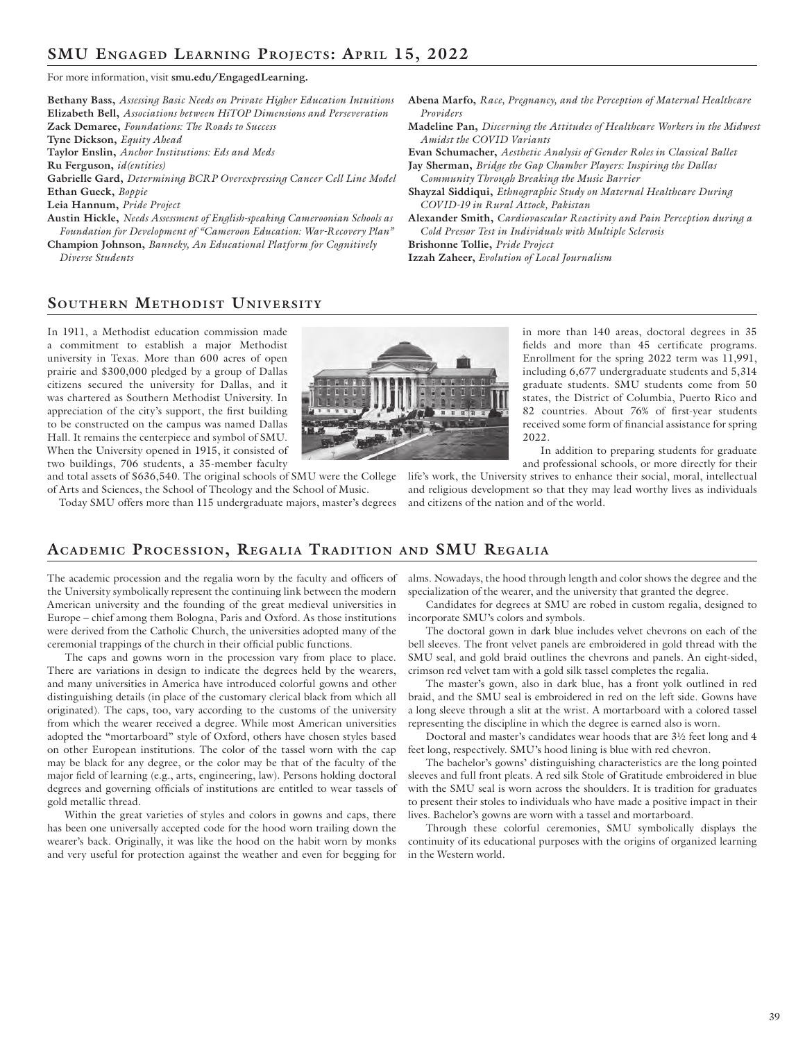## SMU Engaged Learning Projects: April 15, 2022

For more information, visit **smu.edu/EngagedLearning.**

**Bethany Bass,** *Assessing Basic Needs on Private Higher Education Intuitions*
**Elizabeth Bell,** *Associations between HiTOP Dimensions and Perseveration*
**Zack Demaree,** *Foundations: The Roads to Success*
**Tyne Dickson,** *Equity Ahead*
**Taylor Enslin,** *Anchor Institutions: Eds and Meds*
**Ru Ferguson,** *id(entities)*
**Gabrielle Gard,** *Determining BCRP Overexpressing Cancer Cell Line Model*
**Ethan Gueck,** *Boppie*
**Leia Hannum,** *Pride Project*
**Austin Hickle,** *Needs Assessment of English-speaking Cameroonian Schools as Foundation for Development of "Cameroon Education: War-Recovery Plan"*
**Champion Johnson,** *Banneky, An Educational Platform for Cognitively Diverse Students*
**Abena Marfo,** *Race, Pregnancy, and the Perception of Maternal Healthcare Providers*
**Madeline Pan,** *Discerning the Attitudes of Healthcare Workers in the Midwest Amidst the COVID Variants*
**Evan Schumacher,** *Aesthetic Analysis of Gender Roles in Classical Ballet*
**Jay Sherman,** *Bridge the Gap Chamber Players: Inspiring the Dallas Community Through Breaking the Music Barrier*
**Shayzal Siddiqui,** *Ethnographic Study on Maternal Healthcare During COVID-19 in Rural Attock, Pakistan*
**Alexander Smith,** *Cardiovascular Reactivity and Pain Perception during a Cold Pressor Test in Individuals with Multiple Sclerosis*
**Brishonne Tollie,** *Pride Project*
**Izzah Zaheer,** *Evolution of Local Journalism*

## Southern Methodist University

In 1911, a Methodist education commission made a commitment to establish a major Methodist university in Texas. More than 600 acres of open prairie and $300,000 pledged by a group of Dallas citizens secured the university for Dallas, and it was chartered as Southern Methodist University. In appreciation of the city's support, the first building to be constructed on the campus was named Dallas Hall. It remains the centerpiece and symbol of SMU. When the University opened in 1915, it consisted of two buildings, 706 students, a 35-member faculty and total assets of $636,540. The original schools of SMU were the College of Arts and Sciences, the School of Theology and the School of Music.

Today SMU offers more than 115 undergraduate majors, master's degrees in more than 140 areas, doctoral degrees in 35 fields and more than 45 certificate programs. Enrollment for the spring 2022 term was 11,991, including 6,677 undergraduate students and 5,314 graduate students. SMU students come from 50 states, the District of Columbia, Puerto Rico and 82 countries. About 76% of first-year students received some form of financial assistance for spring 2022.

In addition to preparing students for graduate and professional schools, or more directly for their life's work, the University strives to enhance their social, moral, intellectual and religious development so that they may lead worthy lives as individuals and citizens of the nation and of the world.

## Academic Procession, Regalia Tradition and SMU Regalia

The academic procession and the regalia worn by the faculty and officers of the University symbolically represent the continuing link between the modern American university and the founding of the great medieval universities in Europe – chief among them Bologna, Paris and Oxford. As those institutions were derived from the Catholic Church, the universities adopted many of the ceremonial trappings of the church in their official public functions.

The caps and gowns worn in the procession vary from place to place. There are variations in design to indicate the degrees held by the wearers, and many universities in America have introduced colorful gowns and other distinguishing details (in place of the customary clerical black from which all originated). The caps, too, vary according to the customs of the university from which the wearer received a degree. While most American universities adopted the "mortarboard" style of Oxford, others have chosen styles based on other European institutions. The color of the tassel worn with the cap may be black for any degree, or the color may be that of the faculty of the major field of learning (e.g., arts, engineering, law). Persons holding doctoral degrees and governing officials of institutions are entitled to wear tassels of gold metallic thread.

Within the great varieties of styles and colors in gowns and caps, there has been one universally accepted code for the hood worn trailing down the wearer's back. Originally, it was like the hood on the habit worn by monks and very useful for protection against the weather and even for begging for alms. Nowadays, the hood through length and color shows the degree and the specialization of the wearer, and the university that granted the degree.

Candidates for degrees at SMU are robed in custom regalia, designed to incorporate SMU's colors and symbols.

The doctoral gown in dark blue includes velvet chevrons on each of the bell sleeves. The front velvet panels are embroidered in gold thread with the SMU seal, and gold braid outlines the chevrons and panels. An eight-sided, crimson red velvet tam with a gold silk tassel completes the regalia.

The master's gown, also in dark blue, has a front yolk outlined in red braid, and the SMU seal is embroidered in red on the left side. Gowns have a long sleeve through a slit at the wrist. A mortarboard with a colored tassel representing the discipline in which the degree is earned also is worn.

Doctoral and master's candidates wear hoods that are 3½ feet long and 4 feet long, respectively. SMU's hood lining is blue with red chevron.

The bachelor's gowns' distinguishing characteristics are the long pointed sleeves and full front pleats. A red silk Stole of Gratitude embroidered in blue with the SMU seal is worn across the shoulders. It is tradition for graduates to present their stoles to individuals who have made a positive impact in their lives. Bachelor's gowns are worn with a tassel and mortarboard.

Through these colorful ceremonies, SMU symbolically displays the continuity of its educational purposes with the origins of organized learning in the Western world.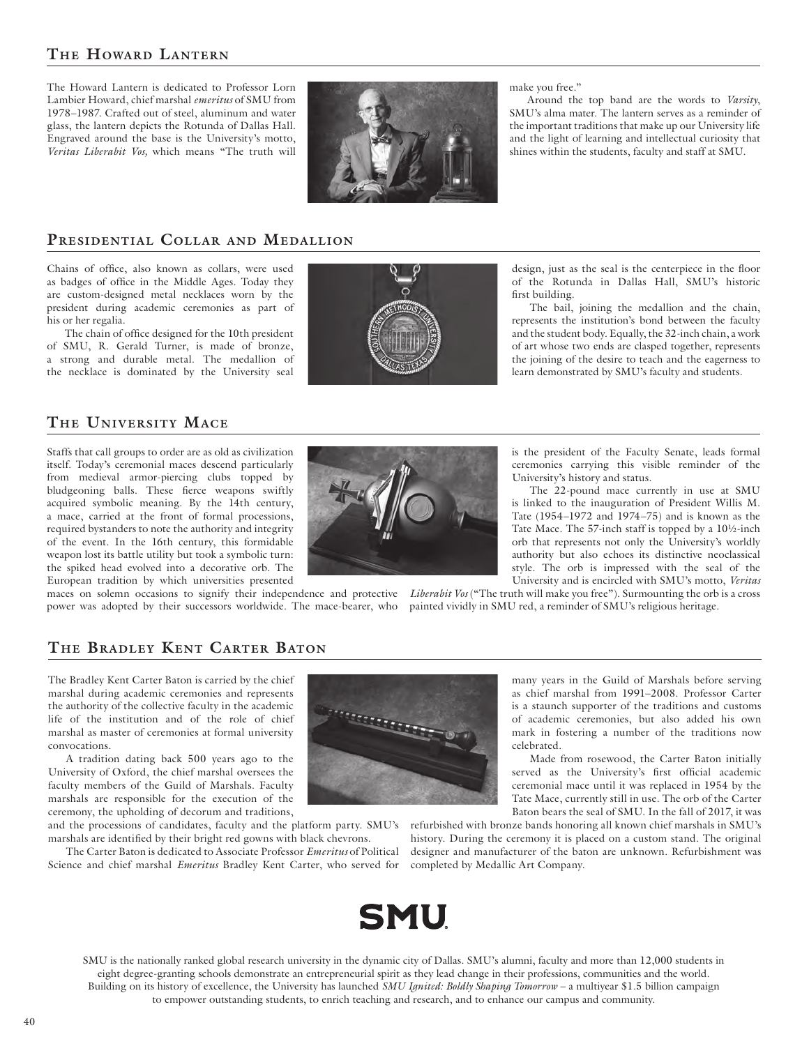## The Howard Lantern

The Howard Lantern is dedicated to Professor Lorn Lambier Howard, chief marshal *emeritus* of SMU from 1978–1987. Crafted out of steel, aluminum and water glass, the lantern depicts the Rotunda of Dallas Hall. Engraved around the base is the University's motto, *Veritas Liberabit Vos,* which means "The truth will make you free."

Around the top band are the words to *Varsity*, SMU's alma mater. The lantern serves as a reminder of the important traditions that make up our University life and the light of learning and intellectual curiosity that shines within the students, faculty and staff at SMU.

## Presidential Collar and Medallion

Chains of office, also known as collars, were used as badges of office in the Middle Ages. Today they are custom-designed metal necklaces worn by the president during academic ceremonies as part of his or her regalia.

The chain of office designed for the 10th president of SMU, R. Gerald Turner, is made of bronze, a strong and durable metal. The medallion of the necklace is dominated by the University seal design, just as the seal is the centerpiece in the floor of the Rotunda in Dallas Hall, SMU's historic first building.

The bail, joining the medallion and the chain, represents the institution's bond between the faculty and the student body. Equally, the 32-inch chain, a work of art whose two ends are clasped together, represents the joining of the desire to teach and the eagerness to learn demonstrated by SMU's faculty and students.

## The University Mace

Staffs that call groups to order are as old as civilization itself. Today's ceremonial maces descend particularly from medieval armor-piercing clubs topped by bludgeoning balls. These fierce weapons swiftly acquired symbolic meaning. By the 14th century, a mace, carried at the front of formal processions, required bystanders to note the authority and integrity of the event. In the 16th century, this formidable weapon lost its battle utility but took a symbolic turn: the spiked head evolved into a decorative orb. The European tradition by which universities presented maces on solemn occasions to signify their independence and protective power was adopted by their successors worldwide. The mace-bearer, who is the president of the Faculty Senate, leads formal ceremonies carrying this visible reminder of the University's history and status.

The 22-pound mace currently in use at SMU is linked to the inauguration of President Willis M. Tate (1954–1972 and 1974–75) and is known as the Tate Mace. The 57-inch staff is topped by a 10½-inch orb that represents not only the University's worldly authority but also echoes its distinctive neoclassical style. The orb is impressed with the seal of the University and is encircled with SMU's motto, *Veritas Liberabit Vos* ("The truth will make you free"). Surmounting the orb is a cross painted vividly in SMU red, a reminder of SMU's religious heritage.

## The Bradley Kent Carter Baton

The Bradley Kent Carter Baton is carried by the chief marshal during academic ceremonies and represents the authority of the collective faculty in the academic life of the institution and of the role of chief marshal as master of ceremonies at formal university convocations.

A tradition dating back 500 years ago to the University of Oxford, the chief marshal oversees the faculty members of the Guild of Marshals. Faculty marshals are responsible for the execution of the ceremony, the upholding of decorum and traditions, and the processions of candidates, faculty and the platform party. SMU's marshals are identified by their bright red gowns with black chevrons.

The Carter Baton is dedicated to Associate Professor *Emeritus* of Political Science and chief marshal *Emeritus* Bradley Kent Carter, who served for many years in the Guild of Marshals before serving as chief marshal from 1991–2008. Professor Carter is a staunch supporter of the traditions and customs of academic ceremonies, but also added his own mark in fostering a number of the traditions now celebrated.

Made from rosewood, the Carter Baton initially served as the University's first official academic ceremonial mace until it was replaced in 1954 by the Tate Mace, currently still in use. The orb of the Carter Baton bears the seal of SMU. In the fall of 2017, it was refurbished with bronze bands honoring all known chief marshals in SMU's history. During the ceremony it is placed on a custom stand. The original designer and manufacturer of the baton are unknown. Refurbishment was completed by Medallic Art Company.

**SMU**

SMU is the nationally ranked global research university in the dynamic city of Dallas. SMU's alumni, faculty and more than 12,000 students in eight degree-granting schools demonstrate an entrepreneurial spirit as they lead change in their professions, communities and the world. Building on its history of excellence, the University has launched *SMU Ignited: Boldly Shaping Tomorrow* – a multiyear $1.5 billion campaign to empower outstanding students, to enrich teaching and research, and to enhance our campus and community.